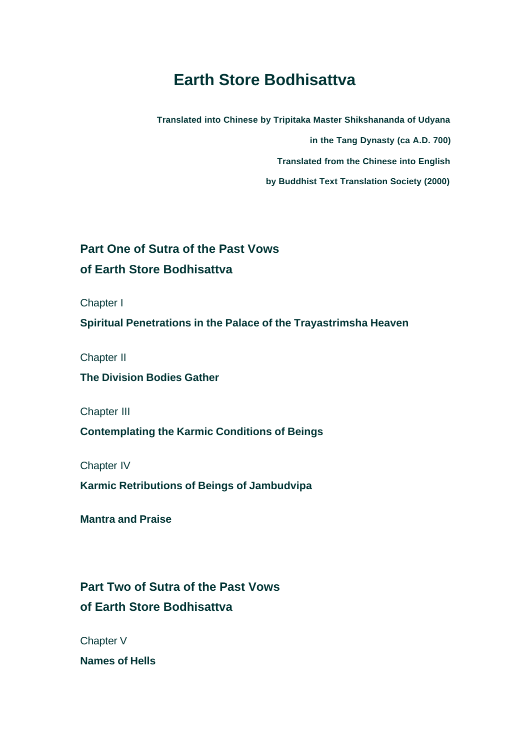# Earth Store Bodhisattva

**Translated into Chinese by Tripitaka Master Shikshananda of Udyana**

**in the Tang Dynasty (ca A.D. 700)**

**Translated from the Chinese into English**

**by Buddhist Text Translation Society (2000)**

## Part One of Sutra of the Past Vows of Earth Store Bodhisattva

Chapter I

**Spiritual Penetrations in the Palace of the Trayastrimsha Heaven**

Chapter II

**The Division Bodies Gather**

Chapter III

**Contemplating the Karmic Conditions of Beings**

Chapter IV

**Karmic Retributions of Beings of Jambudvipa**

**Mantra and Praise**

## Part Two of Sutra of the Past Vows of Earth Store Bodhisattva

Chapter V

**Names of Hells**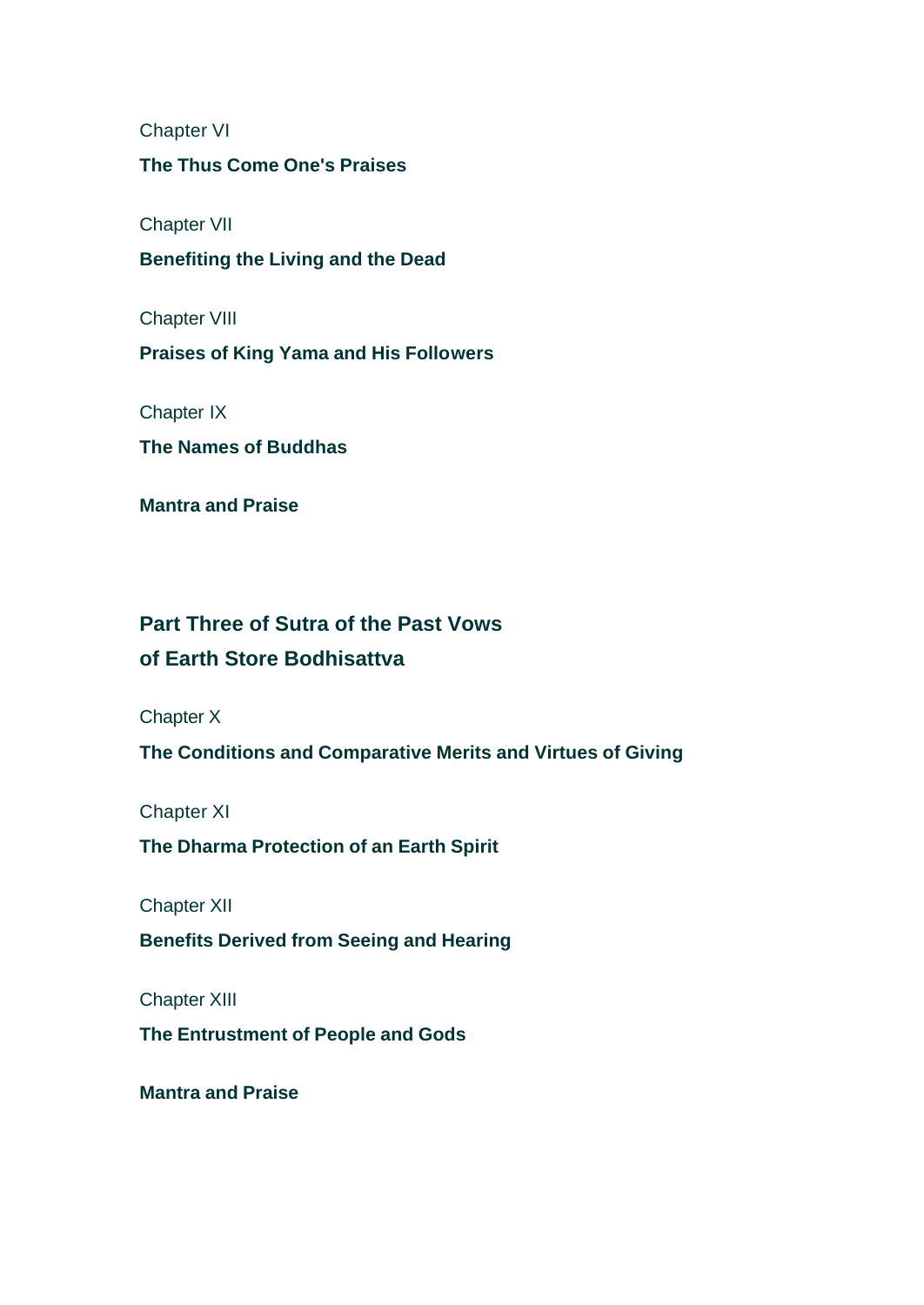Chapter VI

**The Thus Come One's Praises**

Chapter VII

**Benefiting the Living and the Dead**

Chapter VIII

**Praises of King Yama and His Followers**

Chapter IX

**The Names of Buddhas**

**Mantra and Praise**

## Part Three of Sutra of the Past Vows of Earth Store Bodhisattva

Chapter X

**The Conditions and Comparative Merits and Virtues of Giving**

Chapter XI

**The Dharma Protection of an Earth Spirit**

Chapter XII

**Benefits Derived from Seeing and Hearing**

Chapter XIII

**The Entrustment of People and Gods**

**Mantra and Praise**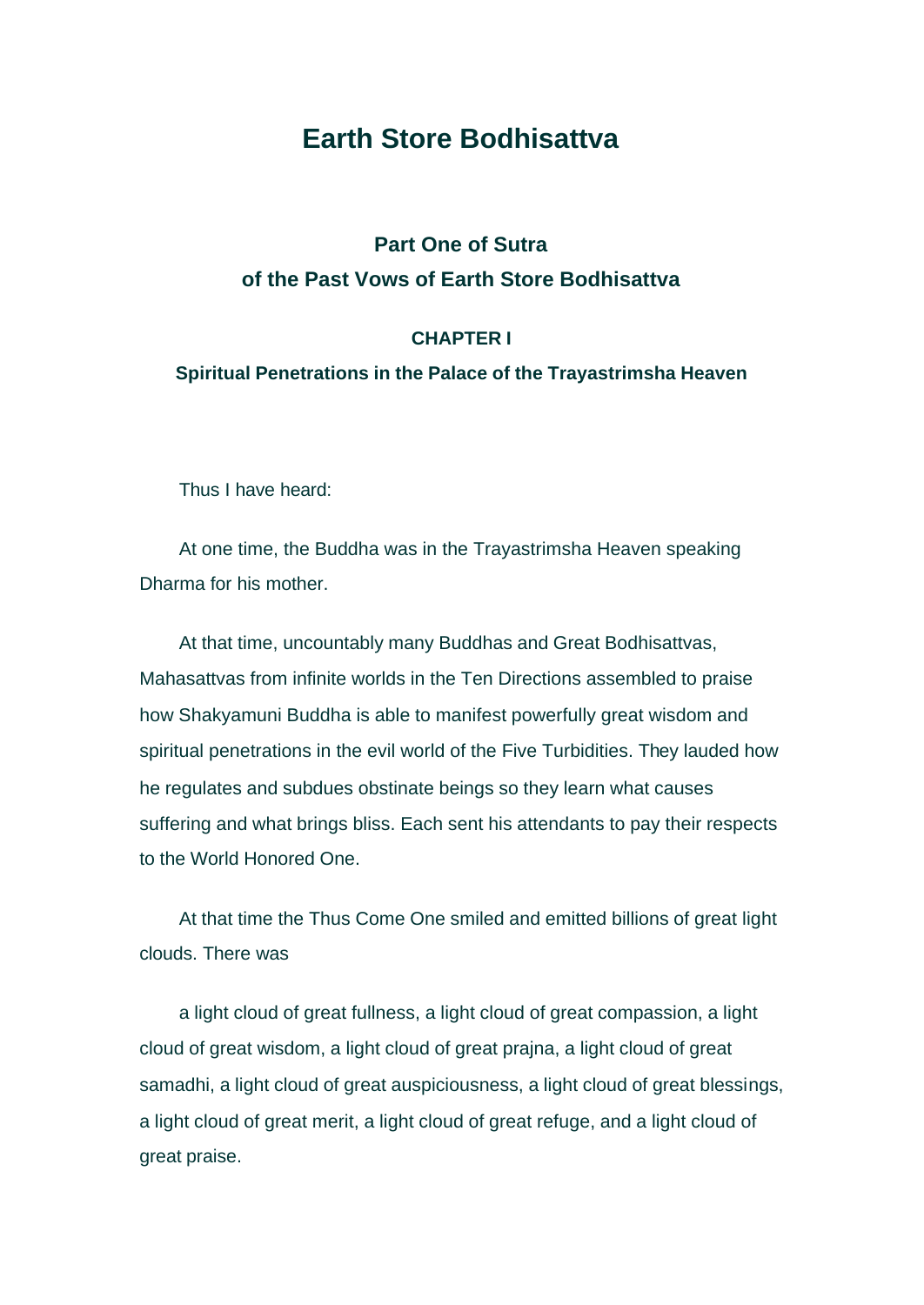# Earth Store Bodhisattva

## Part One of Sutra of the Past Vows of Earth Store Bodhisattva

### CHAPTER I

#### Spiritual Penetrations in the Palace of the Trayastrimsha Heaven

Thus I have heard:

At one time, the Buddha was in the Trayastrimsha Heaven speaking Dharma for his mother.

At that time, uncountably many Buddhas and Great Bodhisattvas, Mahasattvas from infinite worlds in the Ten Directions assembled to praise how Shakyamuni Buddha is able to manifest powerfully great wisdom and spiritual penetrations in the evil world of the Five Turbidities. They lauded how he regulates and subdues obstinate beings so they learn what causes suffering and what brings bliss. Each sent his attendants to pay their respects to the World Honored One.

At that time the Thus Come One smiled and emitted billions of great light clouds. There was

a light cloud of great fullness, a light cloud of great compassion, a light cloud of great wisdom, a light cloud of great prajna, a light cloud of great samadhi, a light cloud of great auspiciousness, a light cloud of great blessings, a light cloud of great merit, a light cloud of great refuge, and a light cloud of great praise.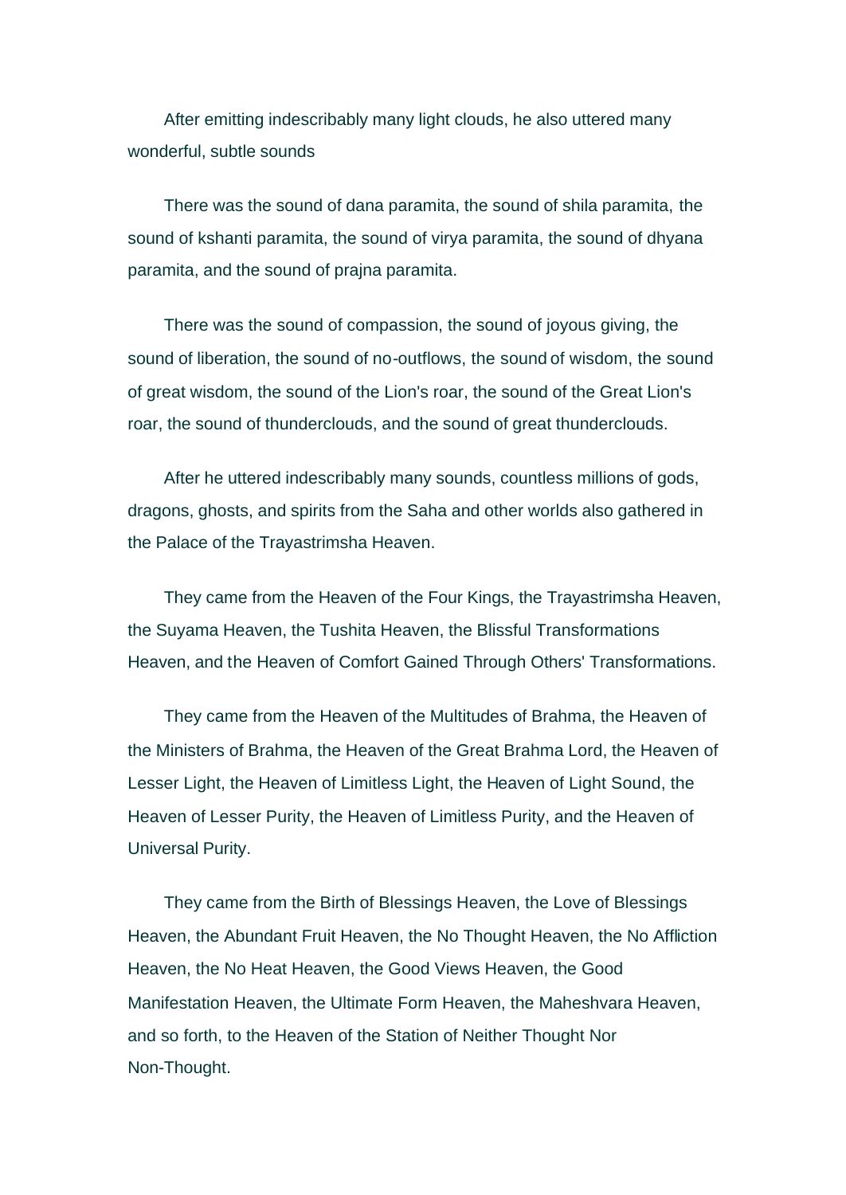After emitting indescribably many light clouds, he also uttered many wonderful, subtle sounds

There was the sound of dana paramita, the sound of shila paramita, the sound of kshanti paramita, the sound of virya paramita, the sound of dhyana paramita, and the sound of prajna paramita.

There was the sound of compassion, the sound of joyous giving, the sound of liberation, the sound of no-outflows, the sound of wisdom, the sound of great wisdom, the sound of the Lion's roar, the sound of the Great Lion's roar, the sound of thunderclouds, and the sound of great thunderclouds.

After he uttered indescribably many sounds, countless millions of gods, dragons, ghosts, and spirits from the Saha and other worlds also gathered in the Palace of the Trayastrimsha Heaven.

They came from the Heaven of the Four Kings, the Trayastrimsha Heaven, the Suyama Heaven, the Tushita Heaven, the Blissful Transformations Heaven, and the Heaven of Comfort Gained Through Others' Transformations.

They came from the Heaven of the Multitudes of Brahma, the Heaven of the Ministers of Brahma, the Heaven of the Great Brahma Lord, the Heaven of Lesser Light, the Heaven of Limitless Light, the Heaven of Light Sound, the Heaven of Lesser Purity, the Heaven of Limitless Purity, and the Heaven of Universal Purity.

They came from the Birth of Blessings Heaven, the Love of Blessings Heaven, the Abundant Fruit Heaven, the No Thought Heaven, the No Affliction Heaven, the No Heat Heaven, the Good Views Heaven, the Good Manifestation Heaven, the Ultimate Form Heaven, the Maheshvara Heaven, and so forth, to the Heaven of the Station of Neither Thought Nor Non-Thought.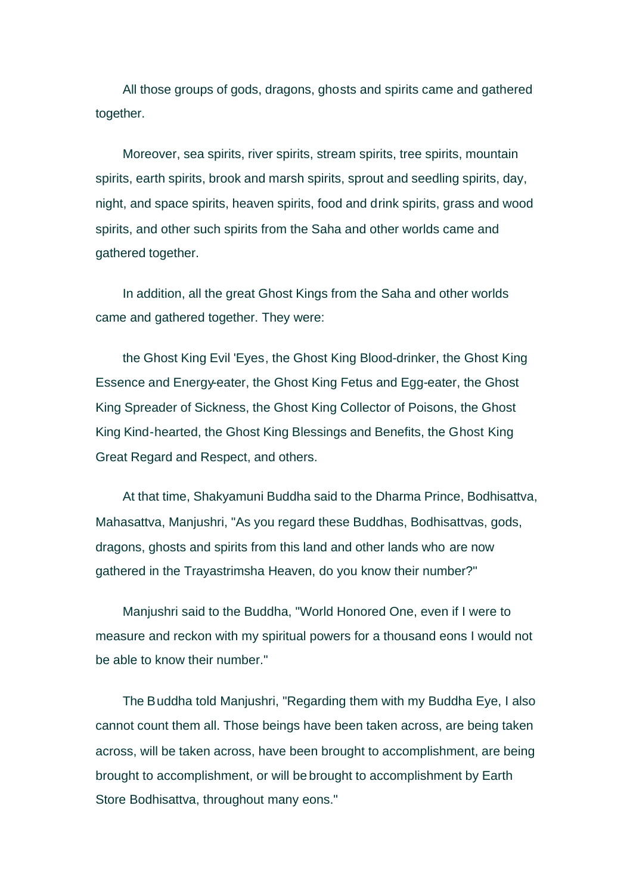All those groups of gods, dragons, ghosts and spirits came and gathered together.

Moreover, sea spirits, river spirits, stream spirits, tree spirits, mountain spirits, earth spirits, brook and marsh spirits, sprout and seedling spirits, day, night, and space spirits, heaven spirits, food and drink spirits, grass and wood spirits, and other such spirits from the Saha and other worlds came and gathered together.

In addition, all the great Ghost Kings from the Saha and other worlds came and gathered together. They were:

the Ghost King Evil 'Eyes, the Ghost King Blood-drinker, the Ghost King Essence and Energy-eater, the Ghost King Fetus and Egg-eater, the Ghost King Spreader of Sickness, the Ghost King Collector of Poisons, the Ghost King Kind-hearted, the Ghost King Blessings and Benefits, the Ghost King Great Regard and Respect, and others.

At that time, Shakyamuni Buddha said to the Dharma Prince, Bodhisattva, Mahasattva, Manjushri, "As you regard these Buddhas, Bodhisattvas, gods, dragons, ghosts and spirits from this land and other lands who are now gathered in the Trayastrimsha Heaven, do you know their number?"

Manjushri said to the Buddha, "World Honored One, even if I were to measure and reckon with my spiritual powers for a thousand eons I would not be able to know their number."

The Buddha told Manjushri, "Regarding them with my Buddha Eye, I also cannot count them all. Those beings have been taken across, are being taken across, will be taken across, have been brought to accomplishment, are being brought to accomplishment, or will be brought to accomplishment by Earth Store Bodhisattva, throughout many eons."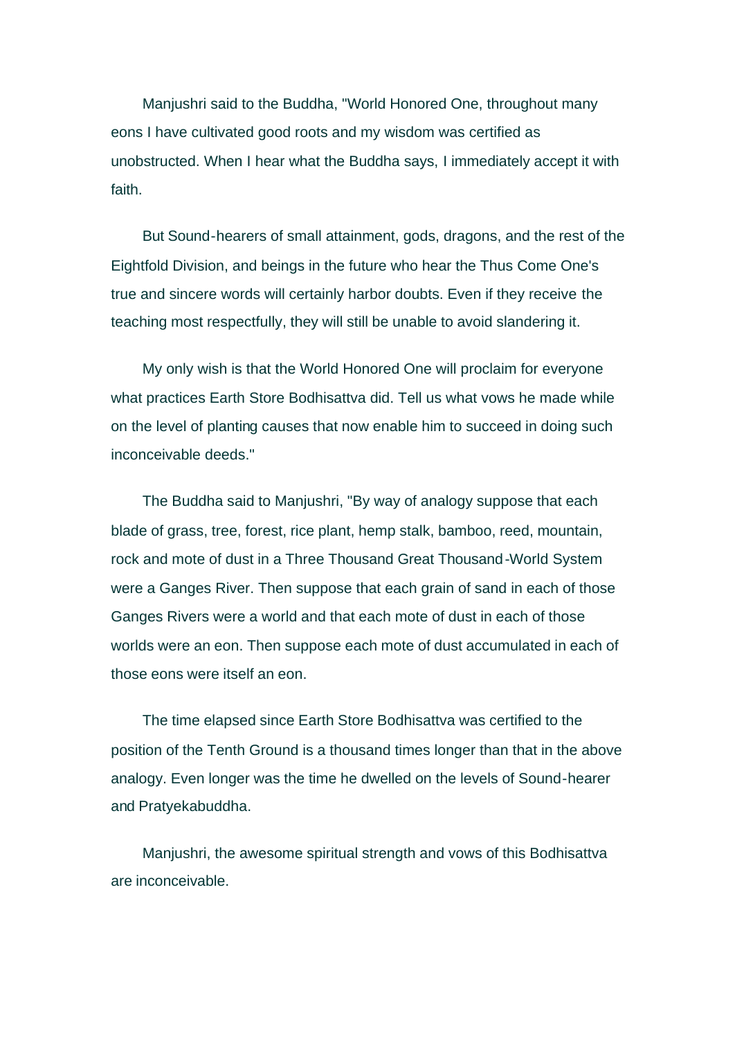Manjushri said to the Buddha, "World Honored One, throughout many eons I have cultivated good roots and my wisdom was certified as unobstructed. When I hear what the Buddha says, I immediately accept it with faith.

But Sound-hearers of small attainment, gods, dragons, and the rest of the Eightfold Division, and beings in the future who hear the Thus Come One's true and sincere words will certainly harbor doubts. Even if they receive the teaching most respectfully, they will still be unable to avoid slandering it.

My only wish is that the World Honored One will proclaim for everyone what practices Earth Store Bodhisattva did. Tell us what vows he made while on the level of planting causes that now enable him to succeed in doing such inconceivable deeds."

The Buddha said to Manjushri, "By way of analogy suppose that each blade of grass, tree, forest, rice plant, hemp stalk, bamboo, reed, mountain, rock and mote of dust in a Three Thousand Great Thousand-World System were a Ganges River. Then suppose that each grain of sand in each of those Ganges Rivers were a world and that each mote of dust in each of those worlds were an eon. Then suppose each mote of dust accumulated in each of those eons were itself an eon.

The time elapsed since Earth Store Bodhisattva was certified to the position of the Tenth Ground is a thousand times longer than that in the above analogy. Even longer was the time he dwelled on the levels of Sound-hearer and Pratyekabuddha.

Manjushri, the awesome spiritual strength and vows of this Bodhisattva are inconceivable.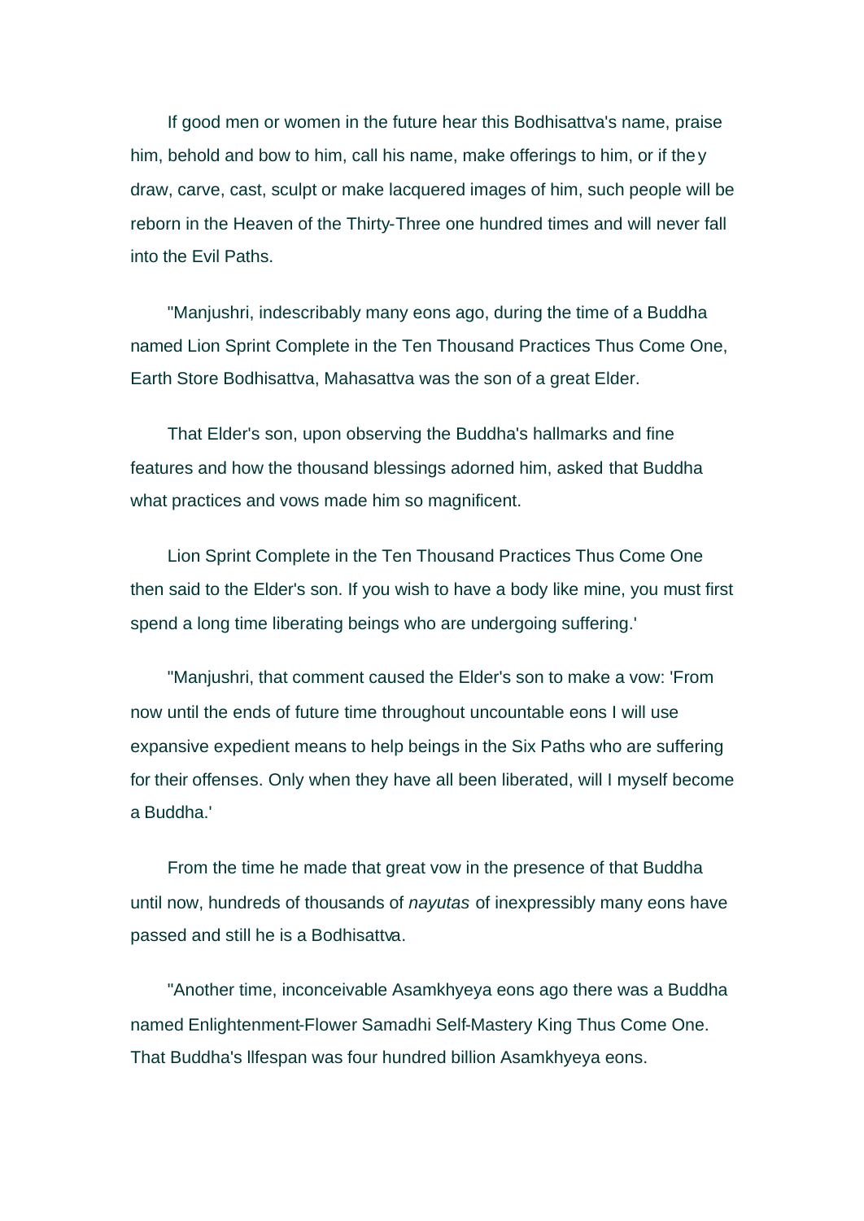If good men or women in the future hear this Bodhisattva's name, praise him, behold and bow to him, call his name, make offerings to him, or if they draw, carve, cast, sculpt or make lacquered images of him, such people will be reborn in the Heaven of the Thirty-Three one hundred times and will never fall into the Evil Paths.

"Manjushri, indescribably many eons ago, during the time of a Buddha named Lion Sprint Complete in the Ten Thousand Practices Thus Come One, Earth Store Bodhisattva, Mahasattva was the son of a great Elder.

That Elder's son, upon observing the Buddha's hallmarks and fine features and how the thousand blessings adorned him, asked that Buddha what practices and vows made him so magnificent.

Lion Sprint Complete in the Ten Thousand Practices Thus Come One then said to the Elder's son. If you wish to have a body like mine, you must first spend a long time liberating beings who are undergoing suffering.'

"Manjushri, that comment caused the Elder's son to make a vow: 'From now until the ends of future time throughout uncountable eons I will use expansive expedient means to help beings in the Six Paths who are suffering for their offenses. Only when they have all been liberated, will I myself become a Buddha.'

From the time he made that great vow in the presence of that Buddha until now, hundreds of thousands of *nayutas* of inexpressibly many eons have passed and still he is a Bodhisattva.

"Another time, inconceivable Asamkhyeya eons ago there was a Buddha named Enlightenment-Flower Samadhi Self-Mastery King Thus Come One. That Buddha's llfespan was four hundred billion Asamkhyeya eons.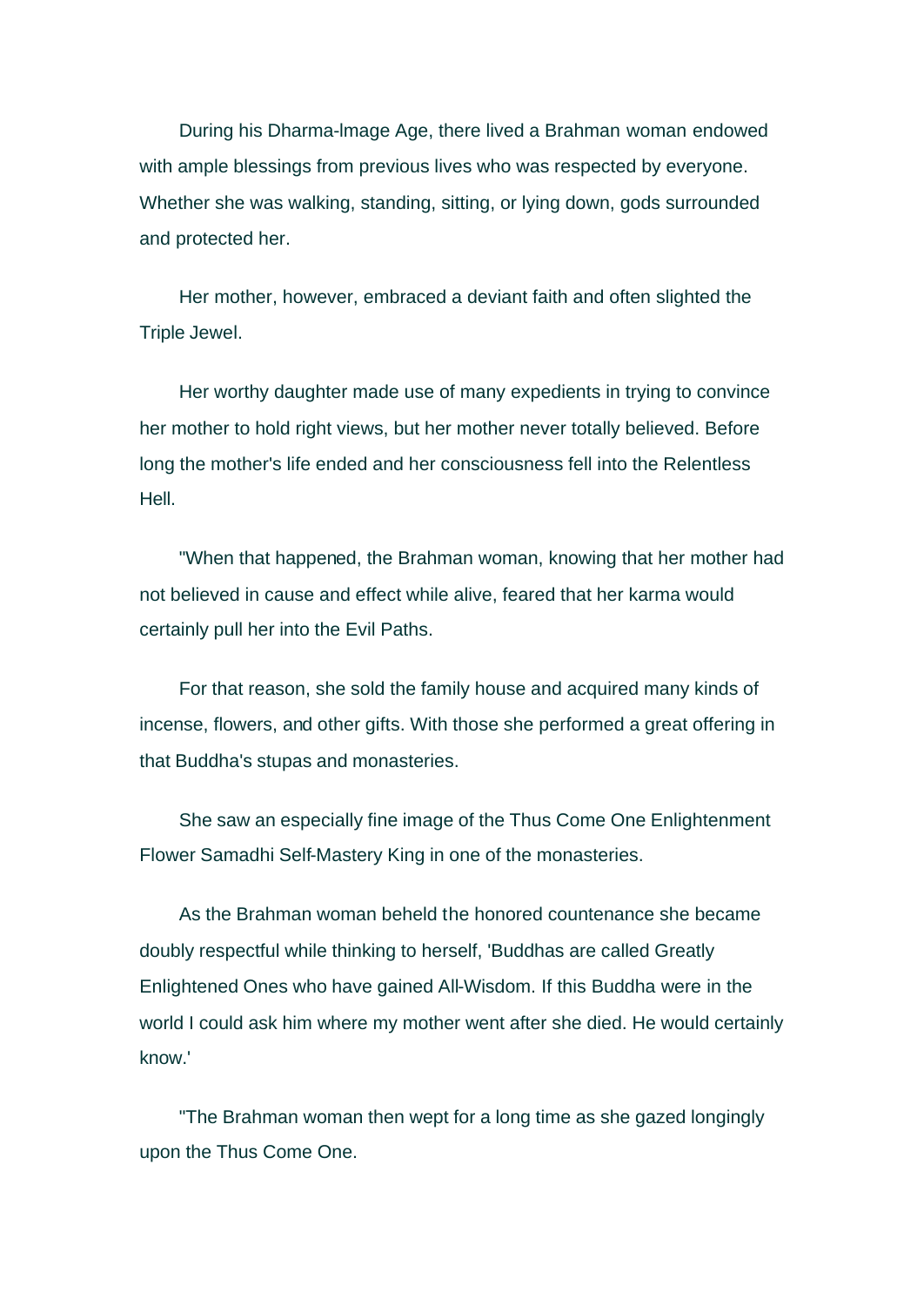During his Dharma-Image Age, there lived a Brahman woman endowed with ample blessings from previous lives who was respected by everyone. Whether she was walking, standing, sitting, or lying down, gods surrounded and protected her.

Her mother, however, embraced a deviant faith and often slighted the Triple Jewel.

Her worthy daughter made use of many expedients in trying to convince her mother to hold right views, but her mother never totally believed. Before long the mother's life ended and her consciousness fell into the Relentless Hell.

"When that happened, the Brahman woman, knowing that her mother had not believed in cause and effect while alive, feared that her karma would certainly pull her into the Evil Paths.

For that reason, she sold the family house and acquired many kinds of incense, flowers, and other gifts. With those she performed a great offering in that Buddha's stupas and monasteries.

She saw an especially fine image of the Thus Come One Enlightenment Flower Samadhi Self-Mastery King in one of the monasteries.

As the Brahman woman beheld the honored countenance she became doubly respectful while thinking to herself, 'Buddhas are called Greatly Enlightened Ones who have gained All-Wisdom. If this Buddha were in the world I could ask him where my mother went after she died. He would certainly know.'

"The Brahman woman then wept for a long time as she gazed longingly upon the Thus Come One.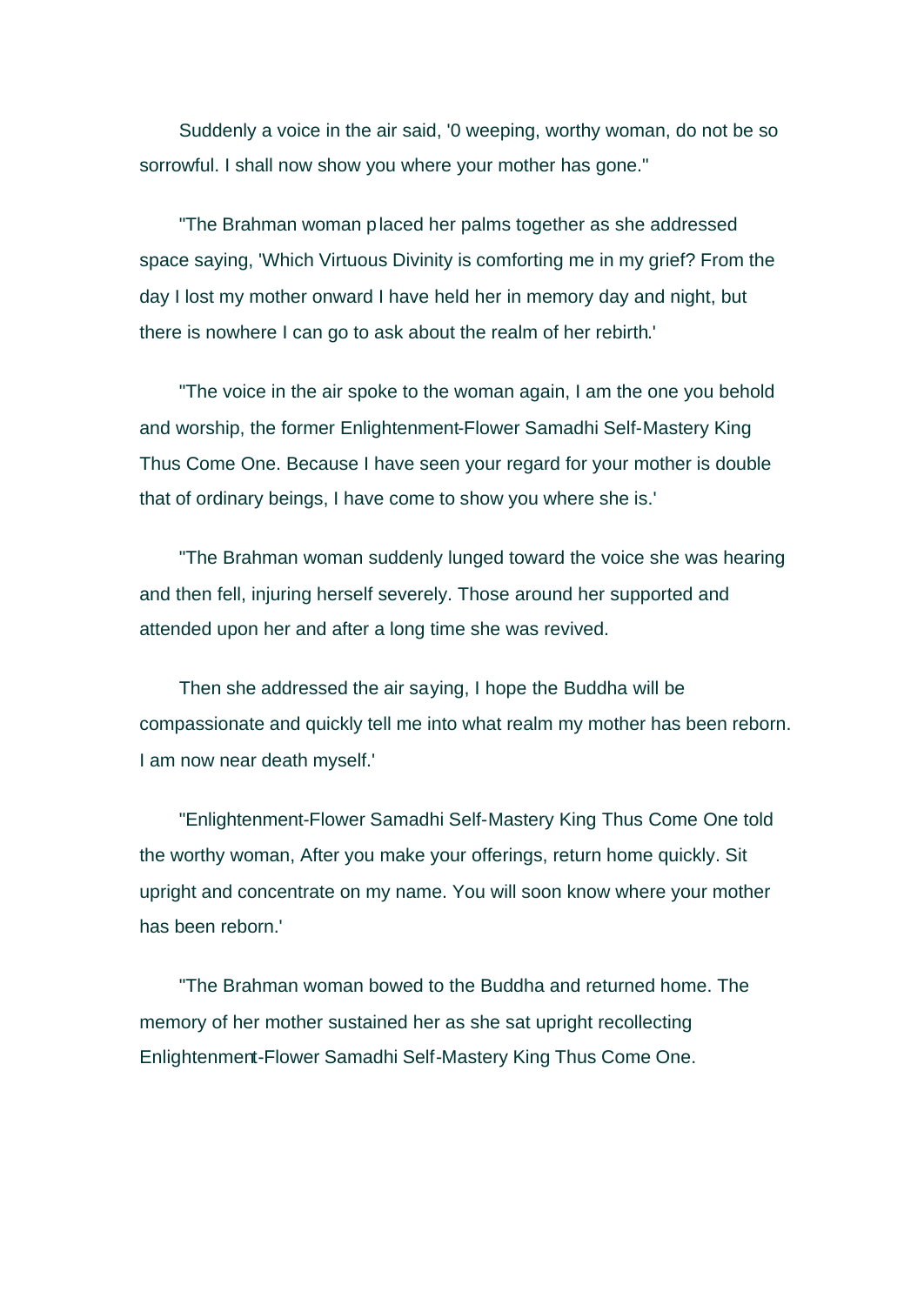Suddenly a voice in the air said, '0 weeping, worthy woman, do not be so sorrowful. I shall now show you where your mother has gone."

"The Brahman woman placed her palms together as she addressed space saying, 'Which Virtuous Divinity is comforting me in my grief? From the day I lost my mother onward I have held her in memory day and night, but there is nowhere I can go to ask about the realm of her rebirth.'

"The voice in the air spoke to the woman again, I am the one you behold and worship, the former Enlightenment-Flower Samadhi Self-Mastery King Thus Come One. Because I have seen your regard for your mother is double that of ordinary beings, I have come to show you where she is.'

"The Brahman woman suddenly lunged toward the voice she was hearing and then fell, injuring herself severely. Those around her supported and attended upon her and after a long time she was revived.

Then she addressed the air saying, I hope the Buddha will be compassionate and quickly tell me into what realm my mother has been reborn. I am now near death myself.'

"Enlightenment-Flower Samadhi Self-Mastery King Thus Come One told the worthy woman, After you make your offerings, return home quickly. Sit upright and concentrate on my name. You will soon know where your mother has been reborn.'

"The Brahman woman bowed to the Buddha and returned home. The memory of her mother sustained her as she sat upright recollecting Enlightenment-Flower Samadhi Self-Mastery King Thus Come One.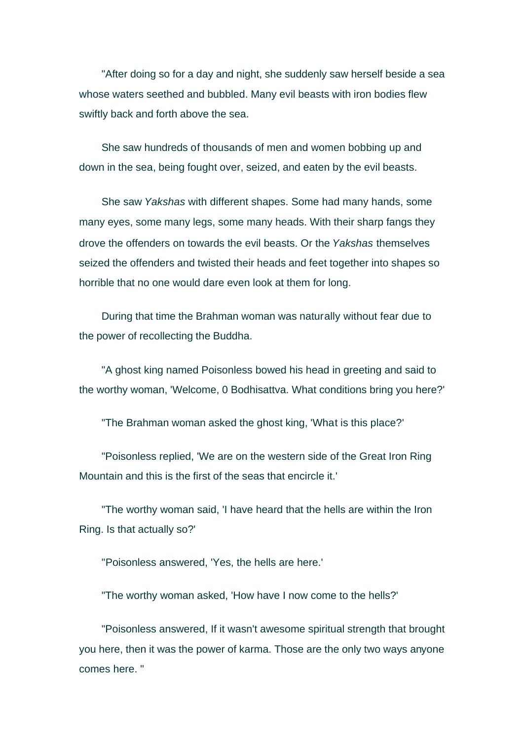"After doing so for a day and night, she suddenly saw herself beside a sea whose waters seethed and bubbled. Many evil beasts with iron bodies flew swiftly back and forth above the sea.

She saw hundreds of thousands of men and women bobbing up and down in the sea, being fought over, seized, and eaten by the evil beasts.

She saw *Yakshas* with different shapes. Some had many hands, some many eyes, some many legs, some many heads. With their sharp fangs they drove the offenders on towards the evil beasts. Or the *Yakshas* themselves seized the offenders and twisted their heads and feet together into shapes so horrible that no one would dare even look at them for long.

During that time the Brahman woman was naturally without fear due to the power of recollecting the Buddha.

"A ghost king named Poisonless bowed his head in greeting and said to the worthy woman, 'Welcome, 0 Bodhisattva. What conditions bring you here?'

"The Brahman woman asked the ghost king, 'What is this place?'

"Poisonless replied, 'We are on the western side of the Great Iron Ring Mountain and this is the first of the seas that encircle it.'

"The worthy woman said, 'I have heard that the hells are within the Iron Ring. Is that actually so?'

"Poisonless answered, 'Yes, the hells are here.'

"The worthy woman asked, 'How have I now come to the hells?'

"Poisonless answered, If it wasn't awesome spiritual strength that brought you here, then it was the power of karma. Those are the only two ways anyone comes here. "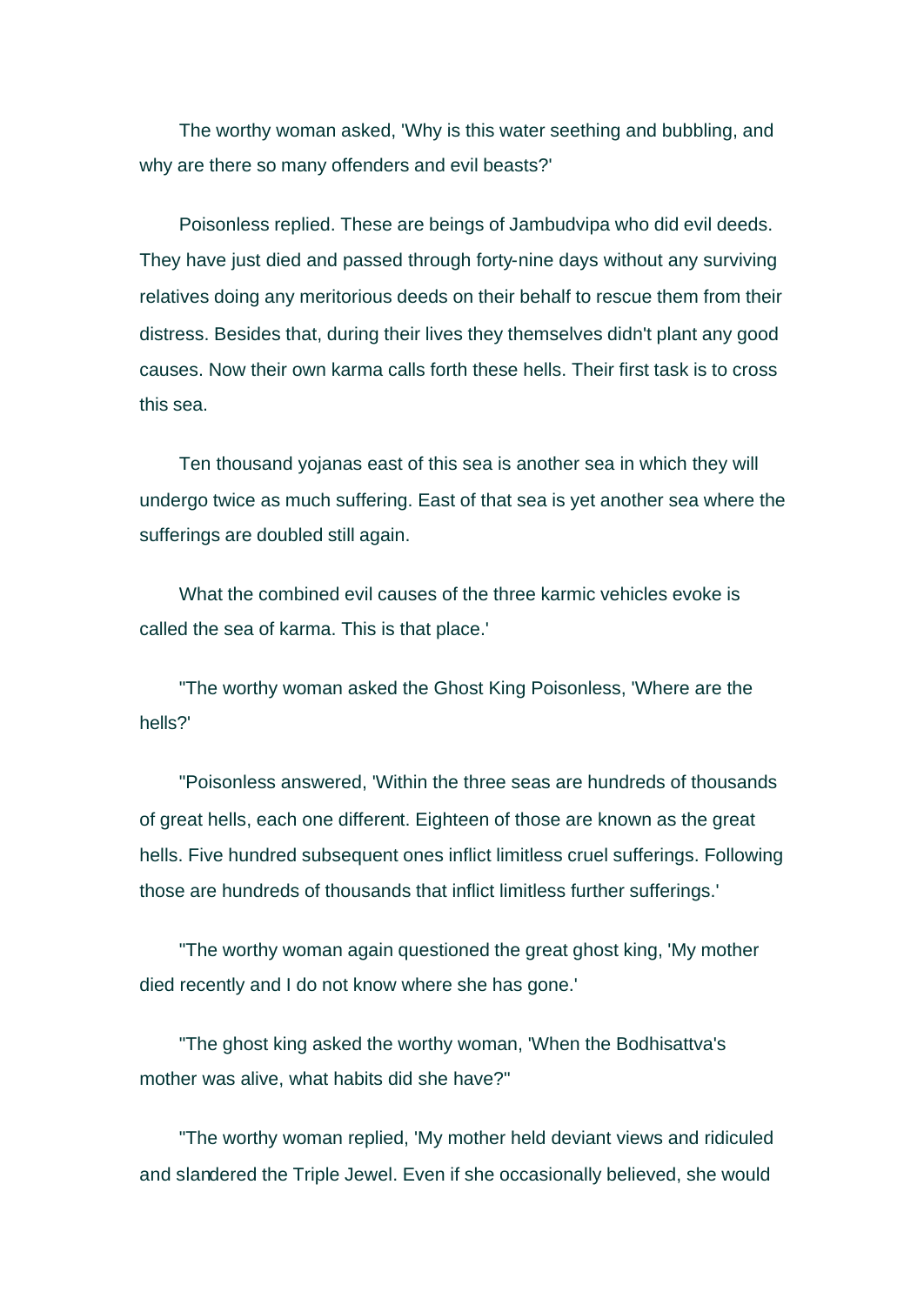The worthy woman asked, 'Why is this water seething and bubbling, and why are there so many offenders and evil beasts?'

Poisonless replied. These are beings of Jambudvipa who did evil deeds. They have just died and passed through forty-nine days without any surviving relatives doing any meritorious deeds on their behalf to rescue them from their distress. Besides that, during their lives they themselves didn't plant any good causes. Now their own karma calls forth these hells. Their first task is to cross this sea.

Ten thousand yojanas east of this sea is another sea in which they will undergo twice as much suffering. East of that sea is yet another sea where the sufferings are doubled still again.

What the combined evil causes of the three karmic vehicles evoke is called the sea of karma. This is that place.'

"The worthy woman asked the Ghost King Poisonless, 'Where are the hells?'

"Poisonless answered, 'Within the three seas are hundreds of thousands of great hells, each one different. Eighteen of those are known as the great hells. Five hundred subsequent ones inflict limitless cruel sufferings. Following those are hundreds of thousands that inflict limitless further sufferings.'

"The worthy woman again questioned the great ghost king, 'My mother died recently and I do not know where she has gone.'

"The ghost king asked the worthy woman, 'When the Bodhisattva's mother was alive, what habits did she have?"

"The worthy woman replied, 'My mother held deviant views and ridiculed and slandered the Triple Jewel. Even if she occasionally believed, she would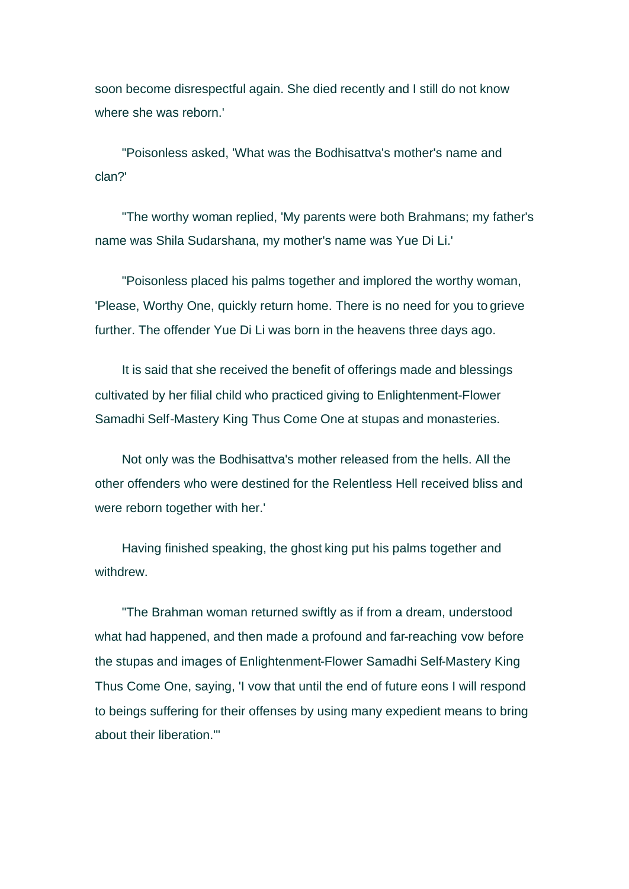soon become disrespectful again. She died recently and I still do not know where she was reborn.'

"Poisonless asked, 'What was the Bodhisattva's mother's name and clan?'

"The worthy woman replied, 'My parents were both Brahmans; my father's name was Shila Sudarshana, my mother's name was Yue Di Li.'

"Poisonless placed his palms together and implored the worthy woman, 'Please, Worthy One, quickly return home. There is no need for you to grieve further. The offender Yue Di Li was born in the heavens three days ago.

It is said that she received the benefit of offerings made and blessings cultivated by her filial child who practiced giving to Enlightenment-Flower Samadhi Self-Mastery King Thus Come One at stupas and monasteries.

Not only was the Bodhisattva's mother released from the hells. All the other offenders who were destined for the Relentless Hell received bliss and were reborn together with her.'

Having finished speaking, the ghost king put his palms together and withdrew.

"The Brahman woman returned swiftly as if from a dream, understood what had happened, and then made a profound and far-reaching vow before the stupas and images of Enlightenment-Flower Samadhi Self-Mastery King Thus Come One, saying, 'I vow that until the end of future eons I will respond to beings suffering for their offenses by using many expedient means to bring about their liberation.'"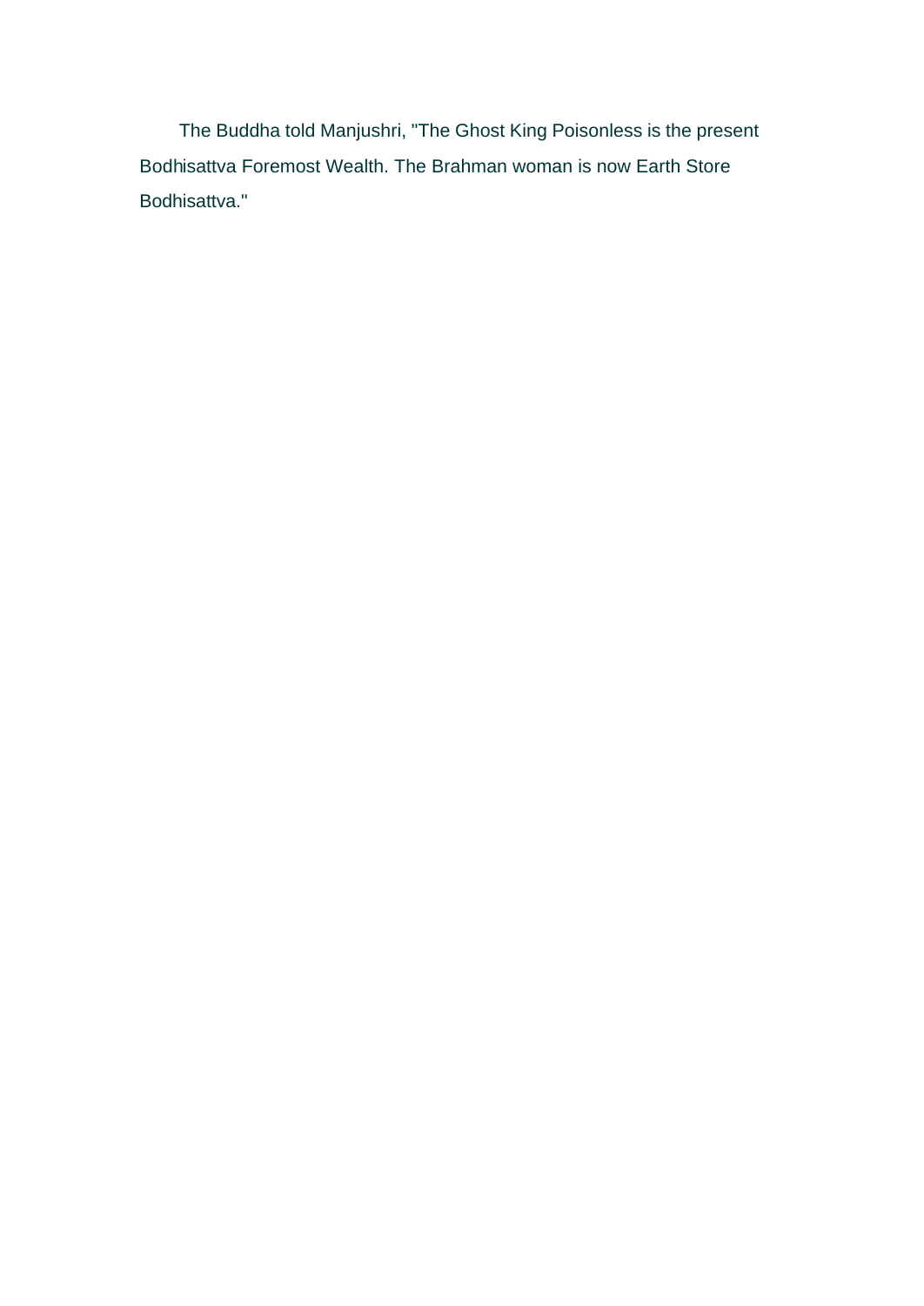The Buddha told Manjushri, "The Ghost King Poisonless is the present Bodhisattva Foremost Wealth. The Brahman woman is now Earth Store Bodhisattva."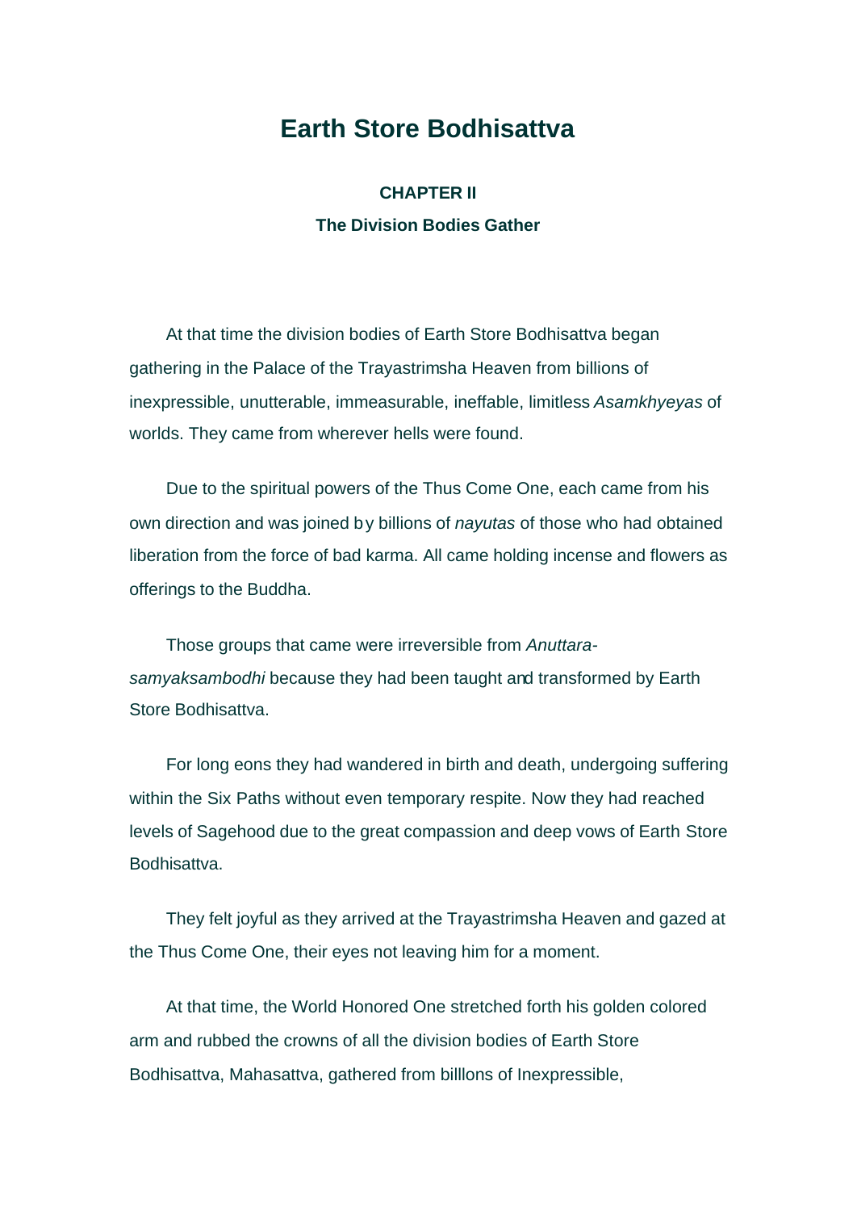# Earth Store Bodhisattva

### CHAPTER II

### The Division Bodies Gather

At that time the division bodies of Earth Store Bodhisattva began gathering in the Palace of the Trayastrimsha Heaven from billions of inexpressible, unutterable, immeasurable, ineffable, limitless *Asamkhyeyas* of worlds. They came from wherever hells were found.

Due to the spiritual powers of the Thus Come One, each came from his own direction and was joined by billions of *nayutas* of those who had obtained liberation from the force of bad karma. All came holding incense and flowers as offerings to the Buddha.

Those groups that came were irreversible from *Anuttara-samyaksambodhi* because they had been taught and transformed by Earth Store Bodhisattva.

For long eons they had wandered in birth and death, undergoing suffering within the Six Paths without even temporary respite. Now they had reached levels of Sagehood due to the great compassion and deep vows of Earth Store Bodhisattva.

They felt joyful as they arrived at the Trayastrimsha Heaven and gazed at the Thus Come One, their eyes not leaving him for a moment.

At that time, the World Honored One stretched forth his golden colored arm and rubbed the crowns of all the division bodies of Earth Store Bodhisattva, Mahasattva, gathered from billlons of Inexpressible,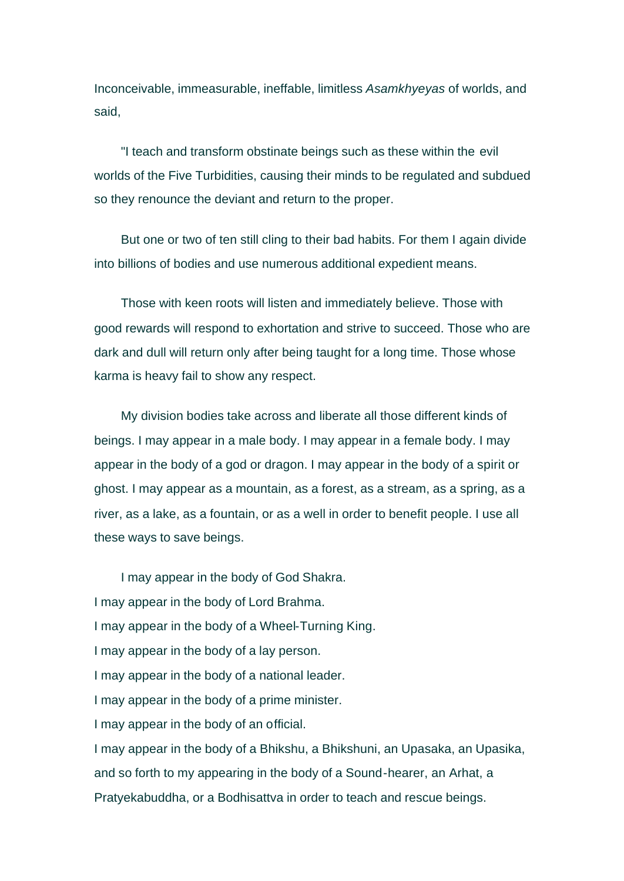Inconceivable, immeasurable, ineffable, limitless *Asamkhyeyas* of worlds, and said,

"I teach and transform obstinate beings such as these within the evil worlds of the Five Turbidities, causing their minds to be regulated and subdued so they renounce the deviant and return to the proper.

But one or two of ten still cling to their bad habits. For them I again divide into billions of bodies and use numerous additional expedient means.

Those with keen roots will listen and immediately believe. Those with good rewards will respond to exhortation and strive to succeed. Those who are dark and dull will return only after being taught for a long time. Those whose karma is heavy fail to show any respect.

My division bodies take across and liberate all those different kinds of beings. I may appear in a male body. I may appear in a female body. I may appear in the body of a god or dragon. I may appear in the body of a spirit or ghost. I may appear as a mountain, as a forest, as a stream, as a spring, as a river, as a lake, as a fountain, or as a well in order to benefit people. I use all these ways to save beings.

I may appear in the body of God Shakra.
I may appear in the body of Lord Brahma.
I may appear in the body of a Wheel-Turning King.
I may appear in the body of a lay person.
I may appear in the body of a national leader.
I may appear in the body of a prime minister.
I may appear in the body of an official.
I may appear in the body of a Bhikshu, a Bhikshuni, an Upasaka, an Upasika, and so forth to my appearing in the body of a Sound-hearer, an Arhat, a Pratyekabuddha, or a Bodhisattva in order to teach and rescue beings.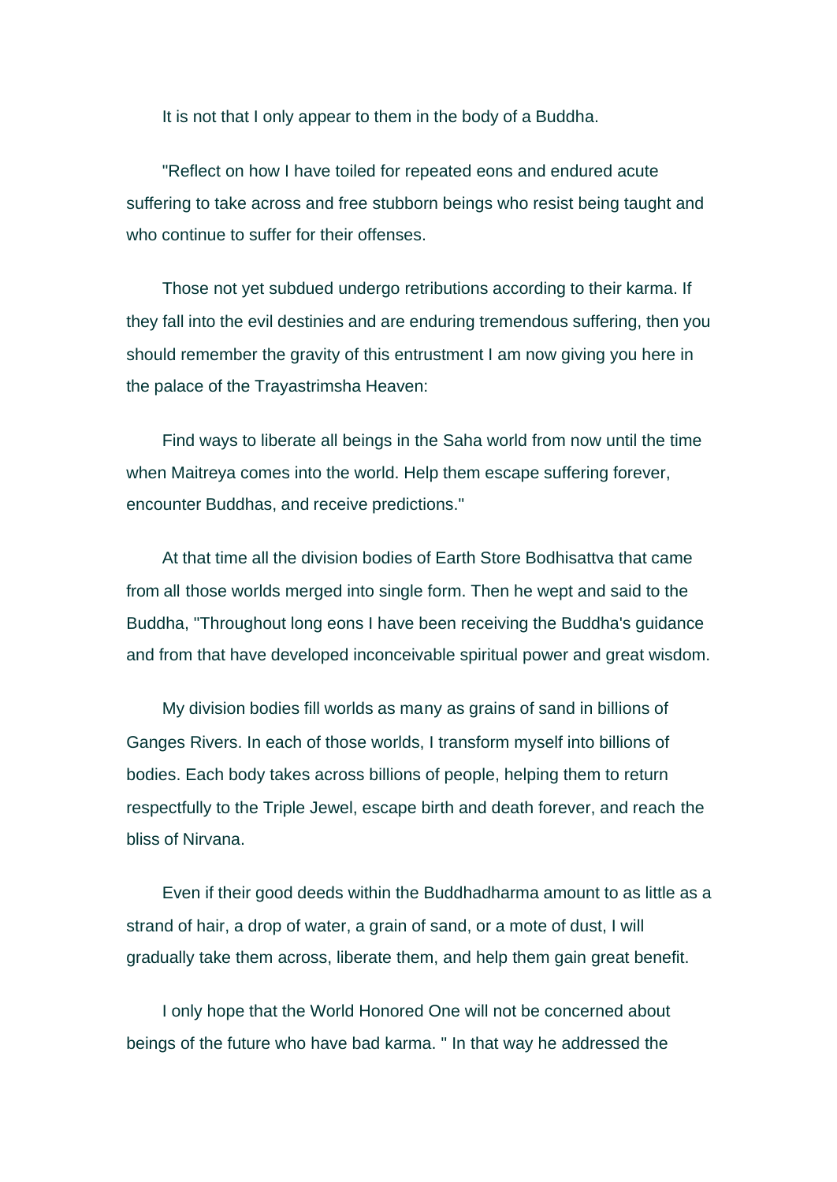It is not that I only appear to them in the body of a Buddha.

"Reflect on how I have toiled for repeated eons and endured acute suffering to take across and free stubborn beings who resist being taught and who continue to suffer for their offenses.

Those not yet subdued undergo retributions according to their karma. If they fall into the evil destinies and are enduring tremendous suffering, then you should remember the gravity of this entrustment I am now giving you here in the palace of the Trayastrimsha Heaven:

Find ways to liberate all beings in the Saha world from now until the time when Maitreya comes into the world. Help them escape suffering forever, encounter Buddhas, and receive predictions."

At that time all the division bodies of Earth Store Bodhisattva that came from all those worlds merged into single form. Then he wept and said to the Buddha, "Throughout long eons I have been receiving the Buddha's guidance and from that have developed inconceivable spiritual power and great wisdom.

My division bodies fill worlds as many as grains of sand in billions of Ganges Rivers. In each of those worlds, I transform myself into billions of bodies. Each body takes across billions of people, helping them to return respectfully to the Triple Jewel, escape birth and death forever, and reach the bliss of Nirvana.

Even if their good deeds within the Buddhadharma amount to as little as a strand of hair, a drop of water, a grain of sand, or a mote of dust, I will gradually take them across, liberate them, and help them gain great benefit.

I only hope that the World Honored One will not be concerned about beings of the future who have bad karma. " In that way he addressed the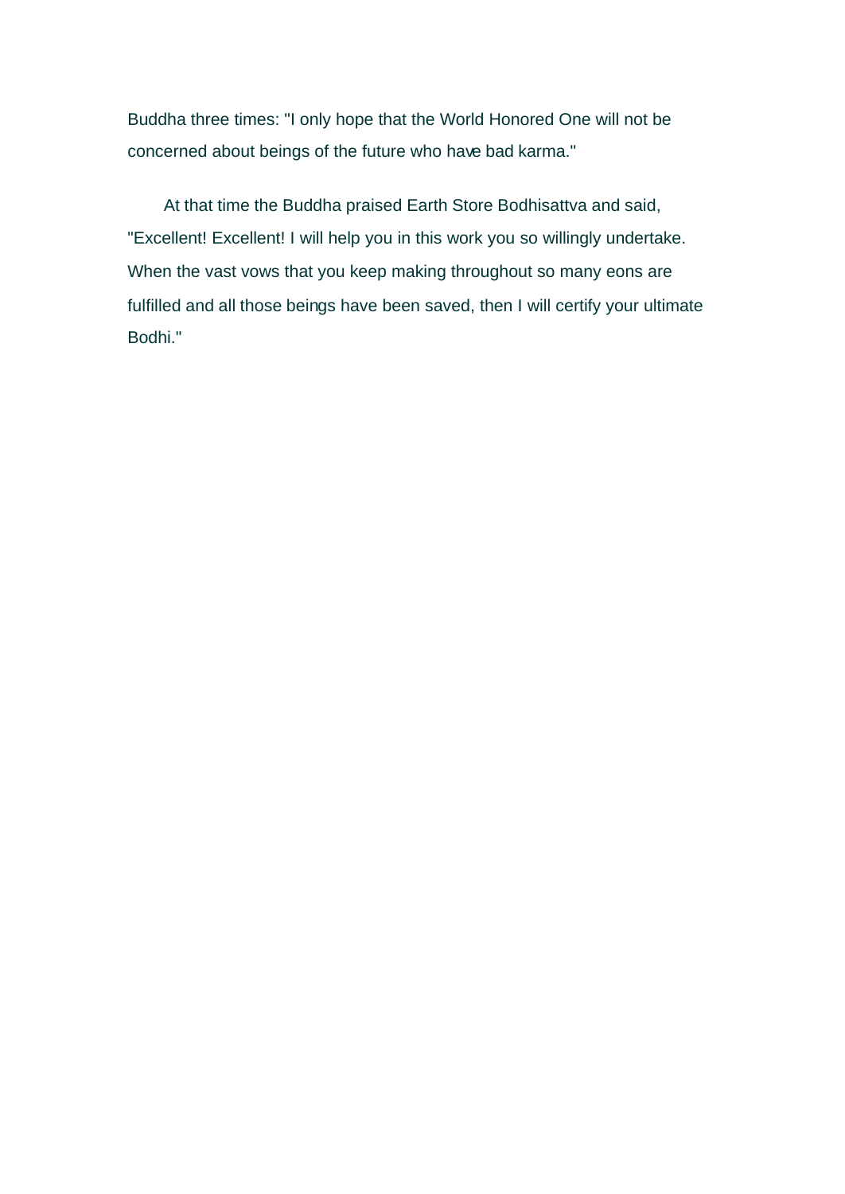Buddha three times: "I only hope that the World Honored One will not be concerned about beings of the future who have bad karma."

At that time the Buddha praised Earth Store Bodhisattva and said, "Excellent! Excellent! I will help you in this work you so willingly undertake. When the vast vows that you keep making throughout so many eons are fulfilled and all those beings have been saved, then I will certify your ultimate Bodhi."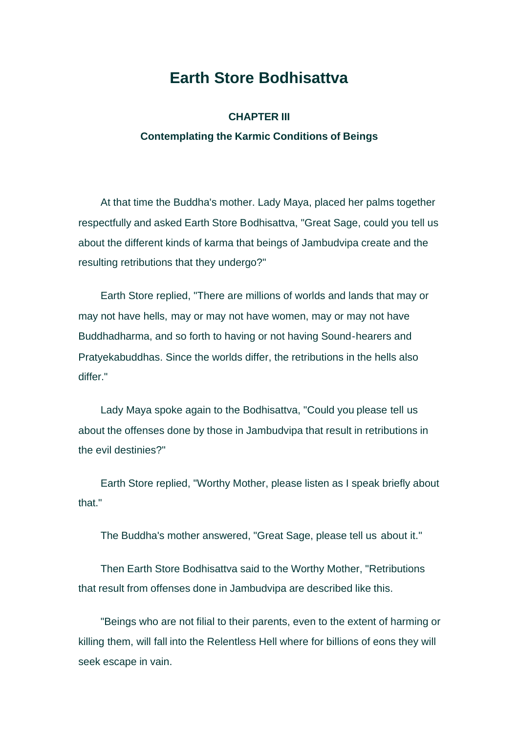# Earth Store Bodhisattva

### CHAPTER III

### Contemplating the Karmic Conditions of Beings

At that time the Buddha's mother. Lady Maya, placed her palms together respectfully and asked Earth Store Bodhisattva, "Great Sage, could you tell us about the different kinds of karma that beings of Jambudvipa create and the resulting retributions that they undergo?"

Earth Store replied, "There are millions of worlds and lands that may or may not have hells, may or may not have women, may or may not have Buddhadharma, and so forth to having or not having Sound-hearers and Pratyekabuddhas. Since the worlds differ, the retributions in the hells also differ."

Lady Maya spoke again to the Bodhisattva, "Could you please tell us about the offenses done by those in Jambudvipa that result in retributions in the evil destinies?"

Earth Store replied, "Worthy Mother, please listen as I speak briefly about that."

The Buddha's mother answered, "Great Sage, please tell us about it."

Then Earth Store Bodhisattva said to the Worthy Mother, "Retributions that result from offenses done in Jambudvipa are described like this.

"Beings who are not filial to their parents, even to the extent of harming or killing them, will fall into the Relentless Hell where for billions of eons they will seek escape in vain.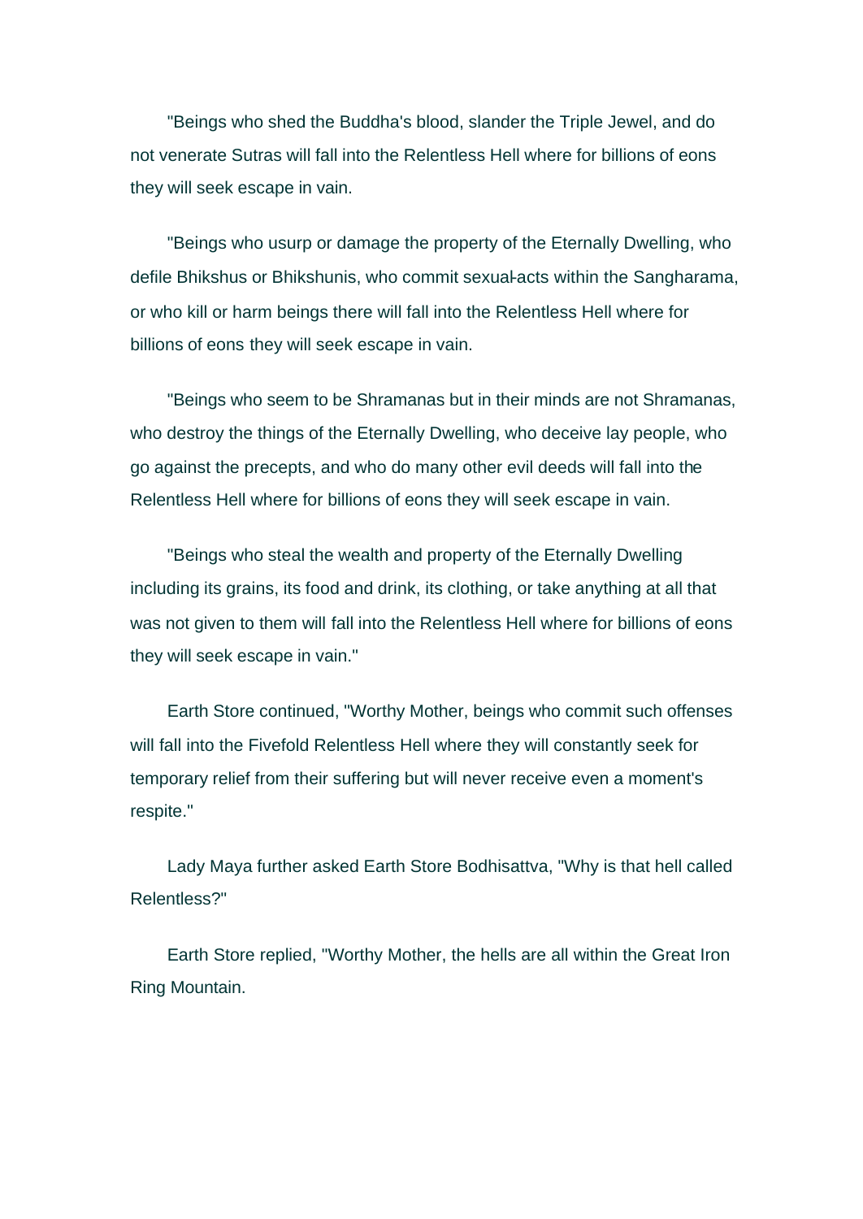"Beings who shed the Buddha's blood, slander the Triple Jewel, and do not venerate Sutras will fall into the Relentless Hell where for billions of eons they will seek escape in vain.

"Beings who usurp or damage the property of the Eternally Dwelling, who defile Bhikshus or Bhikshunis, who commit sexual-acts within the Sangharama, or who kill or harm beings there will fall into the Relentless Hell where for billions of eons they will seek escape in vain.

"Beings who seem to be Shramanas but in their minds are not Shramanas, who destroy the things of the Eternally Dwelling, who deceive lay people, who go against the precepts, and who do many other evil deeds will fall into the Relentless Hell where for billions of eons they will seek escape in vain.

"Beings who steal the wealth and property of the Eternally Dwelling including its grains, its food and drink, its clothing, or take anything at all that was not given to them will fall into the Relentless Hell where for billions of eons they will seek escape in vain."

Earth Store continued, "Worthy Mother, beings who commit such offenses will fall into the Fivefold Relentless Hell where they will constantly seek for temporary relief from their suffering but will never receive even a moment's respite."

Lady Maya further asked Earth Store Bodhisattva, "Why is that hell called Relentless?"

Earth Store replied, "Worthy Mother, the hells are all within the Great Iron Ring Mountain.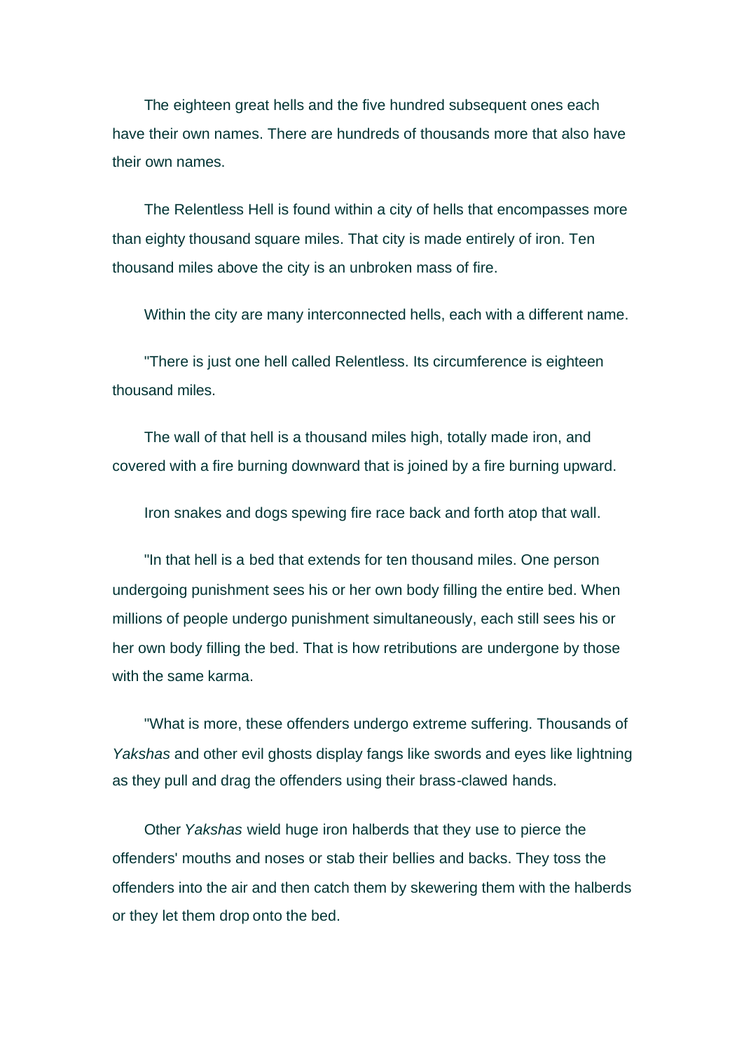The eighteen great hells and the five hundred subsequent ones each have their own names. There are hundreds of thousands more that also have their own names.

The Relentless Hell is found within a city of hells that encompasses more than eighty thousand square miles. That city is made entirely of iron. Ten thousand miles above the city is an unbroken mass of fire.

Within the city are many interconnected hells, each with a different name.

"There is just one hell called Relentless. Its circumference is eighteen thousand miles.

The wall of that hell is a thousand miles high, totally made iron, and covered with a fire burning downward that is joined by a fire burning upward.

Iron snakes and dogs spewing fire race back and forth atop that wall.

"In that hell is a bed that extends for ten thousand miles. One person undergoing punishment sees his or her own body filling the entire bed. When millions of people undergo punishment simultaneously, each still sees his or her own body filling the bed. That is how retributions are undergone by those with the same karma.

"What is more, these offenders undergo extreme suffering. Thousands of *Yakshas* and other evil ghosts display fangs like swords and eyes like lightning as they pull and drag the offenders using their brass-clawed hands.

Other *Yakshas* wield huge iron halberds that they use to pierce the offenders' mouths and noses or stab their bellies and backs. They toss the offenders into the air and then catch them by skewering them with the halberds or they let them drop onto the bed.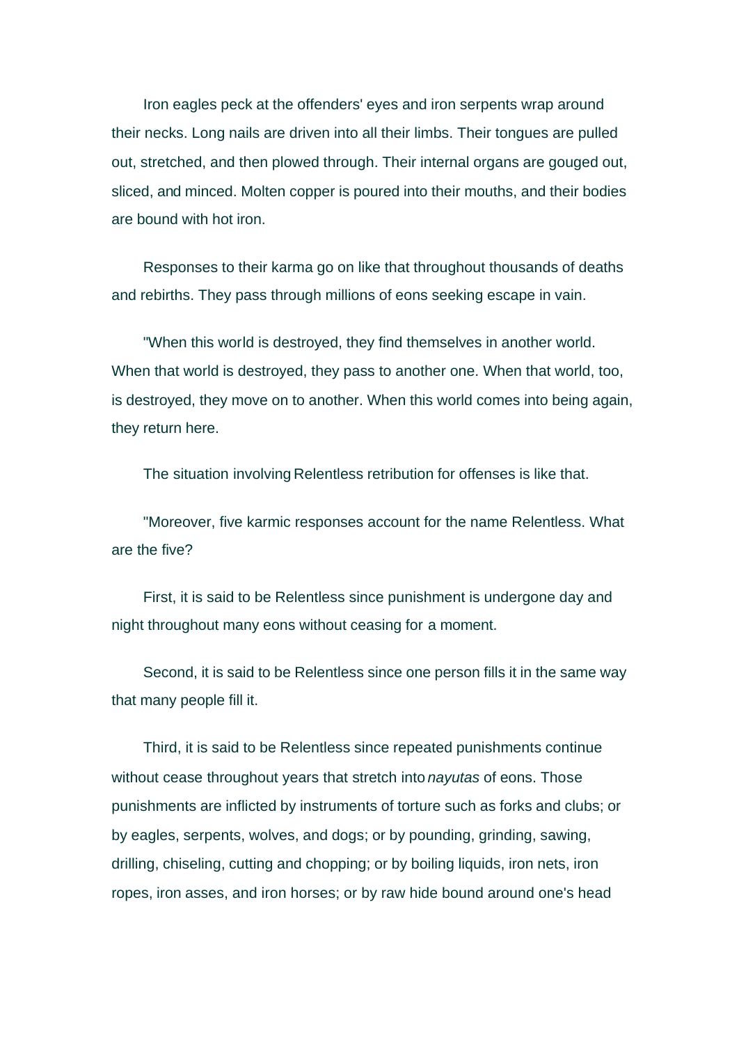Iron eagles peck at the offenders' eyes and iron serpents wrap around their necks. Long nails are driven into all their limbs. Their tongues are pulled out, stretched, and then plowed through. Their internal organs are gouged out, sliced, and minced. Molten copper is poured into their mouths, and their bodies are bound with hot iron.

Responses to their karma go on like that throughout thousands of deaths and rebirths. They pass through millions of eons seeking escape in vain.

"When this world is destroyed, they find themselves in another world. When that world is destroyed, they pass to another one. When that world, too, is destroyed, they move on to another. When this world comes into being again, they return here.

The situation involving Relentless retribution for offenses is like that.

"Moreover, five karmic responses account for the name Relentless. What are the five?

First, it is said to be Relentless since punishment is undergone day and night throughout many eons without ceasing for a moment.

Second, it is said to be Relentless since one person fills it in the same way that many people fill it.

Third, it is said to be Relentless since repeated punishments continue without cease throughout years that stretch into *nayutas* of eons. Those punishments are inflicted by instruments of torture such as forks and clubs; or by eagles, serpents, wolves, and dogs; or by pounding, grinding, sawing, drilling, chiseling, cutting and chopping; or by boiling liquids, iron nets, iron ropes, iron asses, and iron horses; or by raw hide bound around one's head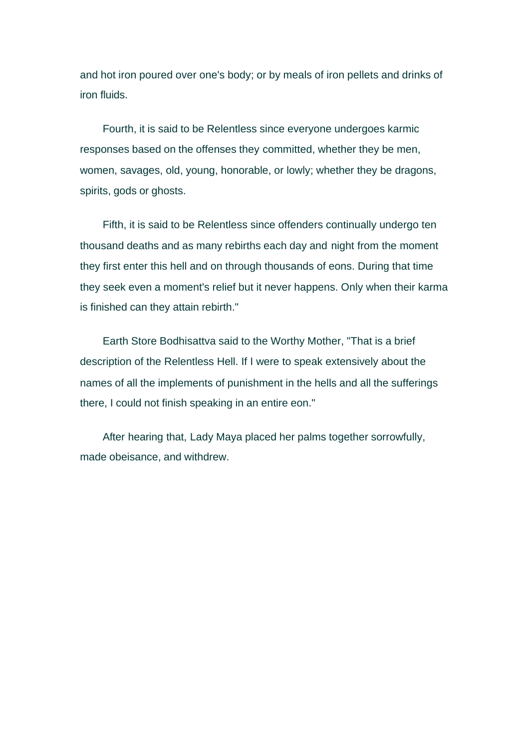and hot iron poured over one's body; or by meals of iron pellets and drinks of iron fluids.

Fourth, it is said to be Relentless since everyone undergoes karmic responses based on the offenses they committed, whether they be men, women, savages, old, young, honorable, or lowly; whether they be dragons, spirits, gods or ghosts.

Fifth, it is said to be Relentless since offenders continually undergo ten thousand deaths and as many rebirths each day and night from the moment they first enter this hell and on through thousands of eons. During that time they seek even a moment's relief but it never happens. Only when their karma is finished can they attain rebirth."

Earth Store Bodhisattva said to the Worthy Mother, "That is a brief description of the Relentless Hell. If I were to speak extensively about the names of all the implements of punishment in the hells and all the sufferings there, I could not finish speaking in an entire eon."

After hearing that, Lady Maya placed her palms together sorrowfully, made obeisance, and withdrew.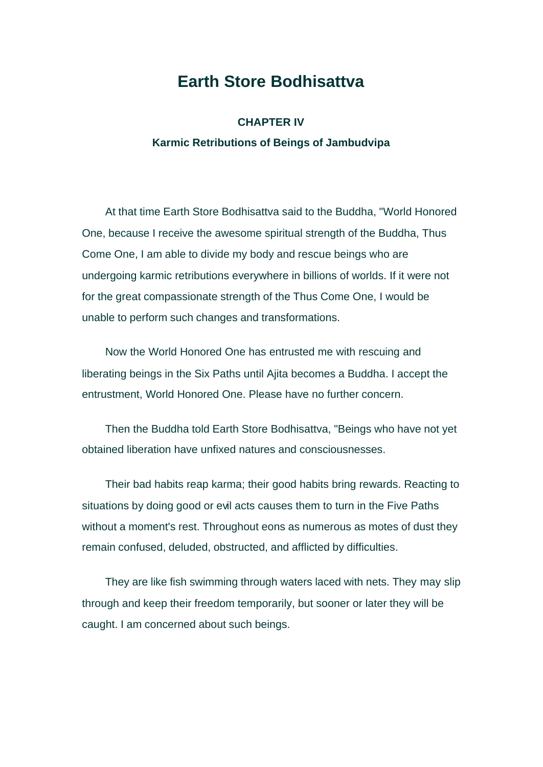# Earth Store Bodhisattva

## CHAPTER IV

### Karmic Retributions of Beings of Jambudvipa

At that time Earth Store Bodhisattva said to the Buddha, "World Honored One, because I receive the awesome spiritual strength of the Buddha, Thus Come One, I am able to divide my body and rescue beings who are undergoing karmic retributions everywhere in billions of worlds. If it were not for the great compassionate strength of the Thus Come One, I would be unable to perform such changes and transformations.

Now the World Honored One has entrusted me with rescuing and liberating beings in the Six Paths until Ajita becomes a Buddha. I accept the entrustment, World Honored One. Please have no further concern.

Then the Buddha told Earth Store Bodhisattva, "Beings who have not yet obtained liberation have unfixed natures and consciousnesses.

Their bad habits reap karma; their good habits bring rewards. Reacting to situations by doing good or evil acts causes them to turn in the Five Paths without a moment's rest. Throughout eons as numerous as motes of dust they remain confused, deluded, obstructed, and afflicted by difficulties.

They are like fish swimming through waters laced with nets. They may slip through and keep their freedom temporarily, but sooner or later they will be caught. I am concerned about such beings.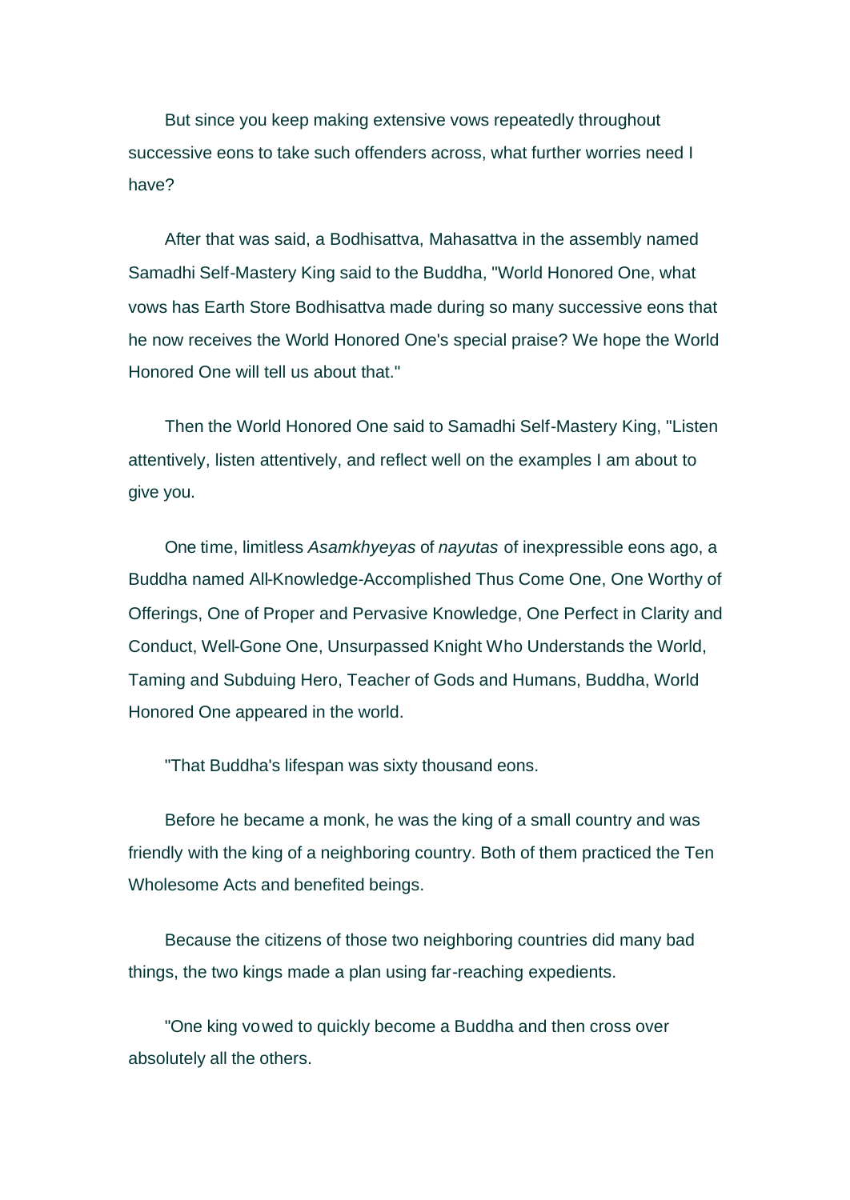But since you keep making extensive vows repeatedly throughout successive eons to take such offenders across, what further worries need I have?

After that was said, a Bodhisattva, Mahasattva in the assembly named Samadhi Self-Mastery King said to the Buddha, "World Honored One, what vows has Earth Store Bodhisattva made during so many successive eons that he now receives the World Honored One's special praise? We hope the World Honored One will tell us about that."

Then the World Honored One said to Samadhi Self-Mastery King, "Listen attentively, listen attentively, and reflect well on the examples I am about to give you.

One time, limitless *Asamkhyeyas* of *nayutas* of inexpressible eons ago, a Buddha named All-Knowledge-Accomplished Thus Come One, One Worthy of Offerings, One of Proper and Pervasive Knowledge, One Perfect in Clarity and Conduct, Well-Gone One, Unsurpassed Knight Who Understands the World, Taming and Subduing Hero, Teacher of Gods and Humans, Buddha, World Honored One appeared in the world.

"That Buddha's lifespan was sixty thousand eons.

Before he became a monk, he was the king of a small country and was friendly with the king of a neighboring country. Both of them practiced the Ten Wholesome Acts and benefited beings.

Because the citizens of those two neighboring countries did many bad things, the two kings made a plan using far-reaching expedients.

"One king vowed to quickly become a Buddha and then cross over absolutely all the others.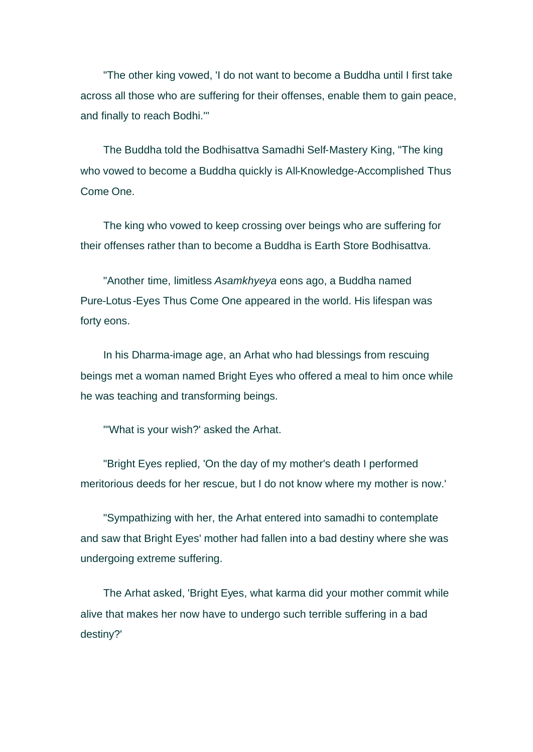"The other king vowed, 'I do not want to become a Buddha until I first take across all those who are suffering for their offenses, enable them to gain peace, and finally to reach Bodhi.'"

The Buddha told the Bodhisattva Samadhi Self-Mastery King, "The king who vowed to become a Buddha quickly is All-Knowledge-Accomplished Thus Come One.

The king who vowed to keep crossing over beings who are suffering for their offenses rather than to become a Buddha is Earth Store Bodhisattva.

"Another time, limitless *Asamkhyeya* eons ago, a Buddha named Pure-Lotus-Eyes Thus Come One appeared in the world. His lifespan was forty eons.

In his Dharma-image age, an Arhat who had blessings from rescuing beings met a woman named Bright Eyes who offered a meal to him once while he was teaching and transforming beings.

"'What is your wish?' asked the Arhat.

"Bright Eyes replied, 'On the day of my mother's death I performed meritorious deeds for her rescue, but I do not know where my mother is now.'

"Sympathizing with her, the Arhat entered into samadhi to contemplate and saw that Bright Eyes' mother had fallen into a bad destiny where she was undergoing extreme suffering.

The Arhat asked, 'Bright Eyes, what karma did your mother commit while alive that makes her now have to undergo such terrible suffering in a bad destiny?'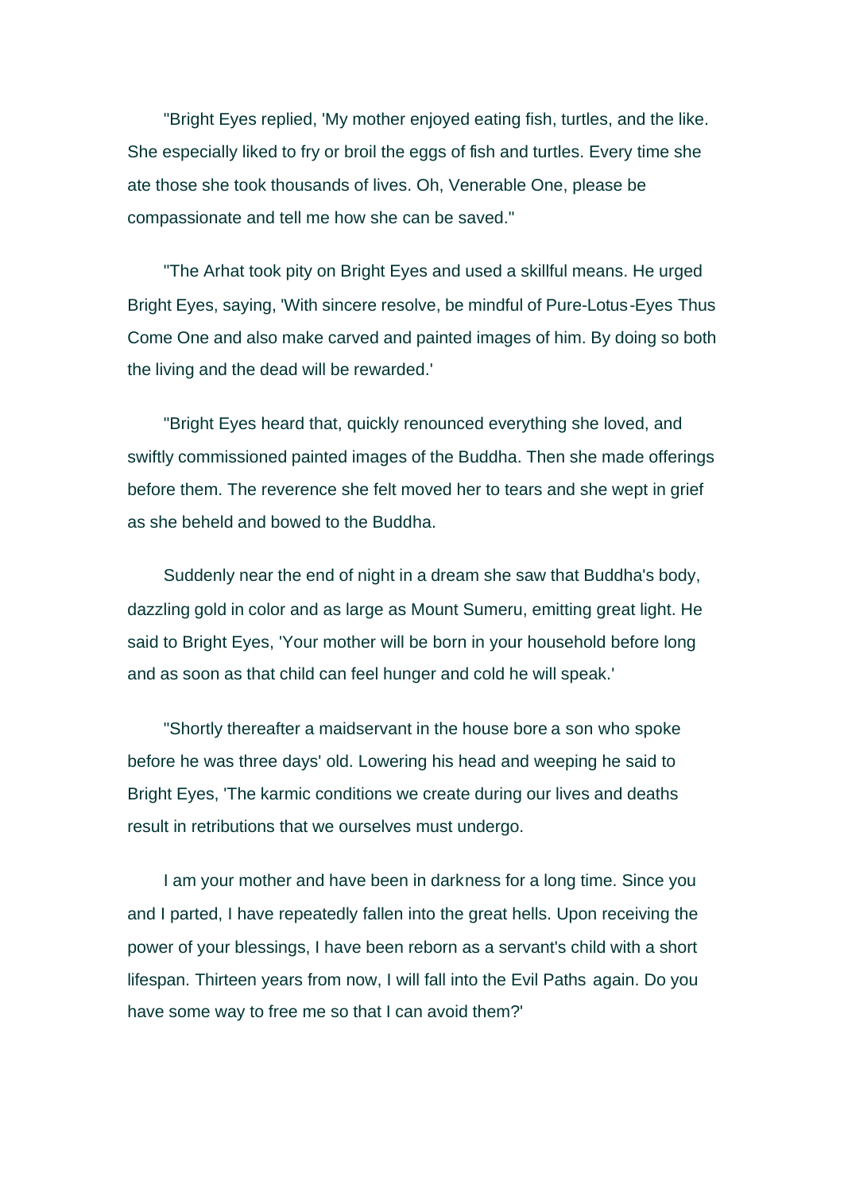"Bright Eyes replied, 'My mother enjoyed eating fish, turtles, and the like. She especially liked to fry or broil the eggs of fish and turtles. Every time she ate those she took thousands of lives. Oh, Venerable One, please be compassionate and tell me how she can be saved."

"The Arhat took pity on Bright Eyes and used a skillful means. He urged Bright Eyes, saying, 'With sincere resolve, be mindful of Pure-Lotus-Eyes Thus Come One and also make carved and painted images of him. By doing so both the living and the dead will be rewarded.'

"Bright Eyes heard that, quickly renounced everything she loved, and swiftly commissioned painted images of the Buddha. Then she made offerings before them. The reverence she felt moved her to tears and she wept in grief as she beheld and bowed to the Buddha.

Suddenly near the end of night in a dream she saw that Buddha's body, dazzling gold in color and as large as Mount Sumeru, emitting great light. He said to Bright Eyes, 'Your mother will be born in your household before long and as soon as that child can feel hunger and cold he will speak.'

"Shortly thereafter a maidservant in the house bore a son who spoke before he was three days' old. Lowering his head and weeping he said to Bright Eyes, 'The karmic conditions we create during our lives and deaths result in retributions that we ourselves must undergo.

I am your mother and have been in darkness for a long time. Since you and I parted, I have repeatedly fallen into the great hells. Upon receiving the power of your blessings, I have been reborn as a servant's child with a short lifespan. Thirteen years from now, I will fall into the Evil Paths again. Do you have some way to free me so that I can avoid them?'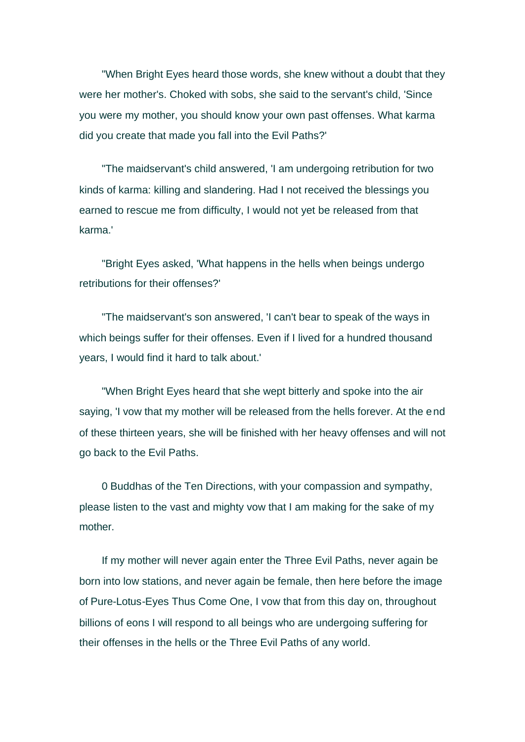"When Bright Eyes heard those words, she knew without a doubt that they were her mother's. Choked with sobs, she said to the servant's child, 'Since you were my mother, you should know your own past offenses. What karma did you create that made you fall into the Evil Paths?'

"The maidservant's child answered, 'I am undergoing retribution for two kinds of karma: killing and slandering. Had I not received the blessings you earned to rescue me from difficulty, I would not yet be released from that karma.'

"Bright Eyes asked, 'What happens in the hells when beings undergo retributions for their offenses?'

"The maidservant's son answered, 'I can't bear to speak of the ways in which beings suffer for their offenses. Even if I lived for a hundred thousand years, I would find it hard to talk about.'

"When Bright Eyes heard that she wept bitterly and spoke into the air saying, 'I vow that my mother will be released from the hells forever. At the end of these thirteen years, she will be finished with her heavy offenses and will not go back to the Evil Paths.

0 Buddhas of the Ten Directions, with your compassion and sympathy, please listen to the vast and mighty vow that I am making for the sake of my mother.

If my mother will never again enter the Three Evil Paths, never again be born into low stations, and never again be female, then here before the image of Pure-Lotus-Eyes Thus Come One, I vow that from this day on, throughout billions of eons I will respond to all beings who are undergoing suffering for their offenses in the hells or the Three Evil Paths of any world.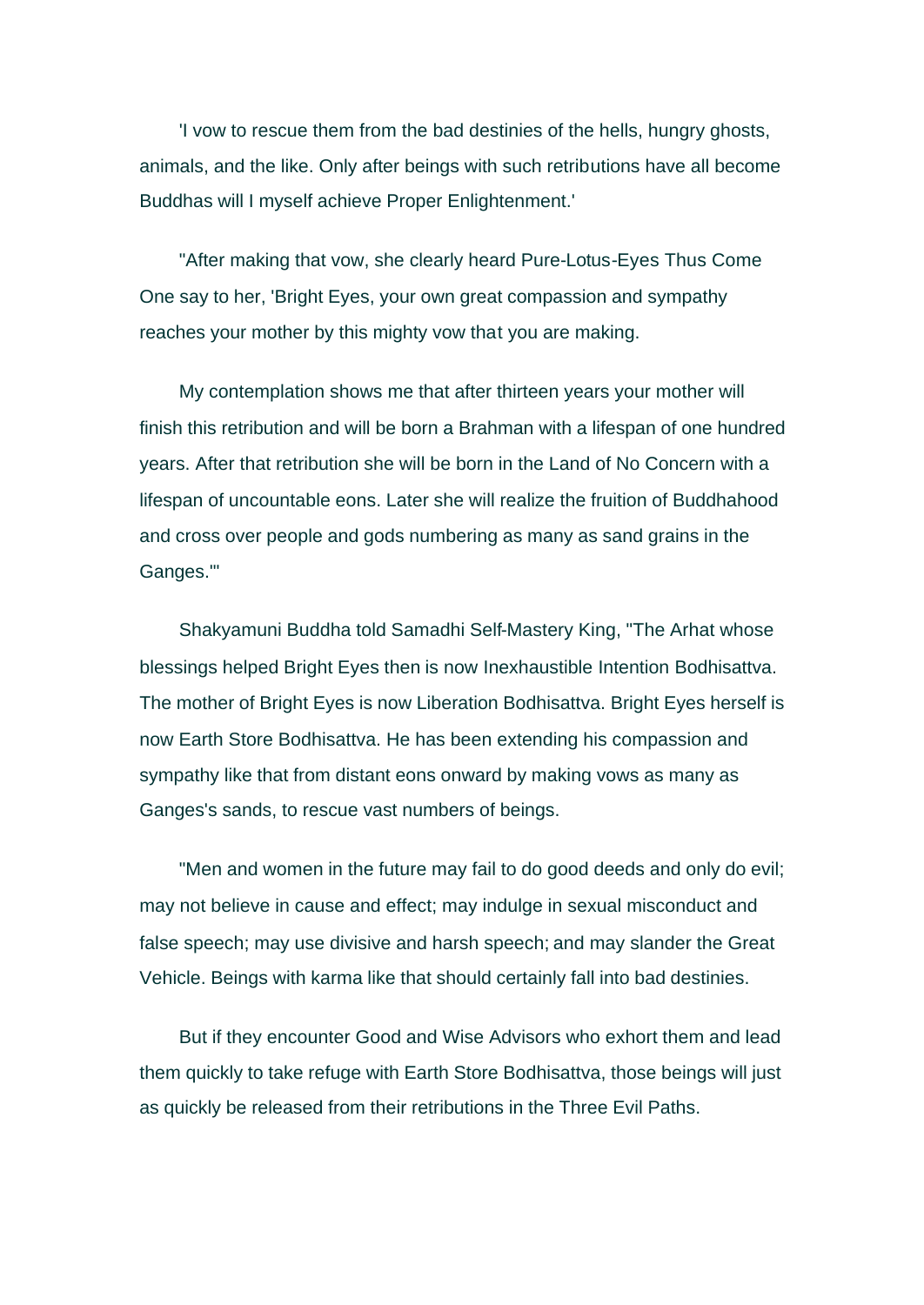'I vow to rescue them from the bad destinies of the hells, hungry ghosts, animals, and the like. Only after beings with such retributions have all become Buddhas will I myself achieve Proper Enlightenment.'

"After making that vow, she clearly heard Pure-Lotus-Eyes Thus Come One say to her, 'Bright Eyes, your own great compassion and sympathy reaches your mother by this mighty vow that you are making.

My contemplation shows me that after thirteen years your mother will finish this retribution and will be born a Brahman with a lifespan of one hundred years. After that retribution she will be born in the Land of No Concern with a lifespan of uncountable eons. Later she will realize the fruition of Buddhahood and cross over people and gods numbering as many as sand grains in the Ganges.'"

Shakyamuni Buddha told Samadhi Self-Mastery King, "The Arhat whose blessings helped Bright Eyes then is now Inexhaustible Intention Bodhisattva. The mother of Bright Eyes is now Liberation Bodhisattva. Bright Eyes herself is now Earth Store Bodhisattva. He has been extending his compassion and sympathy like that from distant eons onward by making vows as many as Ganges's sands, to rescue vast numbers of beings.

"Men and women in the future may fail to do good deeds and only do evil; may not believe in cause and effect; may indulge in sexual misconduct and false speech; may use divisive and harsh speech; and may slander the Great Vehicle. Beings with karma like that should certainly fall into bad destinies.

But if they encounter Good and Wise Advisors who exhort them and lead them quickly to take refuge with Earth Store Bodhisattva, those beings will just as quickly be released from their retributions in the Three Evil Paths.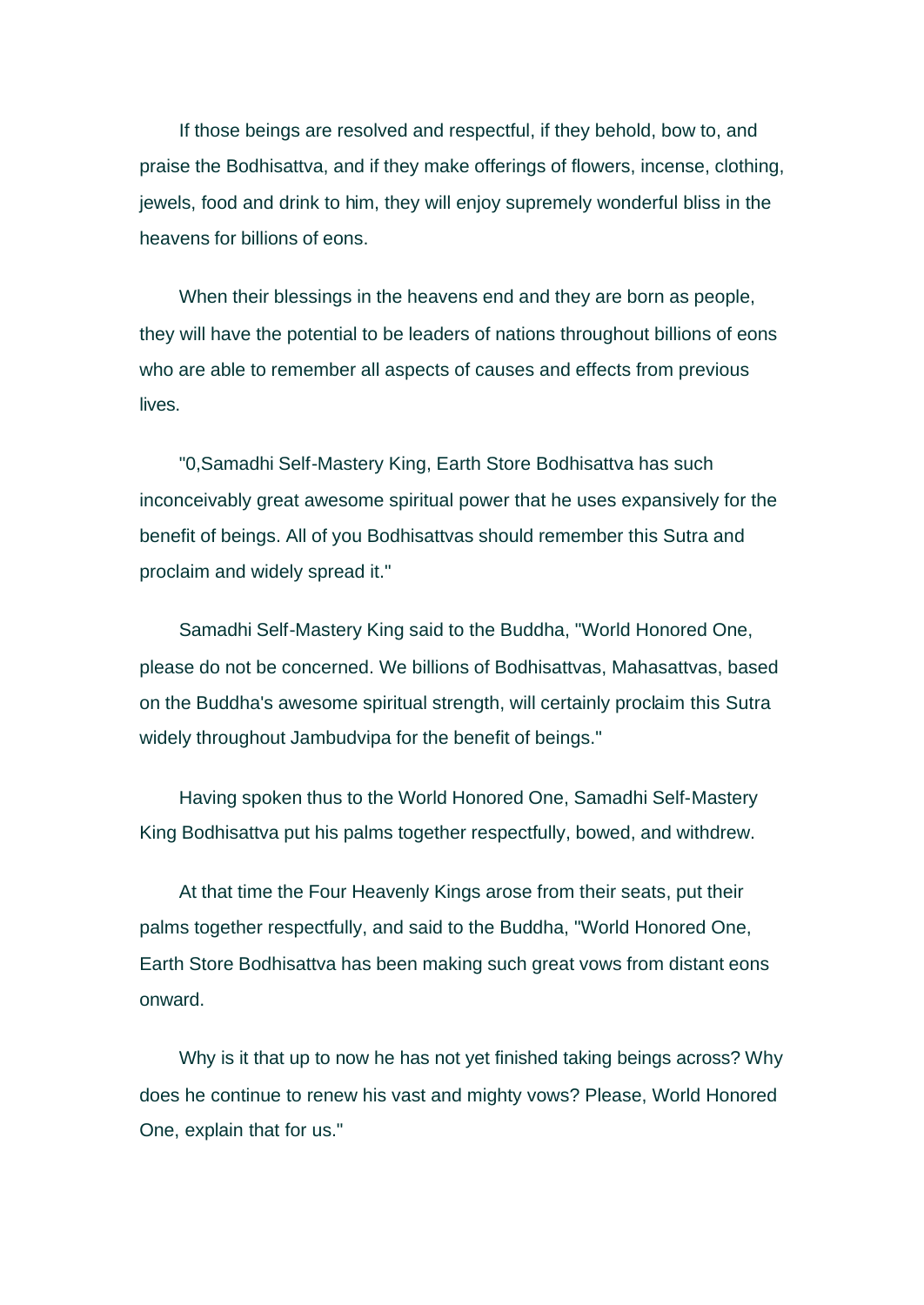If those beings are resolved and respectful, if they behold, bow to, and praise the Bodhisattva, and if they make offerings of flowers, incense, clothing, jewels, food and drink to him, they will enjoy supremely wonderful bliss in the heavens for billions of eons.

When their blessings in the heavens end and they are born as people, they will have the potential to be leaders of nations throughout billions of eons who are able to remember all aspects of causes and effects from previous lives.

"0,Samadhi Self-Mastery King, Earth Store Bodhisattva has such inconceivably great awesome spiritual power that he uses expansively for the benefit of beings. All of you Bodhisattvas should remember this Sutra and proclaim and widely spread it."

Samadhi Self-Mastery King said to the Buddha, "World Honored One, please do not be concerned. We billions of Bodhisattvas, Mahasattvas, based on the Buddha's awesome spiritual strength, will certainly proclaim this Sutra widely throughout Jambudvipa for the benefit of beings."

Having spoken thus to the World Honored One, Samadhi Self-Mastery King Bodhisattva put his palms together respectfully, bowed, and withdrew.

At that time the Four Heavenly Kings arose from their seats, put their palms together respectfully, and said to the Buddha, "World Honored One, Earth Store Bodhisattva has been making such great vows from distant eons onward.

Why is it that up to now he has not yet finished taking beings across? Why does he continue to renew his vast and mighty vows? Please, World Honored One, explain that for us."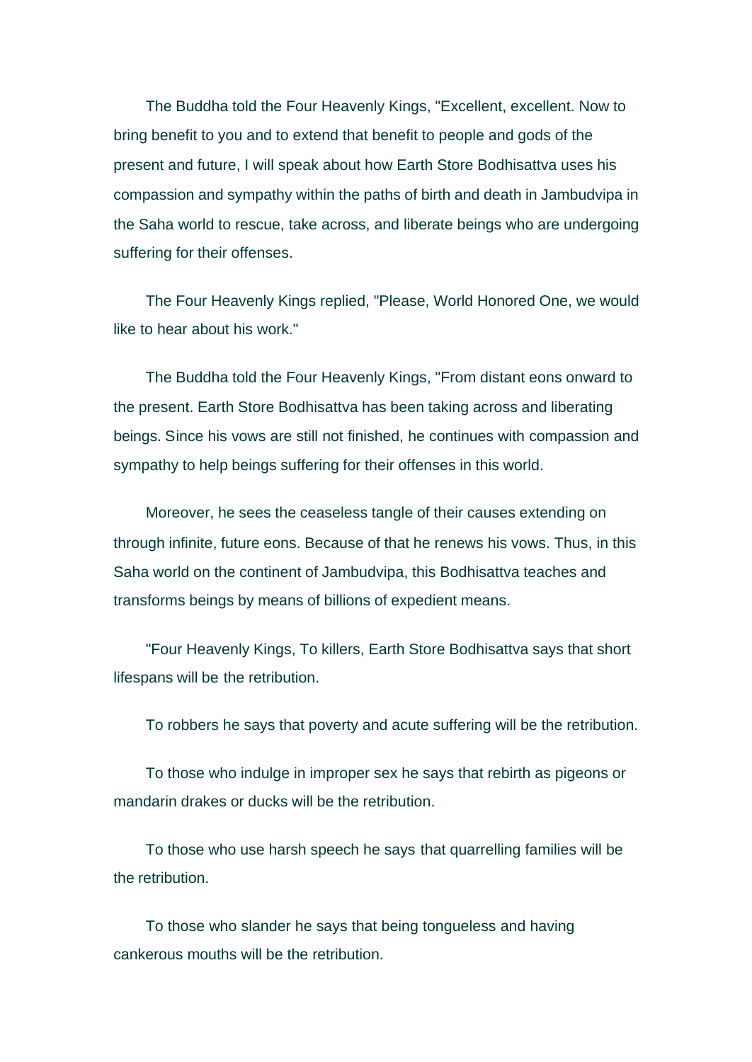The Buddha told the Four Heavenly Kings, "Excellent, excellent. Now to bring benefit to you and to extend that benefit to people and gods of the present and future, I will speak about how Earth Store Bodhisattva uses his compassion and sympathy within the paths of birth and death in Jambudvipa in the Saha world to rescue, take across, and liberate beings who are undergoing suffering for their offenses.

The Four Heavenly Kings replied, "Please, World Honored One, we would like to hear about his work."

The Buddha told the Four Heavenly Kings, "From distant eons onward to the present. Earth Store Bodhisattva has been taking across and liberating beings. Since his vows are still not finished, he continues with compassion and sympathy to help beings suffering for their offenses in this world.

Moreover, he sees the ceaseless tangle of their causes extending on through infinite, future eons. Because of that he renews his vows. Thus, in this Saha world on the continent of Jambudvipa, this Bodhisattva teaches and transforms beings by means of billions of expedient means.

"Four Heavenly Kings, To killers, Earth Store Bodhisattva says that short lifespans will be the retribution.

To robbers he says that poverty and acute suffering will be the retribution.

To those who indulge in improper sex he says that rebirth as pigeons or mandarin drakes or ducks will be the retribution.

To those who use harsh speech he says that quarrelling families will be the retribution.

To those who slander he says that being tongueless and having cankerous mouths will be the retribution.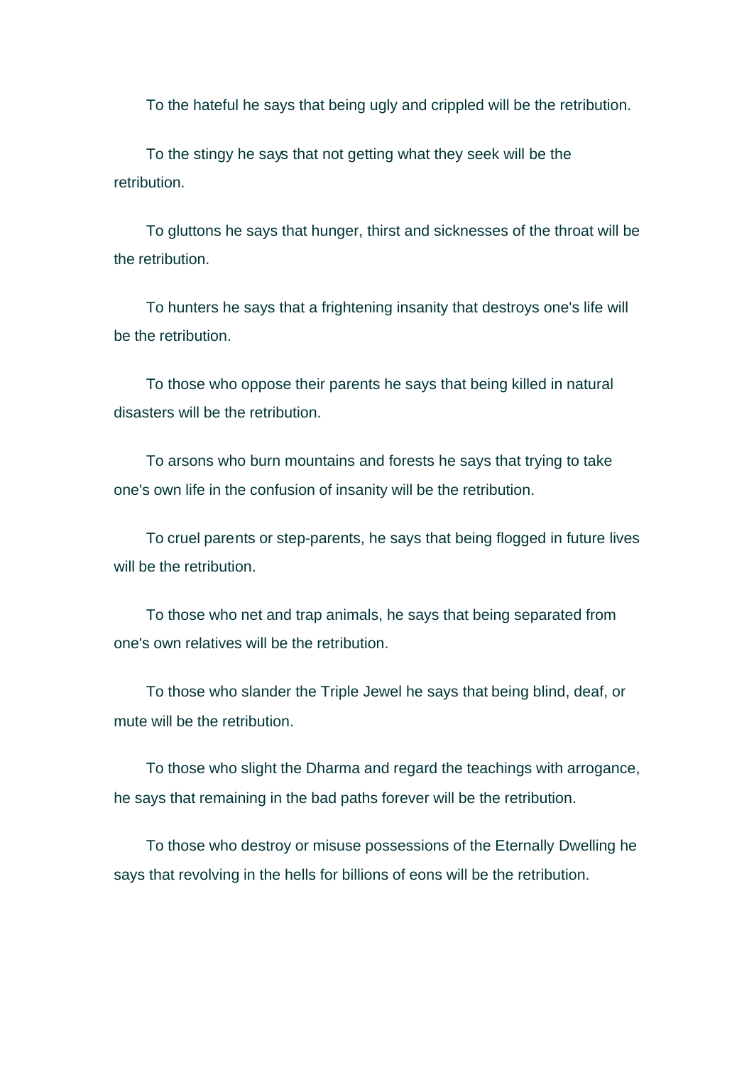To the hateful he says that being ugly and crippled will be the retribution.

To the stingy he says that not getting what they seek will be the retribution.

To gluttons he says that hunger, thirst and sicknesses of the throat will be the retribution.

To hunters he says that a frightening insanity that destroys one's life will be the retribution.

To those who oppose their parents he says that being killed in natural disasters will be the retribution.

To arsons who burn mountains and forests he says that trying to take one's own life in the confusion of insanity will be the retribution.

To cruel parents or step-parents, he says that being flogged in future lives will be the retribution.

To those who net and trap animals, he says that being separated from one's own relatives will be the retribution.

To those who slander the Triple Jewel he says that being blind, deaf, or mute will be the retribution.

To those who slight the Dharma and regard the teachings with arrogance, he says that remaining in the bad paths forever will be the retribution.

To those who destroy or misuse possessions of the Eternally Dwelling he says that revolving in the hells for billions of eons will be the retribution.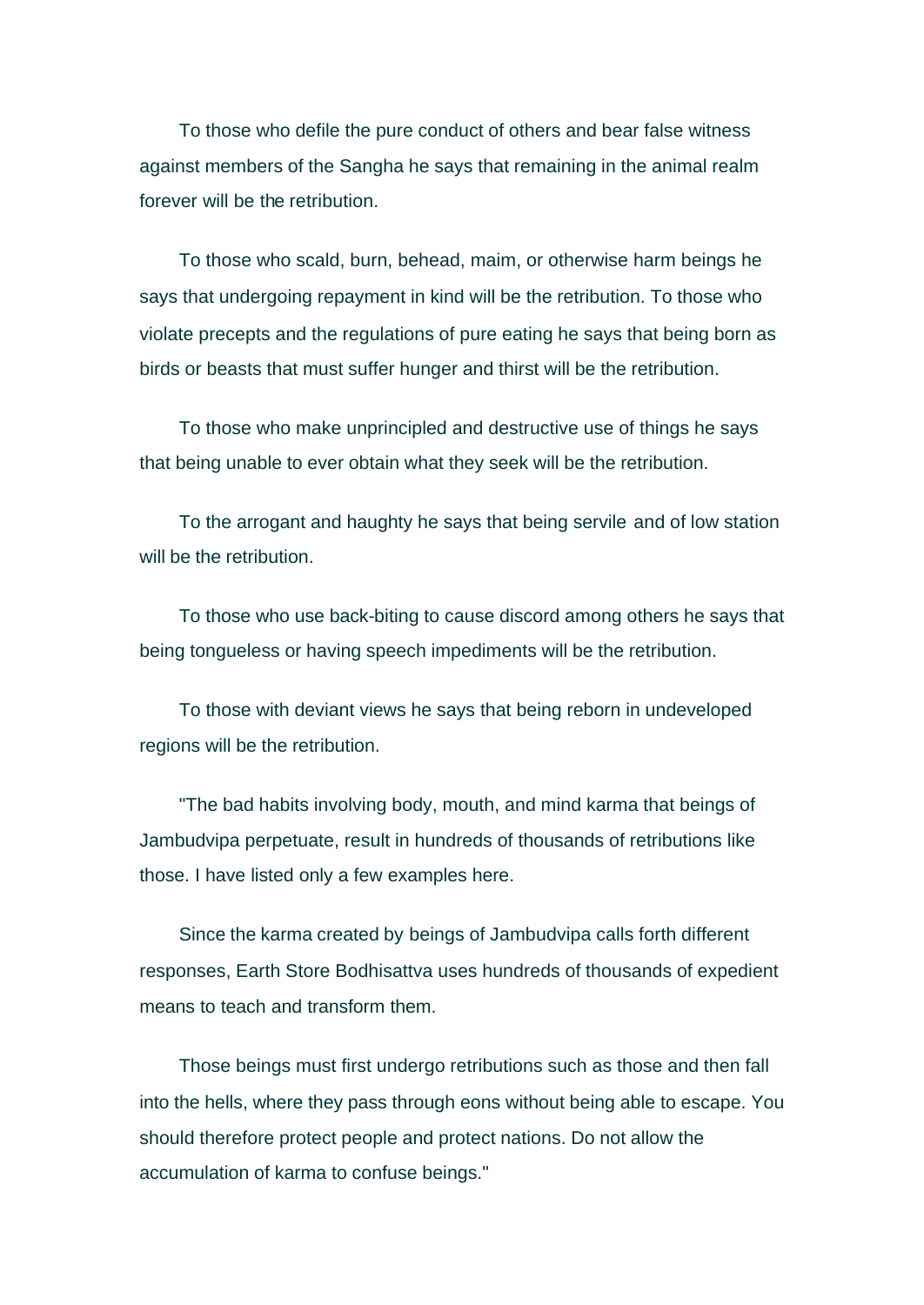To those who defile the pure conduct of others and bear false witness against members of the Sangha he says that remaining in the animal realm forever will be the retribution.

To those who scald, burn, behead, maim, or otherwise harm beings he says that undergoing repayment in kind will be the retribution. To those who violate precepts and the regulations of pure eating he says that being born as birds or beasts that must suffer hunger and thirst will be the retribution.

To those who make unprincipled and destructive use of things he says that being unable to ever obtain what they seek will be the retribution.

To the arrogant and haughty he says that being servile and of low station will be the retribution.

To those who use back-biting to cause discord among others he says that being tongueless or having speech impediments will be the retribution.

To those with deviant views he says that being reborn in undeveloped regions will be the retribution.

"The bad habits involving body, mouth, and mind karma that beings of Jambudvipa perpetuate, result in hundreds of thousands of retributions like those. I have listed only a few examples here.

Since the karma created by beings of Jambudvipa calls forth different responses, Earth Store Bodhisattva uses hundreds of thousands of expedient means to teach and transform them.

Those beings must first undergo retributions such as those and then fall into the hells, where they pass through eons without being able to escape. You should therefore protect people and protect nations. Do not allow the accumulation of karma to confuse beings."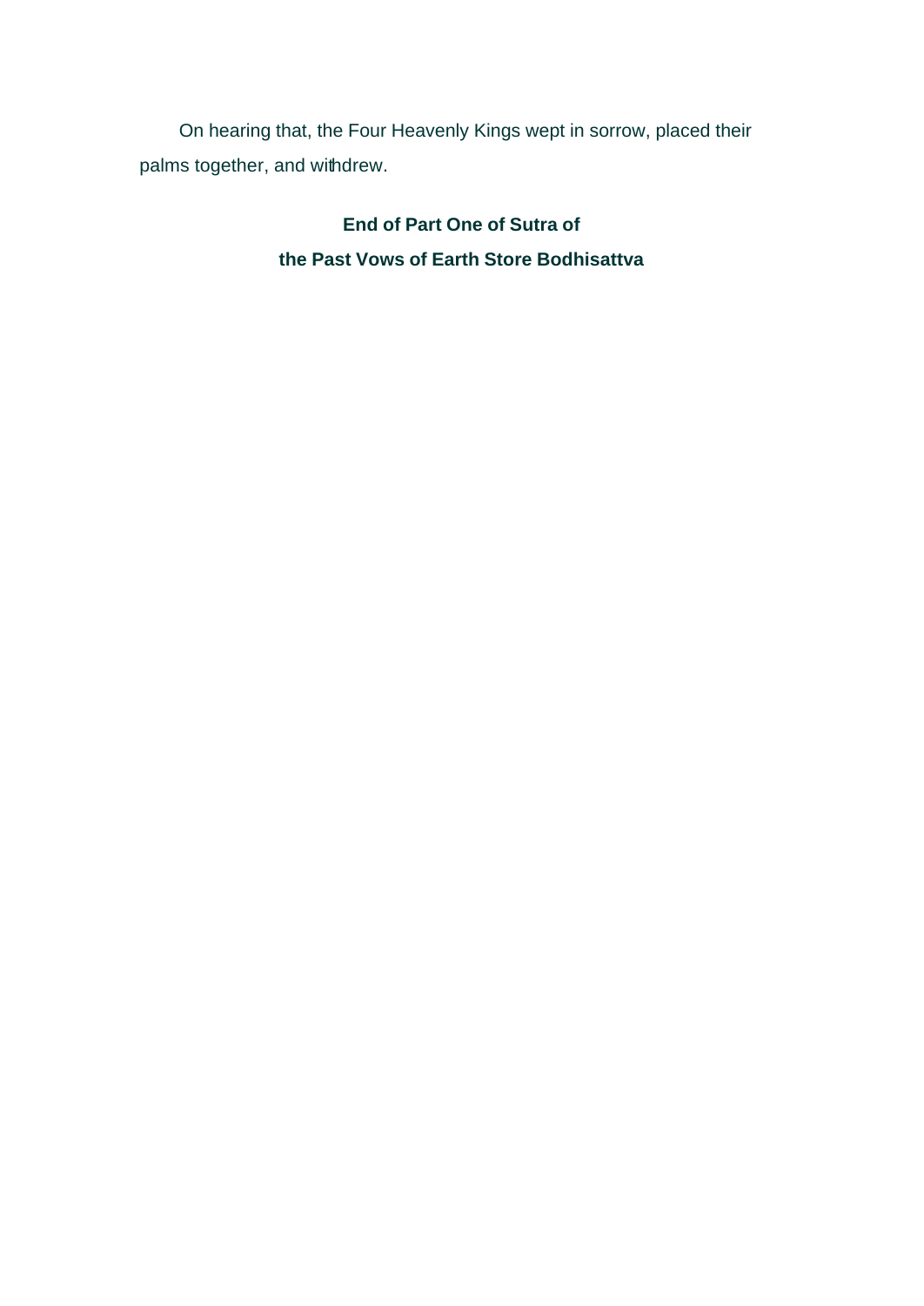On hearing that, the Four Heavenly Kings wept in sorrow, placed their palms together, and withdrew.

**End of Part One of Sutra of**
**the Past Vows of Earth Store Bodhisattva**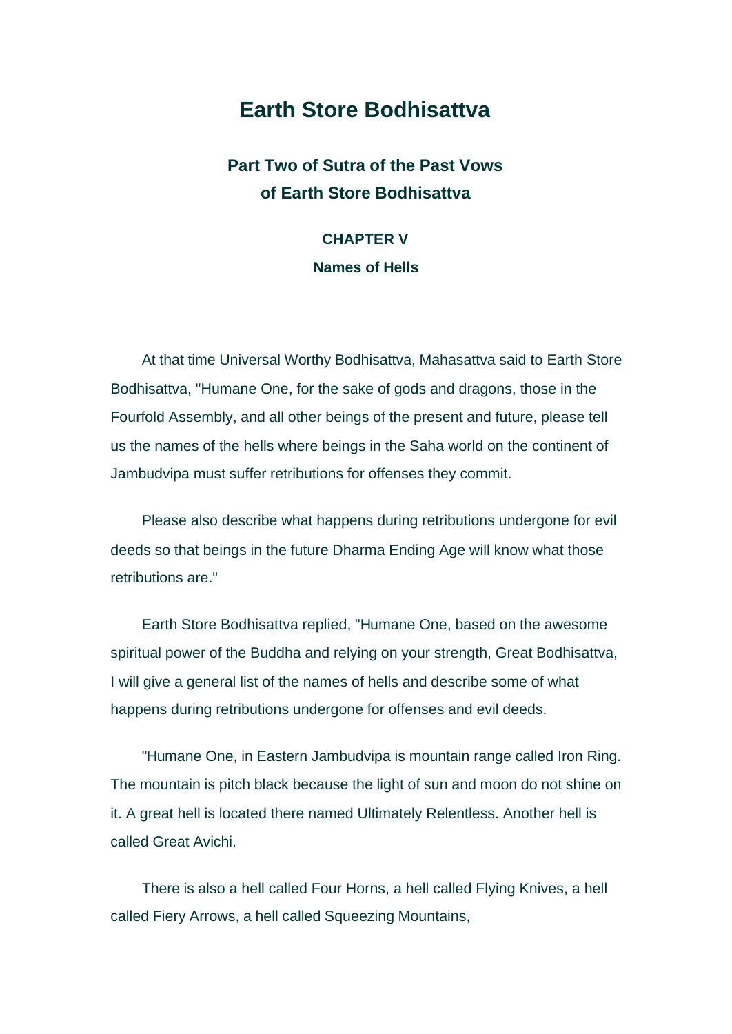# Earth Store Bodhisattva

## Part Two of Sutra of the Past Vows of Earth Store Bodhisattva

### CHAPTER V

### Names of Hells

At that time Universal Worthy Bodhisattva, Mahasattva said to Earth Store Bodhisattva, "Humane One, for the sake of gods and dragons, those in the Fourfold Assembly, and all other beings of the present and future, please tell us the names of the hells where beings in the Saha world on the continent of Jambudvipa must suffer retributions for offenses they commit.

Please also describe what happens during retributions undergone for evil deeds so that beings in the future Dharma Ending Age will know what those retributions are."

Earth Store Bodhisattva replied, "Humane One, based on the awesome spiritual power of the Buddha and relying on your strength, Great Bodhisattva, I will give a general list of the names of hells and describe some of what happens during retributions undergone for offenses and evil deeds.

"Humane One, in Eastern Jambudvipa is mountain range called Iron Ring. The mountain is pitch black because the light of sun and moon do not shine on it. A great hell is located there named Ultimately Relentless. Another hell is called Great Avichi.

There is also a hell called Four Horns, a hell called Flying Knives, a hell called Fiery Arrows, a hell called Squeezing Mountains,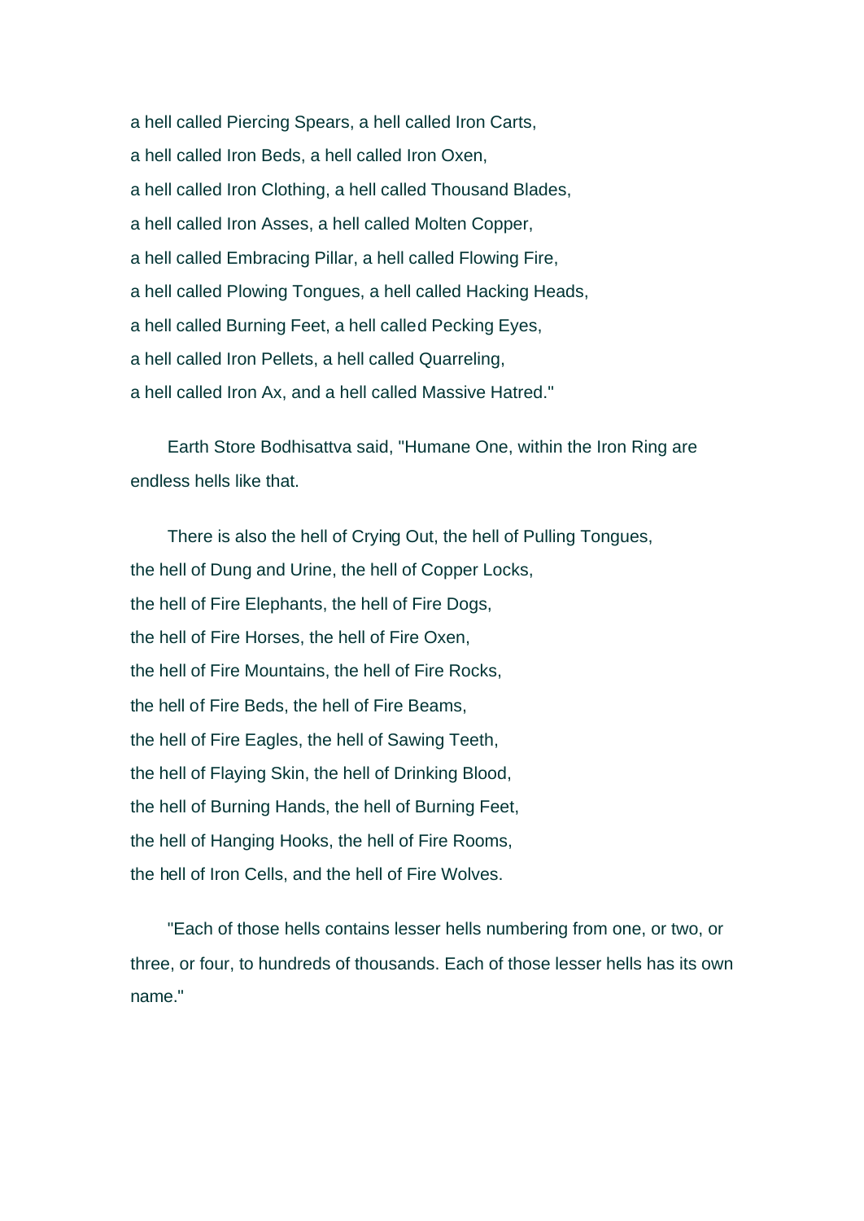a hell called Piercing Spears, a hell called Iron Carts,
a hell called Iron Beds, a hell called Iron Oxen,
a hell called Iron Clothing, a hell called Thousand Blades,
a hell called Iron Asses, a hell called Molten Copper,
a hell called Embracing Pillar, a hell called Flowing Fire,
a hell called Plowing Tongues, a hell called Hacking Heads,
a hell called Burning Feet, a hell called Pecking Eyes,
a hell called Iron Pellets, a hell called Quarreling,
a hell called Iron Ax, and a hell called Massive Hatred."

Earth Store Bodhisattva said, "Humane One, within the Iron Ring are endless hells like that.

There is also the hell of Crying Out, the hell of Pulling Tongues,
the hell of Dung and Urine, the hell of Copper Locks,
the hell of Fire Elephants, the hell of Fire Dogs,
the hell of Fire Horses, the hell of Fire Oxen,
the hell of Fire Mountains, the hell of Fire Rocks,
the hell of Fire Beds, the hell of Fire Beams,
the hell of Fire Eagles, the hell of Sawing Teeth,
the hell of Flaying Skin, the hell of Drinking Blood,
the hell of Burning Hands, the hell of Burning Feet,
the hell of Hanging Hooks, the hell of Fire Rooms,
the hell of Iron Cells, and the hell of Fire Wolves.

"Each of those hells contains lesser hells numbering from one, or two, or three, or four, to hundreds of thousands. Each of those lesser hells has its own name."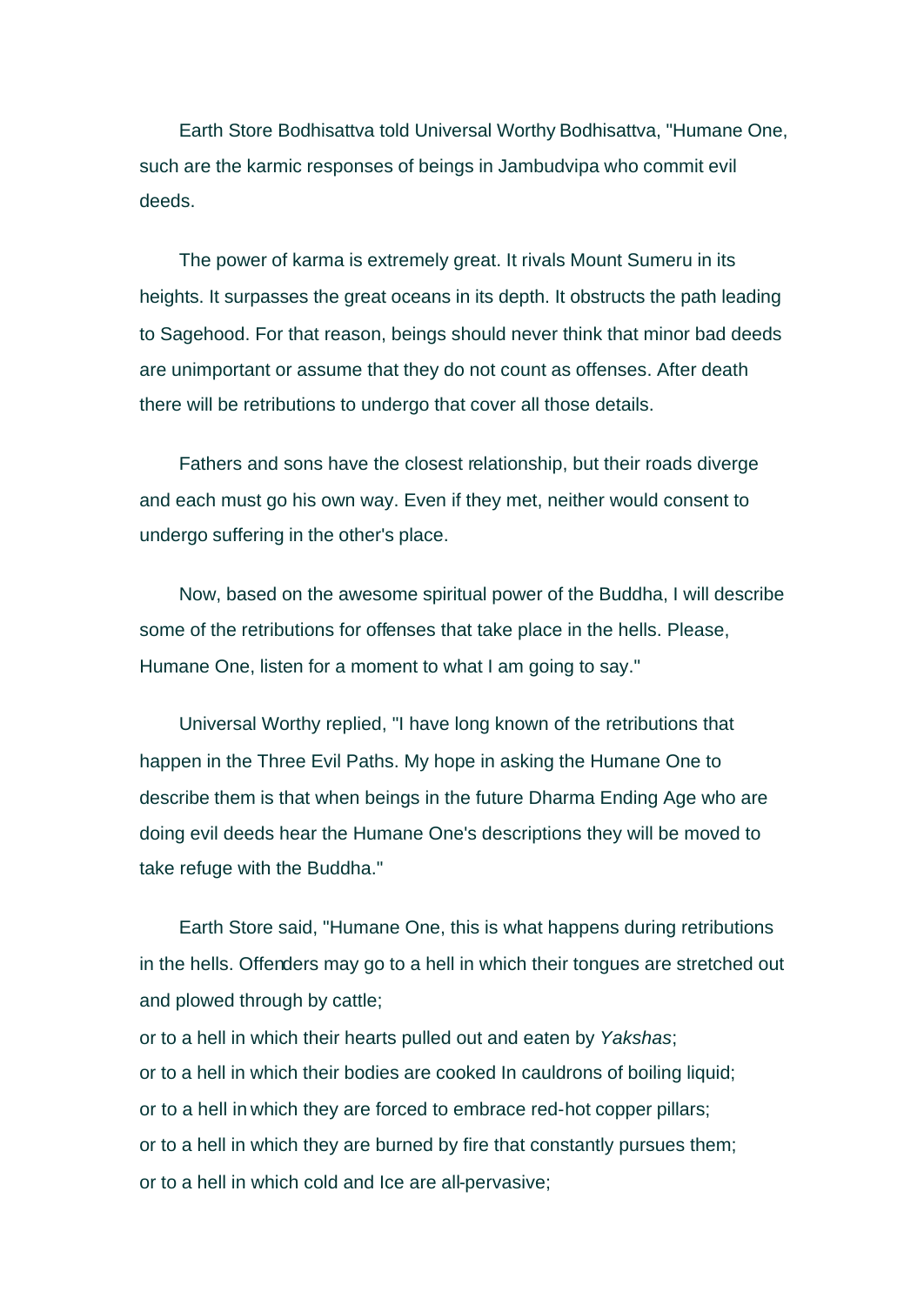Earth Store Bodhisattva told Universal Worthy Bodhisattva, "Humane One, such are the karmic responses of beings in Jambudvipa who commit evil deeds.

The power of karma is extremely great. It rivals Mount Sumeru in its heights. It surpasses the great oceans in its depth. It obstructs the path leading to Sagehood. For that reason, beings should never think that minor bad deeds are unimportant or assume that they do not count as offenses. After death there will be retributions to undergo that cover all those details.

Fathers and sons have the closest relationship, but their roads diverge and each must go his own way. Even if they met, neither would consent to undergo suffering in the other's place.

Now, based on the awesome spiritual power of the Buddha, I will describe some of the retributions for offenses that take place in the hells. Please, Humane One, listen for a moment to what I am going to say."

Universal Worthy replied, "I have long known of the retributions that happen in the Three Evil Paths. My hope in asking the Humane One to describe them is that when beings in the future Dharma Ending Age who are doing evil deeds hear the Humane One's descriptions they will be moved to take refuge with the Buddha."

Earth Store said, "Humane One, this is what happens during retributions in the hells. Offenders may go to a hell in which their tongues are stretched out and plowed through by cattle;
or to a hell in which their hearts pulled out and eaten by *Yakshas*;
or to a hell in which their bodies are cooked In cauldrons of boiling liquid;
or to a hell in which they are forced to embrace red-hot copper pillars;
or to a hell in which they are burned by fire that constantly pursues them;
or to a hell in which cold and Ice are all-pervasive;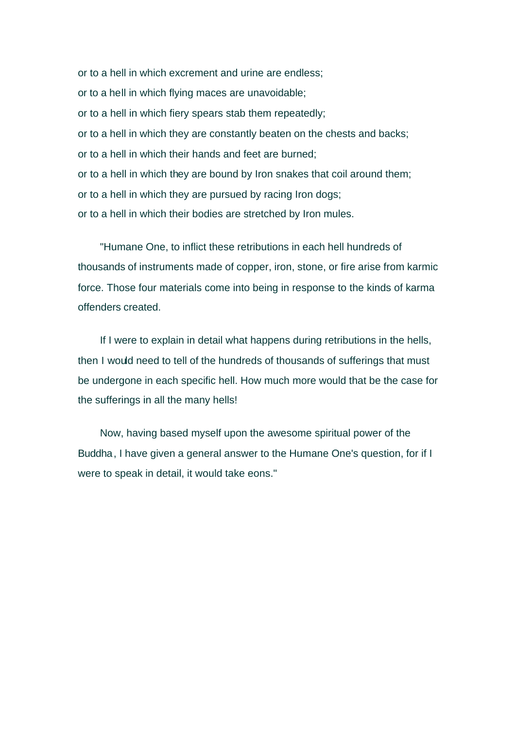or to a hell in which excrement and urine are endless;
or to a hell in which flying maces are unavoidable;
or to a hell in which fiery spears stab them repeatedly;
or to a hell in which they are constantly beaten on the chests and backs;
or to a hell in which their hands and feet are burned;
or to a hell in which they are bound by Iron snakes that coil around them;
or to a hell in which they are pursued by racing Iron dogs;
or to a hell in which their bodies are stretched by Iron mules.

"Humane One, to inflict these retributions in each hell hundreds of thousands of instruments made of copper, iron, stone, or fire arise from karmic force. Those four materials come into being in response to the kinds of karma offenders created.

If I were to explain in detail what happens during retributions in the hells, then I would need to tell of the hundreds of thousands of sufferings that must be undergone in each specific hell. How much more would that be the case for the sufferings in all the many hells!

Now, having based myself upon the awesome spiritual power of the Buddha, I have given a general answer to the Humane One's question, for if I were to speak in detail, it would take eons."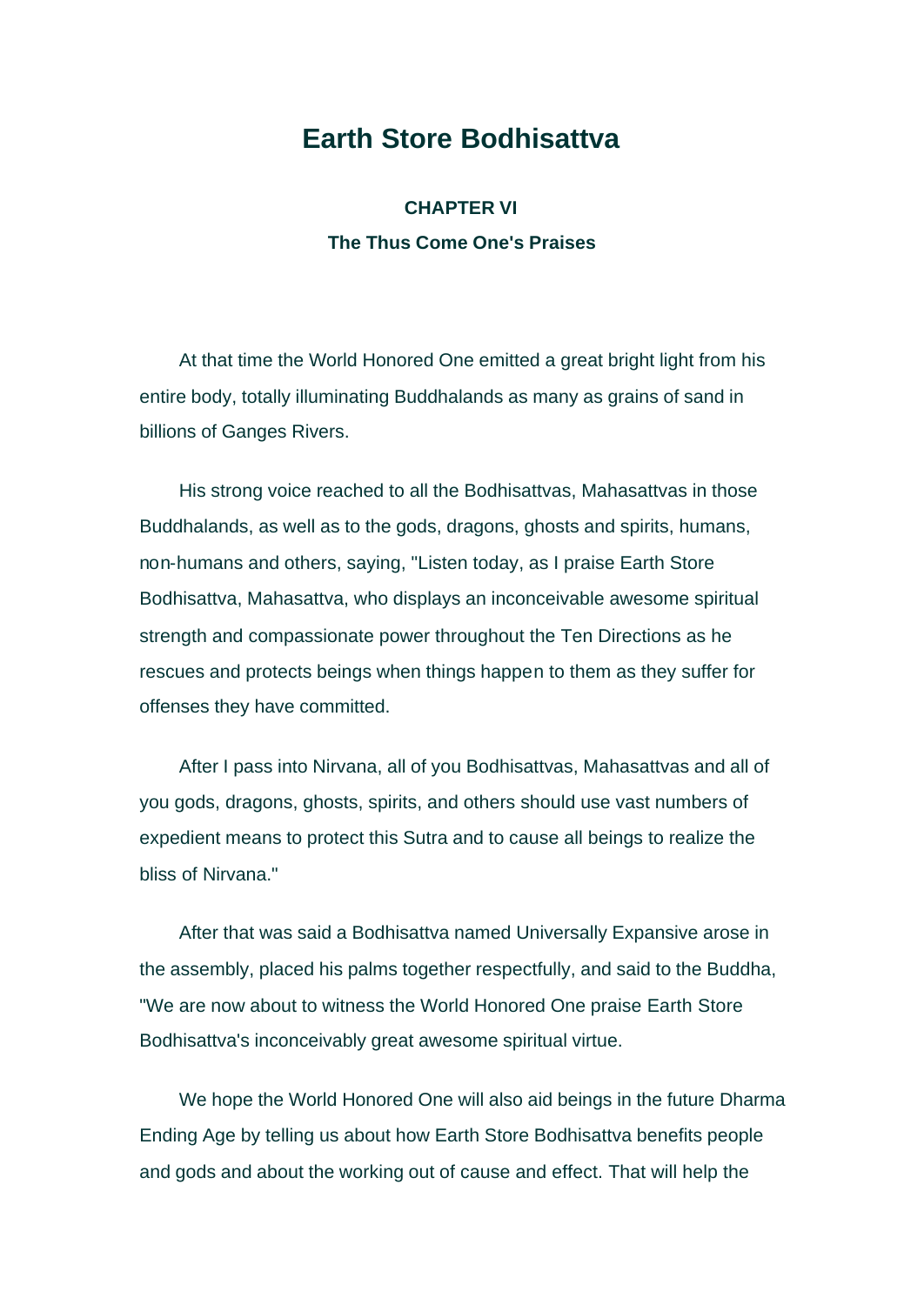# Earth Store Bodhisattva

### CHAPTER VI

### The Thus Come One's Praises

At that time the World Honored One emitted a great bright light from his entire body, totally illuminating Buddhalands as many as grains of sand in billions of Ganges Rivers.

His strong voice reached to all the Bodhisattvas, Mahasattvas in those Buddhalands, as well as to the gods, dragons, ghosts and spirits, humans, non-humans and others, saying, "Listen today, as I praise Earth Store Bodhisattva, Mahasattva, who displays an inconceivable awesome spiritual strength and compassionate power throughout the Ten Directions as he rescues and protects beings when things happen to them as they suffer for offenses they have committed.

After I pass into Nirvana, all of you Bodhisattvas, Mahasattvas and all of you gods, dragons, ghosts, spirits, and others should use vast numbers of expedient means to protect this Sutra and to cause all beings to realize the bliss of Nirvana."

After that was said a Bodhisattva named Universally Expansive arose in the assembly, placed his palms together respectfully, and said to the Buddha, "We are now about to witness the World Honored One praise Earth Store Bodhisattva's inconceivably great awesome spiritual virtue.

We hope the World Honored One will also aid beings in the future Dharma Ending Age by telling us about how Earth Store Bodhisattva benefits people and gods and about the working out of cause and effect. That will help the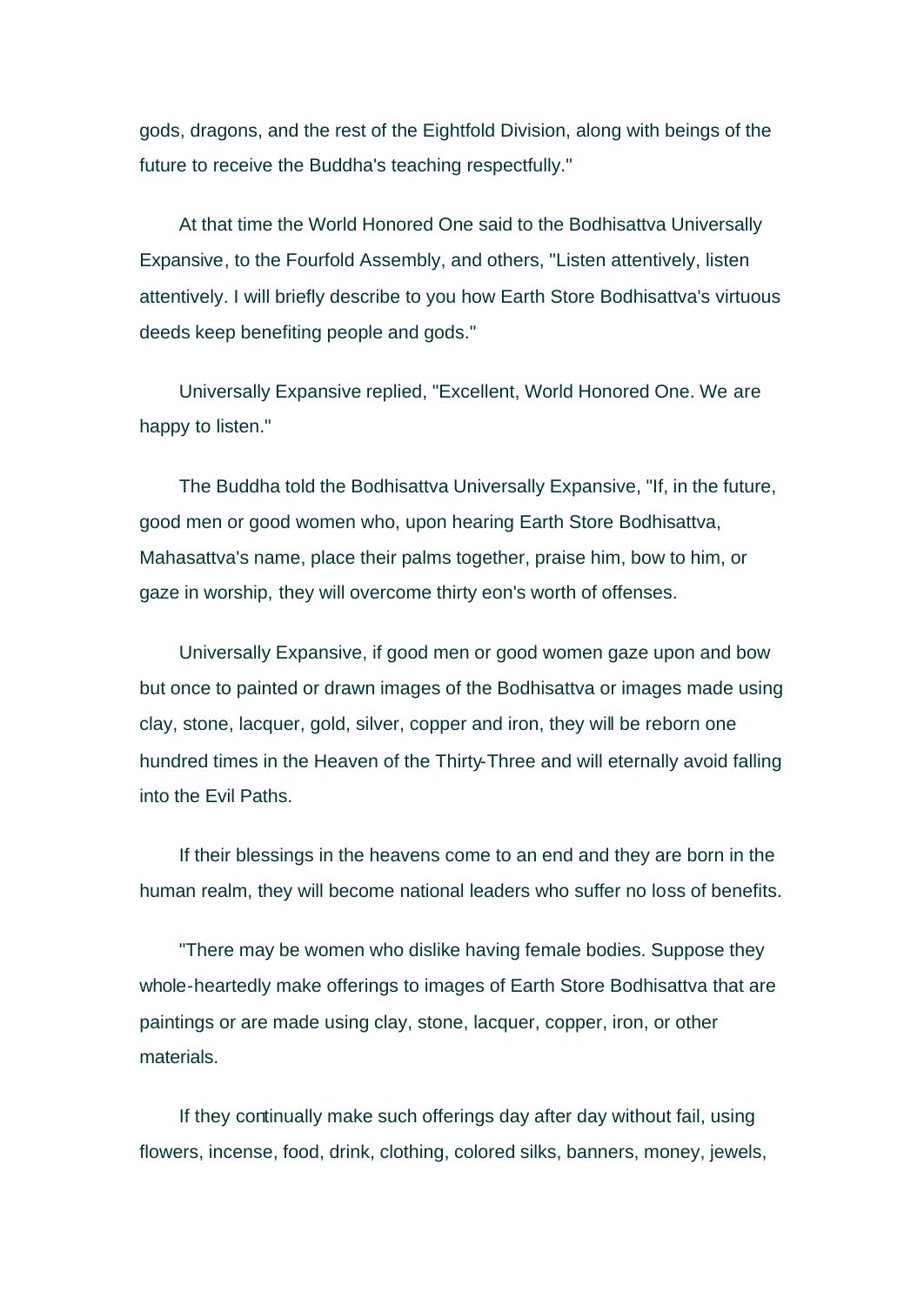gods, dragons, and the rest of the Eightfold Division, along with beings of the future to receive the Buddha's teaching respectfully."

At that time the World Honored One said to the Bodhisattva Universally Expansive, to the Fourfold Assembly, and others, "Listen attentively, listen attentively. I will briefly describe to you how Earth Store Bodhisattva's virtuous deeds keep benefiting people and gods."

Universally Expansive replied, "Excellent, World Honored One. We are happy to listen."

The Buddha told the Bodhisattva Universally Expansive, "If, in the future, good men or good women who, upon hearing Earth Store Bodhisattva, Mahasattva's name, place their palms together, praise him, bow to him, or gaze in worship, they will overcome thirty eon's worth of offenses.

Universally Expansive, if good men or good women gaze upon and bow but once to painted or drawn images of the Bodhisattva or images made using clay, stone, lacquer, gold, silver, copper and iron, they will be reborn one hundred times in the Heaven of the Thirty-Three and will eternally avoid falling into the Evil Paths.

If their blessings in the heavens come to an end and they are born in the human realm, they will become national leaders who suffer no loss of benefits.

"There may be women who dislike having female bodies. Suppose they whole-heartedly make offerings to images of Earth Store Bodhisattva that are paintings or are made using clay, stone, lacquer, copper, iron, or other materials.

If they continually make such offerings day after day without fail, using flowers, incense, food, drink, clothing, colored silks, banners, money, jewels,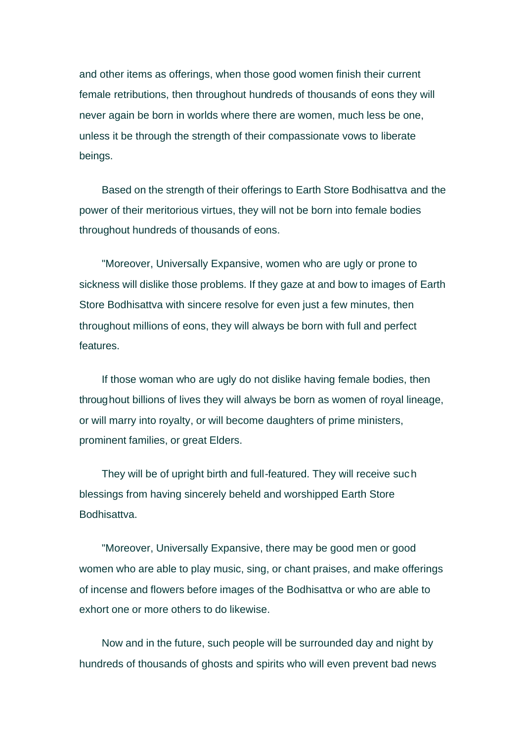and other items as offerings, when those good women finish their current female retributions, then throughout hundreds of thousands of eons they will never again be born in worlds where there are women, much less be one, unless it be through the strength of their compassionate vows to liberate beings.

Based on the strength of their offerings to Earth Store Bodhisattva and the power of their meritorious virtues, they will not be born into female bodies throughout hundreds of thousands of eons.

"Moreover, Universally Expansive, women who are ugly or prone to sickness will dislike those problems. If they gaze at and bow to images of Earth Store Bodhisattva with sincere resolve for even just a few minutes, then throughout millions of eons, they will always be born with full and perfect features.

If those woman who are ugly do not dislike having female bodies, then throughout billions of lives they will always be born as women of royal lineage, or will marry into royalty, or will become daughters of prime ministers, prominent families, or great Elders.

They will be of upright birth and full-featured. They will receive such blessings from having sincerely beheld and worshipped Earth Store Bodhisattva.

"Moreover, Universally Expansive, there may be good men or good women who are able to play music, sing, or chant praises, and make offerings of incense and flowers before images of the Bodhisattva or who are able to exhort one or more others to do likewise.

Now and in the future, such people will be surrounded day and night by hundreds of thousands of ghosts and spirits who will even prevent bad news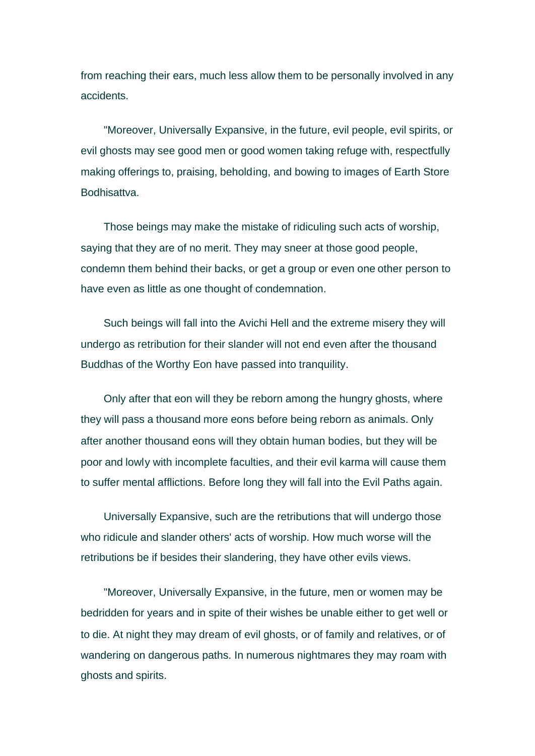from reaching their ears, much less allow them to be personally involved in any accidents.

"Moreover, Universally Expansive, in the future, evil people, evil spirits, or evil ghosts may see good men or good women taking refuge with, respectfully making offerings to, praising, beholding, and bowing to images of Earth Store Bodhisattva.

Those beings may make the mistake of ridiculing such acts of worship, saying that they are of no merit. They may sneer at those good people, condemn them behind their backs, or get a group or even one other person to have even as little as one thought of condemnation.

Such beings will fall into the Avichi Hell and the extreme misery they will undergo as retribution for their slander will not end even after the thousand Buddhas of the Worthy Eon have passed into tranquility.

Only after that eon will they be reborn among the hungry ghosts, where they will pass a thousand more eons before being reborn as animals. Only after another thousand eons will they obtain human bodies, but they will be poor and lowly with incomplete faculties, and their evil karma will cause them to suffer mental afflictions. Before long they will fall into the Evil Paths again.

Universally Expansive, such are the retributions that will undergo those who ridicule and slander others' acts of worship. How much worse will the retributions be if besides their slandering, they have other evils views.

"Moreover, Universally Expansive, in the future, men or women may be bedridden for years and in spite of their wishes be unable either to get well or to die. At night they may dream of evil ghosts, or of family and relatives, or of wandering on dangerous paths. In numerous nightmares they may roam with ghosts and spirits.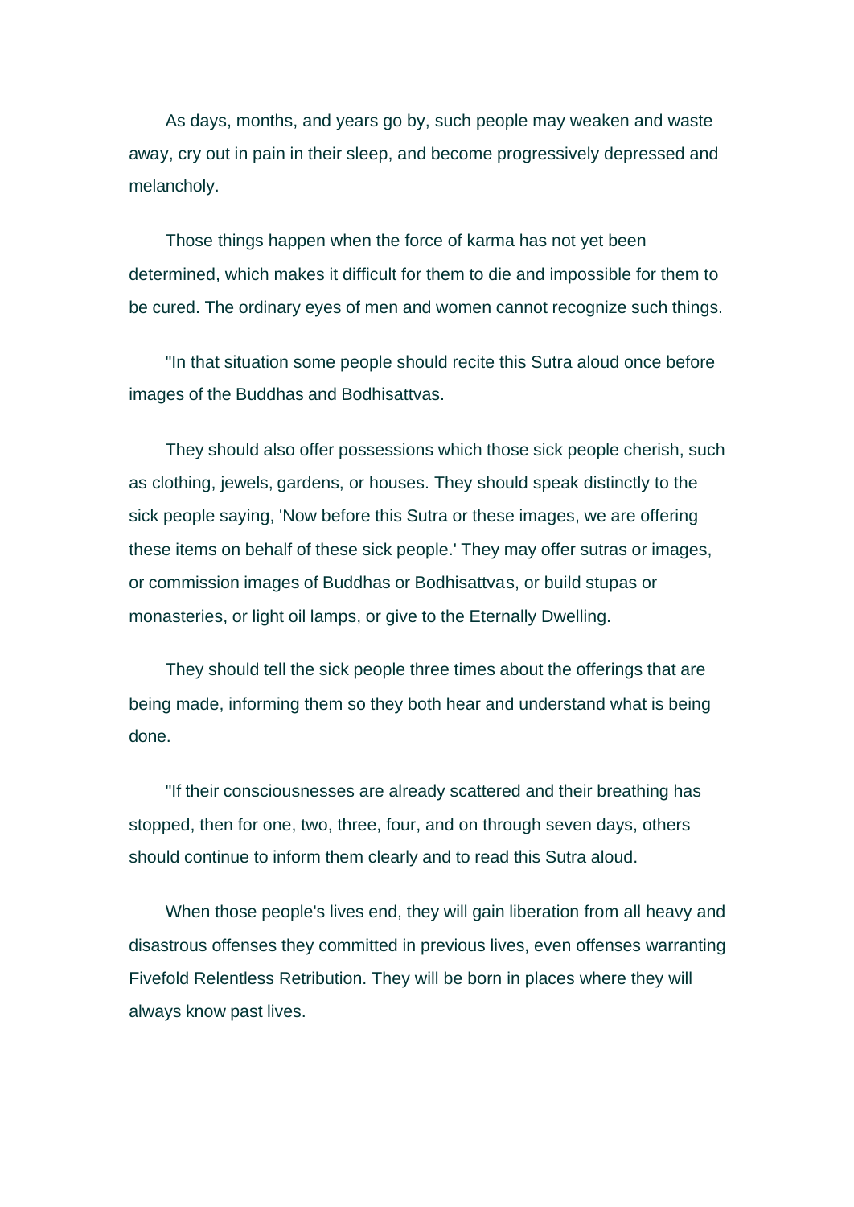As days, months, and years go by, such people may weaken and waste away, cry out in pain in their sleep, and become progressively depressed and melancholy.

Those things happen when the force of karma has not yet been determined, which makes it difficult for them to die and impossible for them to be cured. The ordinary eyes of men and women cannot recognize such things.

"In that situation some people should recite this Sutra aloud once before images of the Buddhas and Bodhisattvas.

They should also offer possessions which those sick people cherish, such as clothing, jewels, gardens, or houses. They should speak distinctly to the sick people saying, 'Now before this Sutra or these images, we are offering these items on behalf of these sick people.' They may offer sutras or images, or commission images of Buddhas or Bodhisattvas, or build stupas or monasteries, or light oil lamps, or give to the Eternally Dwelling.

They should tell the sick people three times about the offerings that are being made, informing them so they both hear and understand what is being done.

"If their consciousnesses are already scattered and their breathing has stopped, then for one, two, three, four, and on through seven days, others should continue to inform them clearly and to read this Sutra aloud.

When those people's lives end, they will gain liberation from all heavy and disastrous offenses they committed in previous lives, even offenses warranting Fivefold Relentless Retribution. They will be born in places where they will always know past lives.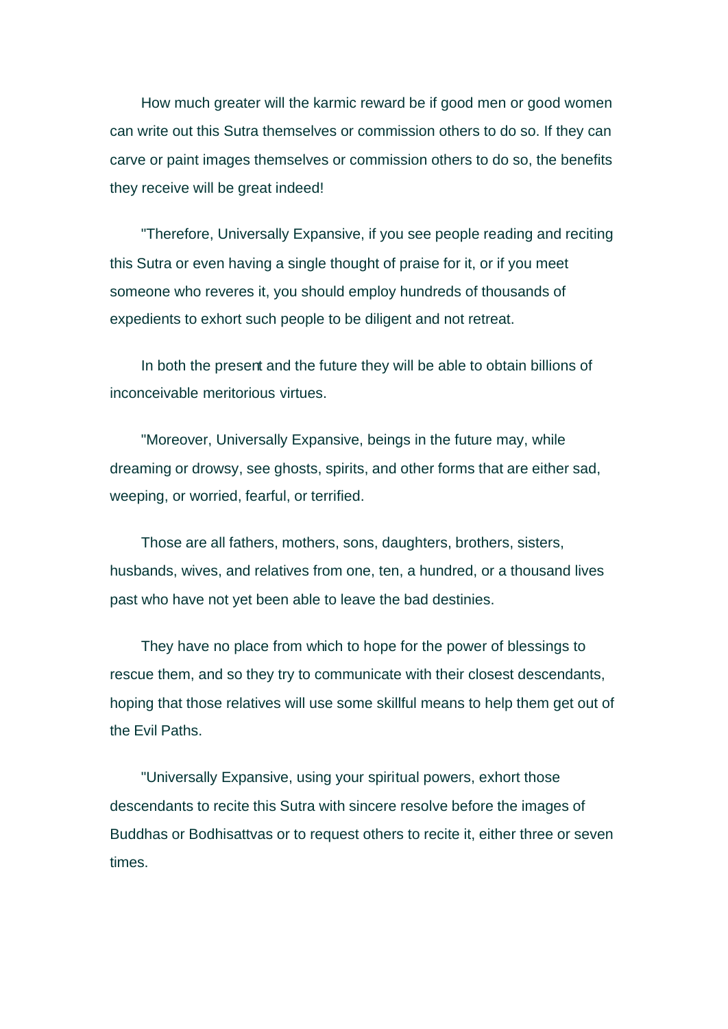How much greater will the karmic reward be if good men or good women can write out this Sutra themselves or commission others to do so. If they can carve or paint images themselves or commission others to do so, the benefits they receive will be great indeed!

"Therefore, Universally Expansive, if you see people reading and reciting this Sutra or even having a single thought of praise for it, or if you meet someone who reveres it, you should employ hundreds of thousands of expedients to exhort such people to be diligent and not retreat.

In both the present and the future they will be able to obtain billions of inconceivable meritorious virtues.

"Moreover, Universally Expansive, beings in the future may, while dreaming or drowsy, see ghosts, spirits, and other forms that are either sad, weeping, or worried, fearful, or terrified.

Those are all fathers, mothers, sons, daughters, brothers, sisters, husbands, wives, and relatives from one, ten, a hundred, or a thousand lives past who have not yet been able to leave the bad destinies.

They have no place from which to hope for the power of blessings to rescue them, and so they try to communicate with their closest descendants, hoping that those relatives will use some skillful means to help them get out of the Evil Paths.

"Universally Expansive, using your spiritual powers, exhort those descendants to recite this Sutra with sincere resolve before the images of Buddhas or Bodhisattvas or to request others to recite it, either three or seven times.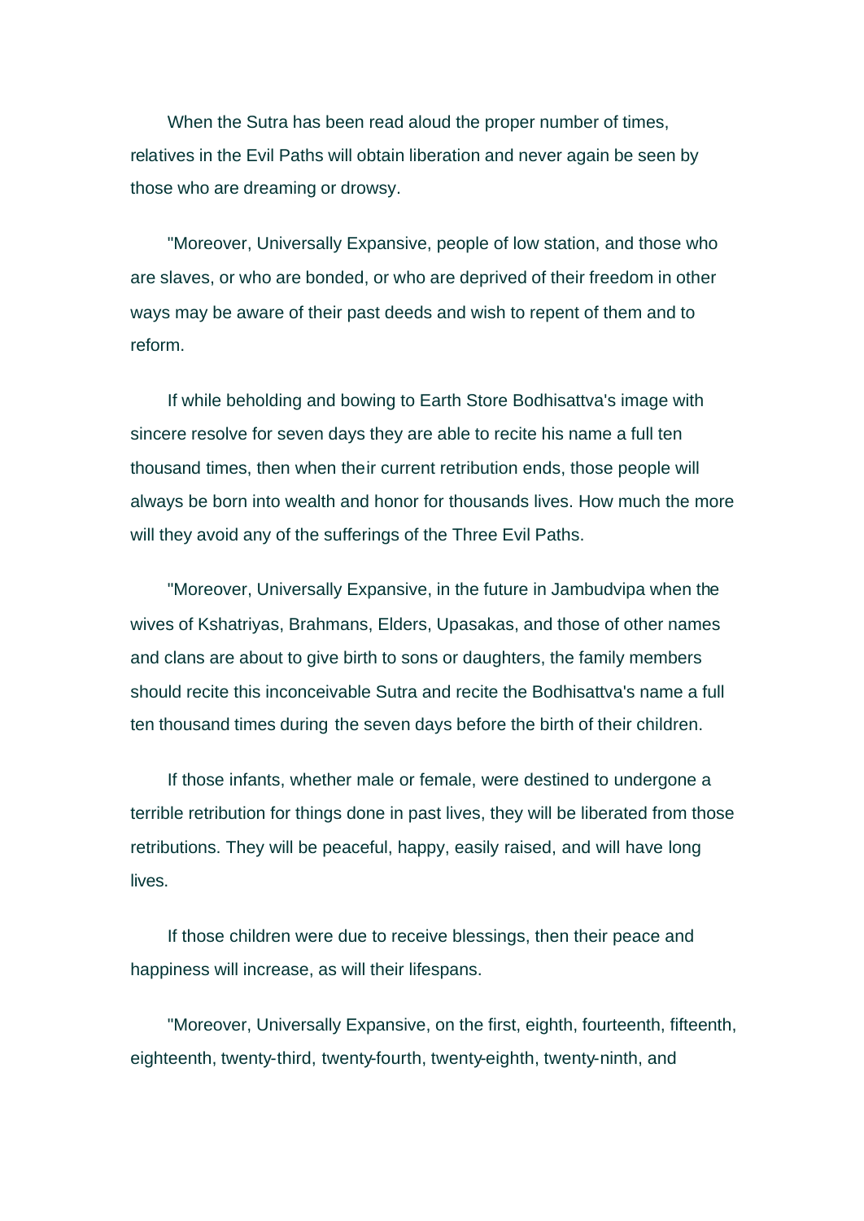When the Sutra has been read aloud the proper number of times, relatives in the Evil Paths will obtain liberation and never again be seen by those who are dreaming or drowsy.

"Moreover, Universally Expansive, people of low station, and those who are slaves, or who are bonded, or who are deprived of their freedom in other ways may be aware of their past deeds and wish to repent of them and to reform.

If while beholding and bowing to Earth Store Bodhisattva's image with sincere resolve for seven days they are able to recite his name a full ten thousand times, then when their current retribution ends, those people will always be born into wealth and honor for thousands lives. How much the more will they avoid any of the sufferings of the Three Evil Paths.

"Moreover, Universally Expansive, in the future in Jambudvipa when the wives of Kshatriyas, Brahmans, Elders, Upasakas, and those of other names and clans are about to give birth to sons or daughters, the family members should recite this inconceivable Sutra and recite the Bodhisattva's name a full ten thousand times during the seven days before the birth of their children.

If those infants, whether male or female, were destined to undergone a terrible retribution for things done in past lives, they will be liberated from those retributions. They will be peaceful, happy, easily raised, and will have long lives.

If those children were due to receive blessings, then their peace and happiness will increase, as will their lifespans.

"Moreover, Universally Expansive, on the first, eighth, fourteenth, fifteenth, eighteenth, twenty-third, twenty-fourth, twenty-eighth, twenty-ninth, and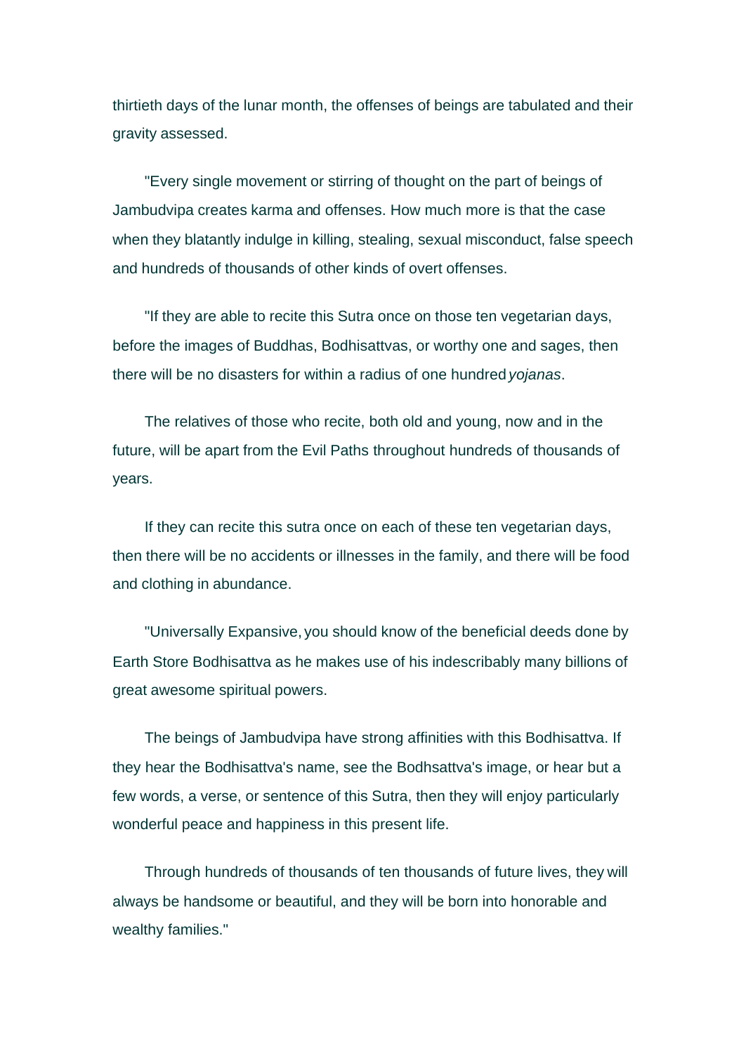thirtieth days of the lunar month, the offenses of beings are tabulated and their gravity assessed.

"Every single movement or stirring of thought on the part of beings of Jambudvipa creates karma and offenses. How much more is that the case when they blatantly indulge in killing, stealing, sexual misconduct, false speech and hundreds of thousands of other kinds of overt offenses.

"If they are able to recite this Sutra once on those ten vegetarian days, before the images of Buddhas, Bodhisattvas, or worthy one and sages, then there will be no disasters for within a radius of one hundred *yojanas*.

The relatives of those who recite, both old and young, now and in the future, will be apart from the Evil Paths throughout hundreds of thousands of years.

If they can recite this sutra once on each of these ten vegetarian days, then there will be no accidents or illnesses in the family, and there will be food and clothing in abundance.

"Universally Expansive, you should know of the beneficial deeds done by Earth Store Bodhisattva as he makes use of his indescribably many billions of great awesome spiritual powers.

The beings of Jambudvipa have strong affinities with this Bodhisattva. If they hear the Bodhisattva's name, see the Bodhsattva's image, or hear but a few words, a verse, or sentence of this Sutra, then they will enjoy particularly wonderful peace and happiness in this present life.

Through hundreds of thousands of ten thousands of future lives, they will always be handsome or beautiful, and they will be born into honorable and wealthy families."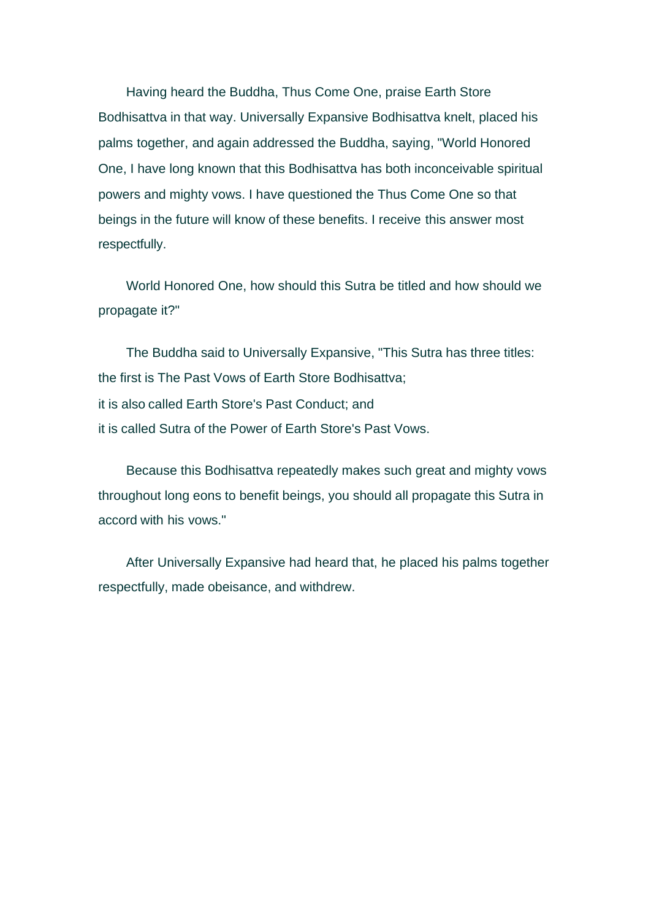Having heard the Buddha, Thus Come One, praise Earth Store Bodhisattva in that way. Universally Expansive Bodhisattva knelt, placed his palms together, and again addressed the Buddha, saying, "World Honored One, I have long known that this Bodhisattva has both inconceivable spiritual powers and mighty vows. I have questioned the Thus Come One so that beings in the future will know of these benefits. I receive this answer most respectfully.

World Honored One, how should this Sutra be titled and how should we propagate it?"

The Buddha said to Universally Expansive, "This Sutra has three titles: the first is The Past Vows of Earth Store Bodhisattva;
it is also called Earth Store's Past Conduct; and
it is called Sutra of the Power of Earth Store's Past Vows.

Because this Bodhisattva repeatedly makes such great and mighty vows throughout long eons to benefit beings, you should all propagate this Sutra in accord with his vows."

After Universally Expansive had heard that, he placed his palms together respectfully, made obeisance, and withdrew.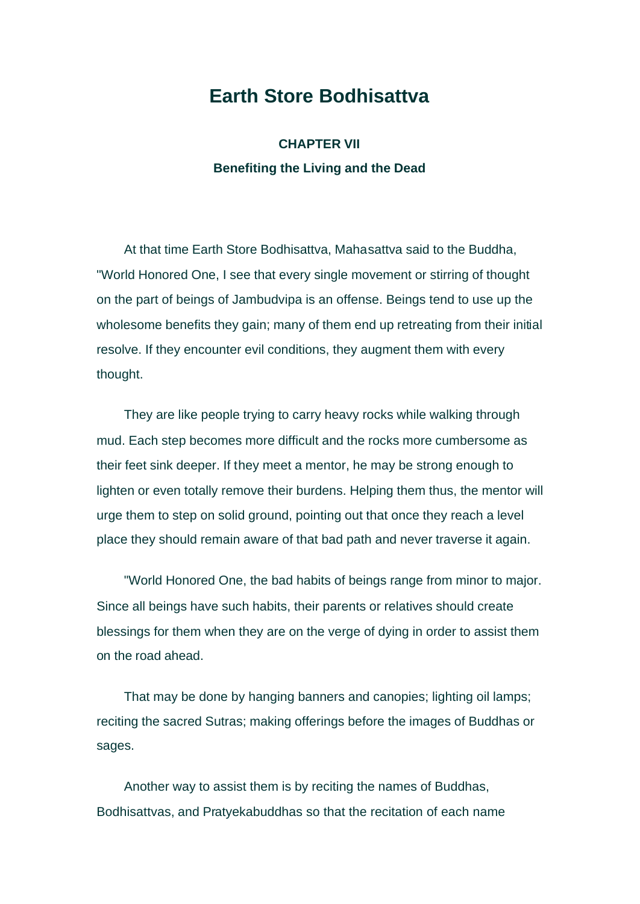# Earth Store Bodhisattva

## CHAPTER VII

### Benefiting the Living and the Dead

At that time Earth Store Bodhisattva, Mahasattva said to the Buddha, "World Honored One, I see that every single movement or stirring of thought on the part of beings of Jambudvipa is an offense. Beings tend to use up the wholesome benefits they gain; many of them end up retreating from their initial resolve. If they encounter evil conditions, they augment them with every thought.

They are like people trying to carry heavy rocks while walking through mud. Each step becomes more difficult and the rocks more cumbersome as their feet sink deeper. If they meet a mentor, he may be strong enough to lighten or even totally remove their burdens. Helping them thus, the mentor will urge them to step on solid ground, pointing out that once they reach a level place they should remain aware of that bad path and never traverse it again.

"World Honored One, the bad habits of beings range from minor to major. Since all beings have such habits, their parents or relatives should create blessings for them when they are on the verge of dying in order to assist them on the road ahead.

That may be done by hanging banners and canopies; lighting oil lamps; reciting the sacred Sutras; making offerings before the images of Buddhas or sages.

Another way to assist them is by reciting the names of Buddhas, Bodhisattvas, and Pratyekabuddhas so that the recitation of each name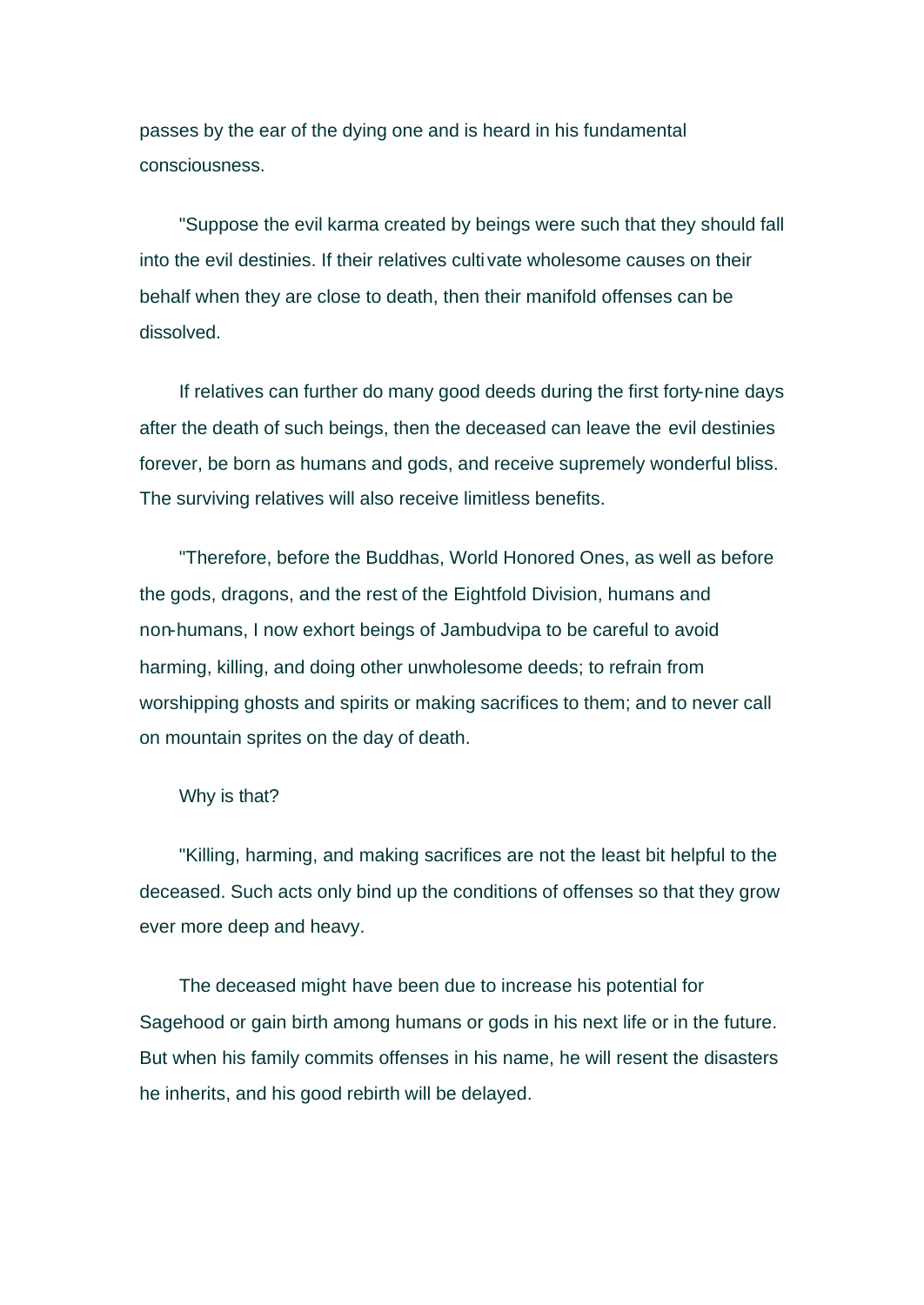passes by the ear of the dying one and is heard in his fundamental consciousness.

"Suppose the evil karma created by beings were such that they should fall into the evil destinies. If their relatives cultivate wholesome causes on their behalf when they are close to death, then their manifold offenses can be dissolved.

If relatives can further do many good deeds during the first forty-nine days after the death of such beings, then the deceased can leave the evil destinies forever, be born as humans and gods, and receive supremely wonderful bliss. The surviving relatives will also receive limitless benefits.

"Therefore, before the Buddhas, World Honored Ones, as well as before the gods, dragons, and the rest of the Eightfold Division, humans and non-humans, I now exhort beings of Jambudvipa to be careful to avoid harming, killing, and doing other unwholesome deeds; to refrain from worshipping ghosts and spirits or making sacrifices to them; and to never call on mountain sprites on the day of death.

Why is that?

"Killing, harming, and making sacrifices are not the least bit helpful to the deceased. Such acts only bind up the conditions of offenses so that they grow ever more deep and heavy.

The deceased might have been due to increase his potential for Sagehood or gain birth among humans or gods in his next life or in the future. But when his family commits offenses in his name, he will resent the disasters he inherits, and his good rebirth will be delayed.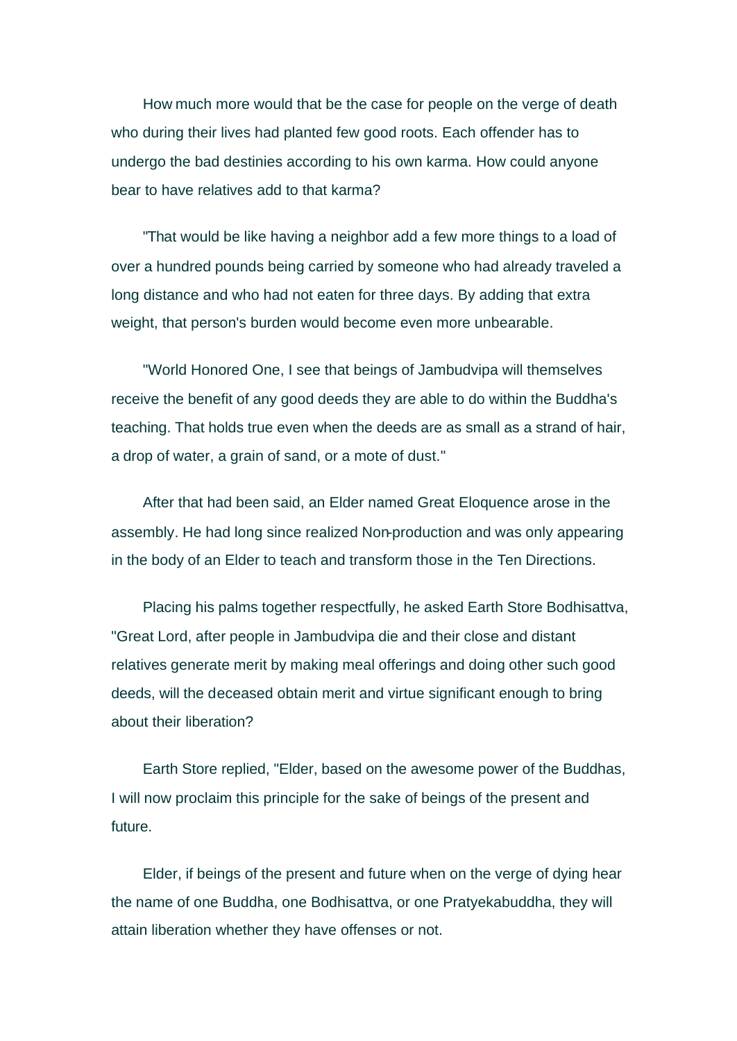How much more would that be the case for people on the verge of death who during their lives had planted few good roots. Each offender has to undergo the bad destinies according to his own karma. How could anyone bear to have relatives add to that karma?

"That would be like having a neighbor add a few more things to a load of over a hundred pounds being carried by someone who had already traveled a long distance and who had not eaten for three days. By adding that extra weight, that person's burden would become even more unbearable.

"World Honored One, I see that beings of Jambudvipa will themselves receive the benefit of any good deeds they are able to do within the Buddha's teaching. That holds true even when the deeds are as small as a strand of hair, a drop of water, a grain of sand, or a mote of dust."

After that had been said, an Elder named Great Eloquence arose in the assembly. He had long since realized Non-production and was only appearing in the body of an Elder to teach and transform those in the Ten Directions.

Placing his palms together respectfully, he asked Earth Store Bodhisattva, "Great Lord, after people in Jambudvipa die and their close and distant relatives generate merit by making meal offerings and doing other such good deeds, will the deceased obtain merit and virtue significant enough to bring about their liberation?

Earth Store replied, "Elder, based on the awesome power of the Buddhas, I will now proclaim this principle for the sake of beings of the present and future.

Elder, if beings of the present and future when on the verge of dying hear the name of one Buddha, one Bodhisattva, or one Pratyekabuddha, they will attain liberation whether they have offenses or not.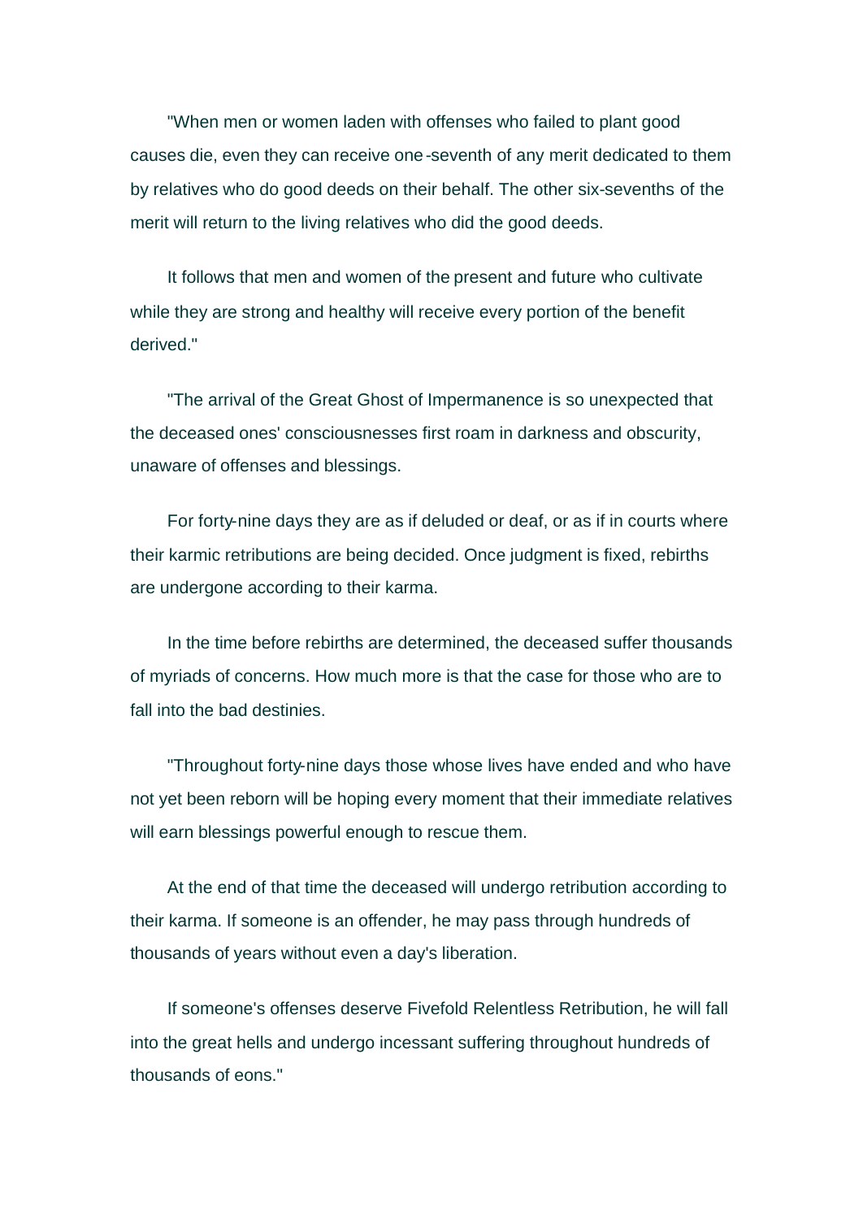"When men or women laden with offenses who failed to plant good causes die, even they can receive one-seventh of any merit dedicated to them by relatives who do good deeds on their behalf. The other six-sevenths of the merit will return to the living relatives who did the good deeds.

It follows that men and women of the present and future who cultivate while they are strong and healthy will receive every portion of the benefit derived."

"The arrival of the Great Ghost of Impermanence is so unexpected that the deceased ones' consciousnesses first roam in darkness and obscurity, unaware of offenses and blessings.

For forty-nine days they are as if deluded or deaf, or as if in courts where their karmic retributions are being decided. Once judgment is fixed, rebirths are undergone according to their karma.

In the time before rebirths are determined, the deceased suffer thousands of myriads of concerns. How much more is that the case for those who are to fall into the bad destinies.

"Throughout forty-nine days those whose lives have ended and who have not yet been reborn will be hoping every moment that their immediate relatives will earn blessings powerful enough to rescue them.

At the end of that time the deceased will undergo retribution according to their karma. If someone is an offender, he may pass through hundreds of thousands of years without even a day's liberation.

If someone's offenses deserve Fivefold Relentless Retribution, he will fall into the great hells and undergo incessant suffering throughout hundreds of thousands of eons."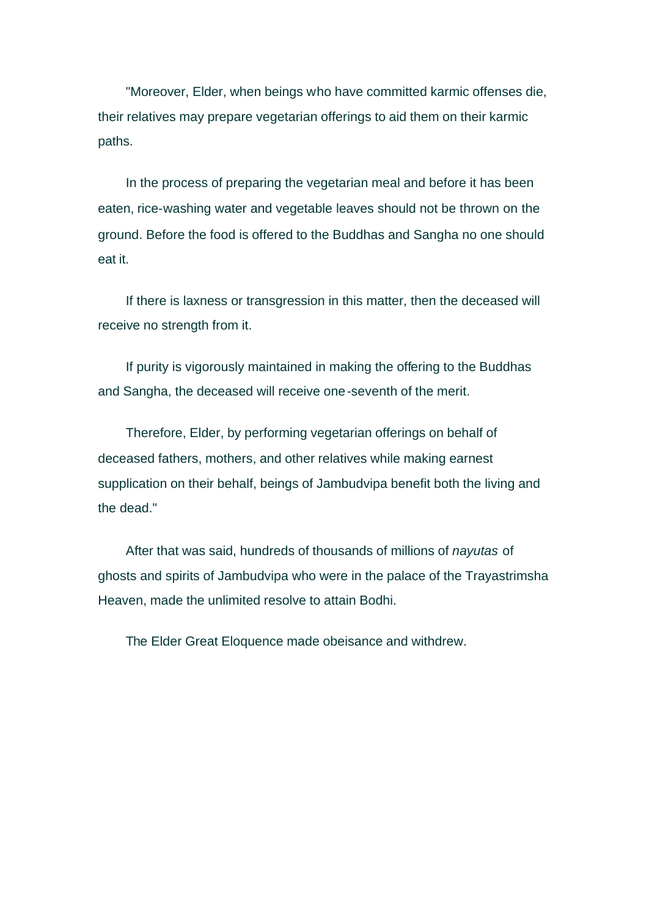"Moreover, Elder, when beings who have committed karmic offenses die, their relatives may prepare vegetarian offerings to aid them on their karmic paths.

In the process of preparing the vegetarian meal and before it has been eaten, rice-washing water and vegetable leaves should not be thrown on the ground. Before the food is offered to the Buddhas and Sangha no one should eat it.

If there is laxness or transgression in this matter, then the deceased will receive no strength from it.

If purity is vigorously maintained in making the offering to the Buddhas and Sangha, the deceased will receive one-seventh of the merit.

Therefore, Elder, by performing vegetarian offerings on behalf of deceased fathers, mothers, and other relatives while making earnest supplication on their behalf, beings of Jambudvipa benefit both the living and the dead."

After that was said, hundreds of thousands of millions of *nayutas* of ghosts and spirits of Jambudvipa who were in the palace of the Trayastrimsha Heaven, made the unlimited resolve to attain Bodhi.

The Elder Great Eloquence made obeisance and withdrew.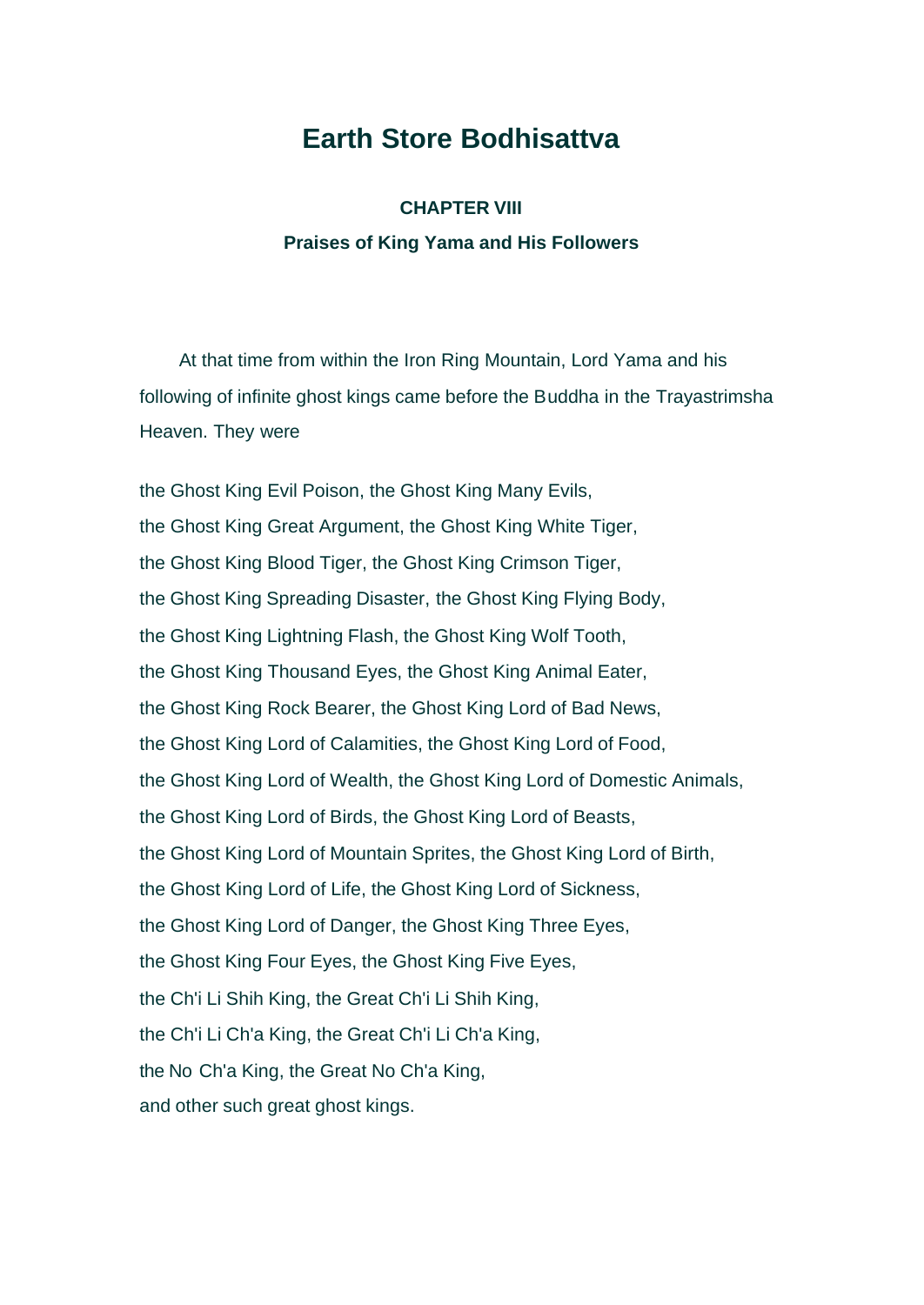# Earth Store Bodhisattva

### CHAPTER VIII

### Praises of King Yama and His Followers

At that time from within the Iron Ring Mountain, Lord Yama and his following of infinite ghost kings came before the Buddha in the Trayastrimsha Heaven. They were

the Ghost King Evil Poison, the Ghost King Many Evils,
the Ghost King Great Argument, the Ghost King White Tiger,
the Ghost King Blood Tiger, the Ghost King Crimson Tiger,
the Ghost King Spreading Disaster, the Ghost King Flying Body,
the Ghost King Lightning Flash, the Ghost King Wolf Tooth,
the Ghost King Thousand Eyes, the Ghost King Animal Eater,
the Ghost King Rock Bearer, the Ghost King Lord of Bad News,
the Ghost King Lord of Calamities, the Ghost King Lord of Food,
the Ghost King Lord of Wealth, the Ghost King Lord of Domestic Animals,
the Ghost King Lord of Birds, the Ghost King Lord of Beasts,
the Ghost King Lord of Mountain Sprites, the Ghost King Lord of Birth,
the Ghost King Lord of Life, the Ghost King Lord of Sickness,
the Ghost King Lord of Danger, the Ghost King Three Eyes,
the Ghost King Four Eyes, the Ghost King Five Eyes,
the Ch'i Li Shih King, the Great Ch'i Li Shih King,
the Ch'i Li Ch'a King, the Great Ch'i Li Ch'a King,
the No Ch'a King, the Great No Ch'a King,
and other such great ghost kings.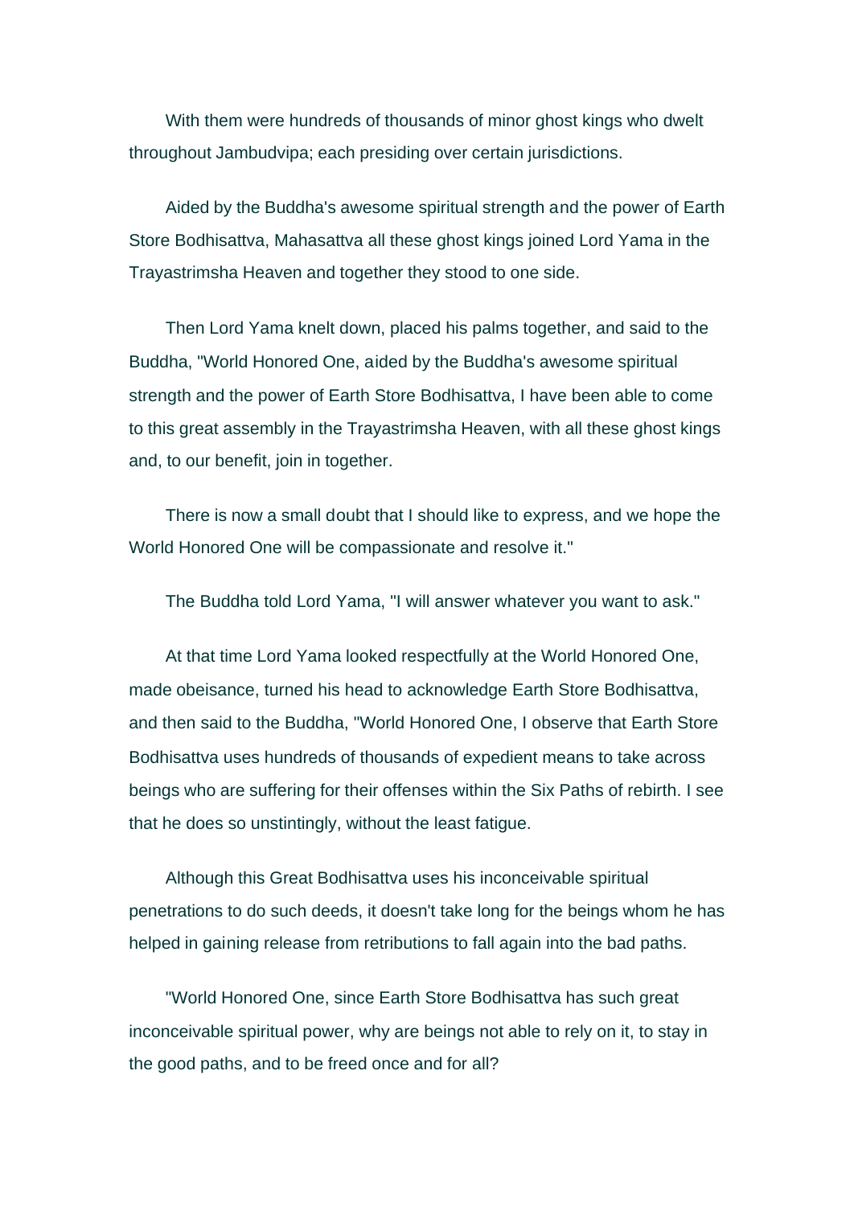With them were hundreds of thousands of minor ghost kings who dwelt throughout Jambudvipa; each presiding over certain jurisdictions.

Aided by the Buddha's awesome spiritual strength and the power of Earth Store Bodhisattva, Mahasattva all these ghost kings joined Lord Yama in the Trayastrimsha Heaven and together they stood to one side.

Then Lord Yama knelt down, placed his palms together, and said to the Buddha, "World Honored One, aided by the Buddha's awesome spiritual strength and the power of Earth Store Bodhisattva, I have been able to come to this great assembly in the Trayastrimsha Heaven, with all these ghost kings and, to our benefit, join in together.

There is now a small doubt that I should like to express, and we hope the World Honored One will be compassionate and resolve it."

The Buddha told Lord Yama, "I will answer whatever you want to ask."

At that time Lord Yama looked respectfully at the World Honored One, made obeisance, turned his head to acknowledge Earth Store Bodhisattva, and then said to the Buddha, "World Honored One, I observe that Earth Store Bodhisattva uses hundreds of thousands of expedient means to take across beings who are suffering for their offenses within the Six Paths of rebirth. I see that he does so unstintingly, without the least fatigue.

Although this Great Bodhisattva uses his inconceivable spiritual penetrations to do such deeds, it doesn't take long for the beings whom he has helped in gaining release from retributions to fall again into the bad paths.

"World Honored One, since Earth Store Bodhisattva has such great inconceivable spiritual power, why are beings not able to rely on it, to stay in the good paths, and to be freed once and for all?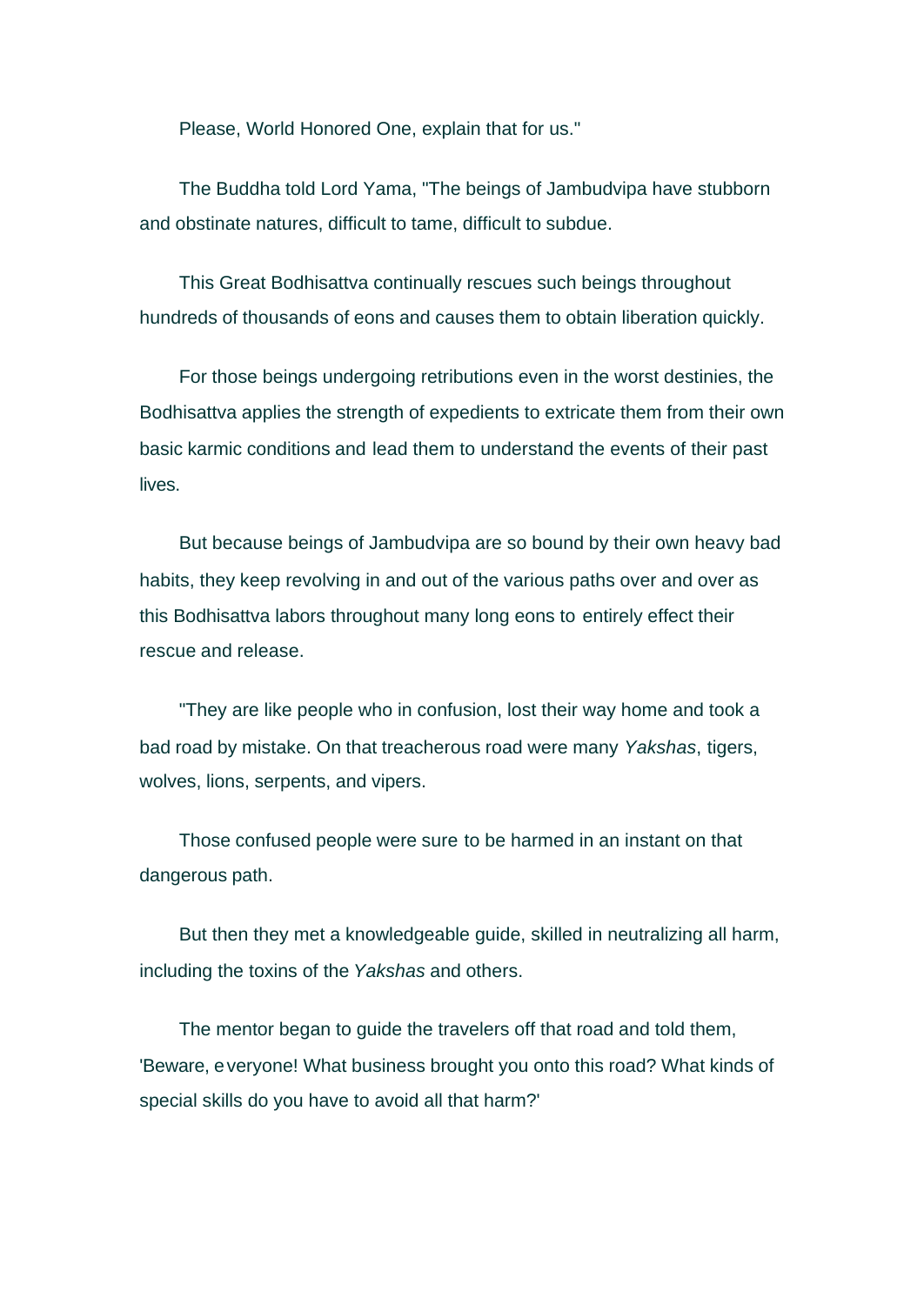Please, World Honored One, explain that for us."

The Buddha told Lord Yama, "The beings of Jambudvipa have stubborn and obstinate natures, difficult to tame, difficult to subdue.

This Great Bodhisattva continually rescues such beings throughout hundreds of thousands of eons and causes them to obtain liberation quickly.

For those beings undergoing retributions even in the worst destinies, the Bodhisattva applies the strength of expedients to extricate them from their own basic karmic conditions and lead them to understand the events of their past lives.

But because beings of Jambudvipa are so bound by their own heavy bad habits, they keep revolving in and out of the various paths over and over as this Bodhisattva labors throughout many long eons to entirely effect their rescue and release.

"They are like people who in confusion, lost their way home and took a bad road by mistake. On that treacherous road were many *Yakshas*, tigers, wolves, lions, serpents, and vipers.

Those confused people were sure to be harmed in an instant on that dangerous path.

But then they met a knowledgeable guide, skilled in neutralizing all harm, including the toxins of the *Yakshas* and others.

The mentor began to guide the travelers off that road and told them, 'Beware, everyone! What business brought you onto this road? What kinds of special skills do you have to avoid all that harm?'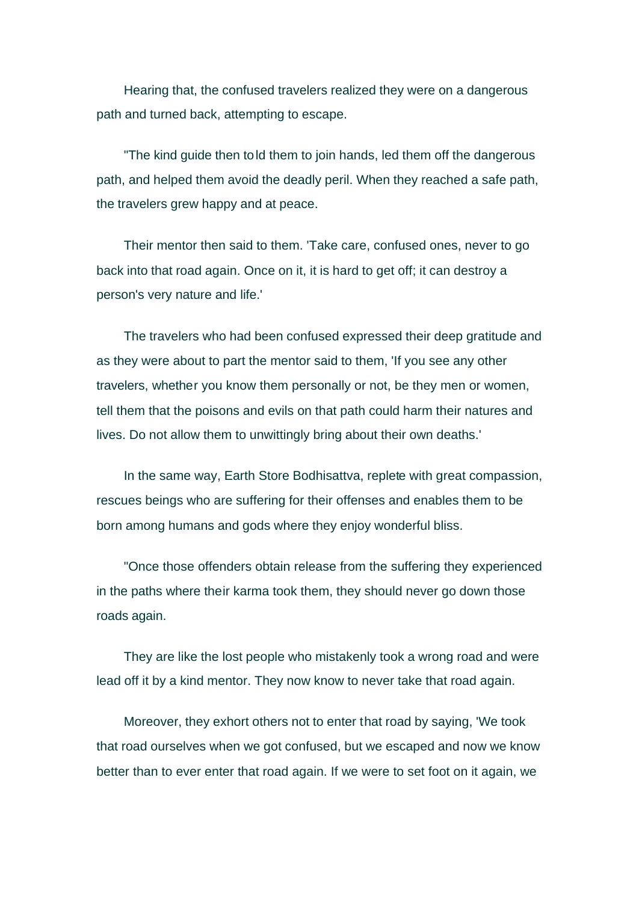Hearing that, the confused travelers realized they were on a dangerous path and turned back, attempting to escape.

"The kind guide then told them to join hands, led them off the dangerous path, and helped them avoid the deadly peril. When they reached a safe path, the travelers grew happy and at peace.

Their mentor then said to them. 'Take care, confused ones, never to go back into that road again. Once on it, it is hard to get off; it can destroy a person's very nature and life.'

The travelers who had been confused expressed their deep gratitude and as they were about to part the mentor said to them, 'If you see any other travelers, whether you know them personally or not, be they men or women, tell them that the poisons and evils on that path could harm their natures and lives. Do not allow them to unwittingly bring about their own deaths.'

In the same way, Earth Store Bodhisattva, replete with great compassion, rescues beings who are suffering for their offenses and enables them to be born among humans and gods where they enjoy wonderful bliss.

"Once those offenders obtain release from the suffering they experienced in the paths where their karma took them, they should never go down those roads again.

They are like the lost people who mistakenly took a wrong road and were lead off it by a kind mentor. They now know to never take that road again.

Moreover, they exhort others not to enter that road by saying, 'We took that road ourselves when we got confused, but we escaped and now we know better than to ever enter that road again. If we were to set foot on it again, we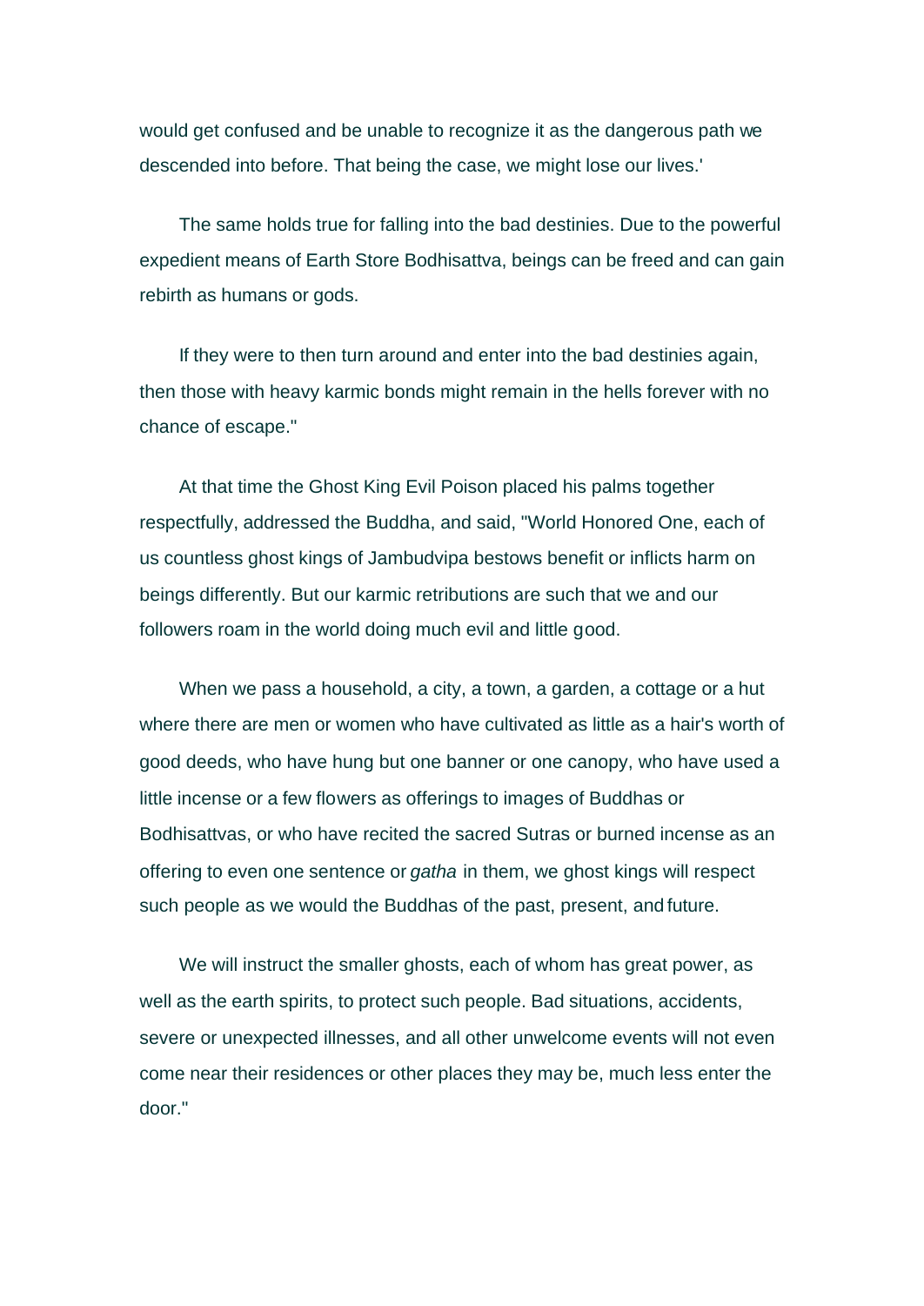would get confused and be unable to recognize it as the dangerous path we descended into before. That being the case, we might lose our lives.'

The same holds true for falling into the bad destinies. Due to the powerful expedient means of Earth Store Bodhisattva, beings can be freed and can gain rebirth as humans or gods.

If they were to then turn around and enter into the bad destinies again, then those with heavy karmic bonds might remain in the hells forever with no chance of escape."

At that time the Ghost King Evil Poison placed his palms together respectfully, addressed the Buddha, and said, "World Honored One, each of us countless ghost kings of Jambudvipa bestows benefit or inflicts harm on beings differently. But our karmic retributions are such that we and our followers roam in the world doing much evil and little good.

When we pass a household, a city, a town, a garden, a cottage or a hut where there are men or women who have cultivated as little as a hair's worth of good deeds, who have hung but one banner or one canopy, who have used a little incense or a few flowers as offerings to images of Buddhas or Bodhisattvas, or who have recited the sacred Sutras or burned incense as an offering to even one sentence or *gatha* in them, we ghost kings will respect such people as we would the Buddhas of the past, present, and future.

We will instruct the smaller ghosts, each of whom has great power, as well as the earth spirits, to protect such people. Bad situations, accidents, severe or unexpected illnesses, and all other unwelcome events will not even come near their residences or other places they may be, much less enter the door."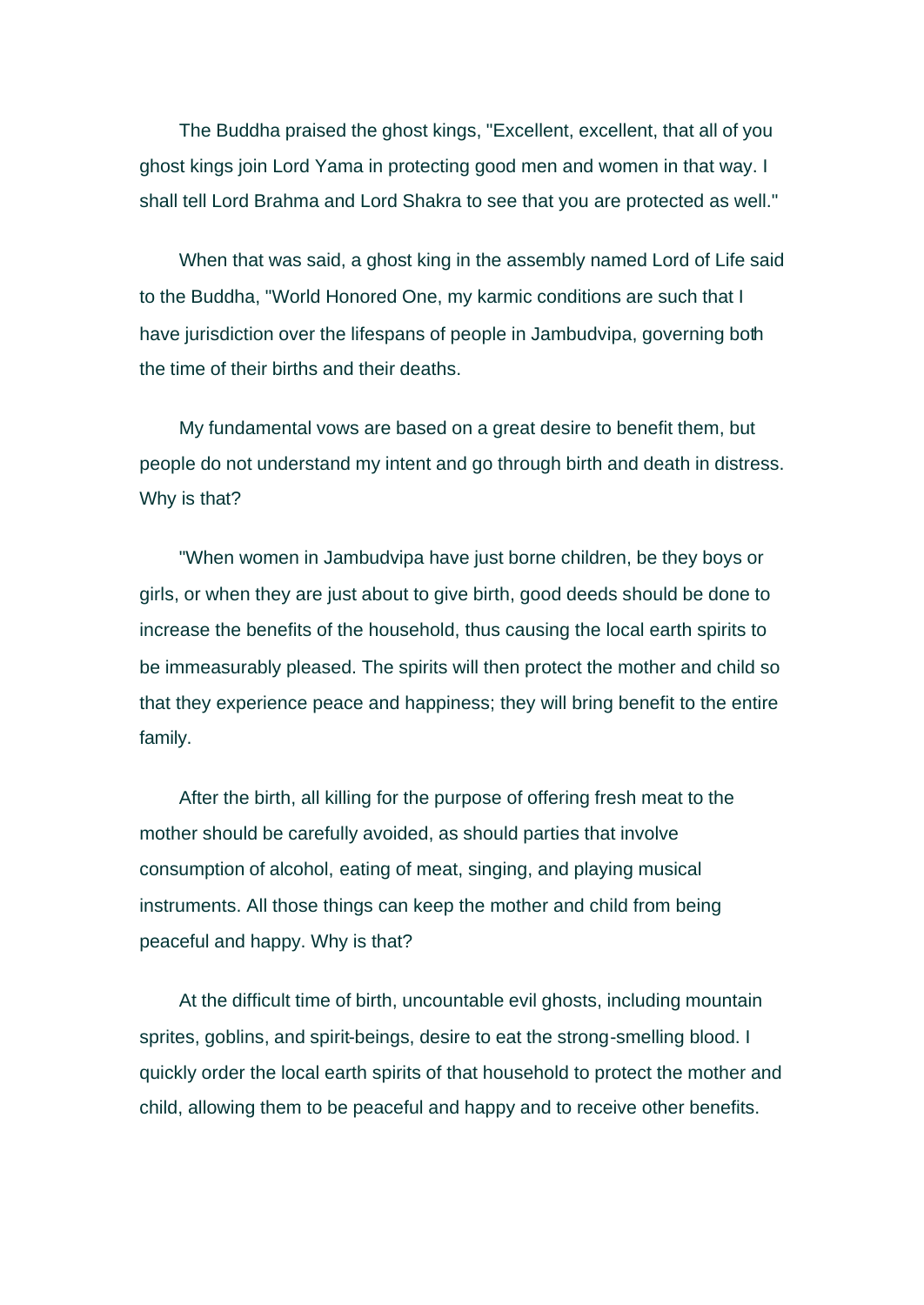The Buddha praised the ghost kings, "Excellent, excellent, that all of you ghost kings join Lord Yama in protecting good men and women in that way. I shall tell Lord Brahma and Lord Shakra to see that you are protected as well."

When that was said, a ghost king in the assembly named Lord of Life said to the Buddha, "World Honored One, my karmic conditions are such that I have jurisdiction over the lifespans of people in Jambudvipa, governing both the time of their births and their deaths.

My fundamental vows are based on a great desire to benefit them, but people do not understand my intent and go through birth and death in distress. Why is that?

"When women in Jambudvipa have just borne children, be they boys or girls, or when they are just about to give birth, good deeds should be done to increase the benefits of the household, thus causing the local earth spirits to be immeasurably pleased. The spirits will then protect the mother and child so that they experience peace and happiness; they will bring benefit to the entire family.

After the birth, all killing for the purpose of offering fresh meat to the mother should be carefully avoided, as should parties that involve consumption of alcohol, eating of meat, singing, and playing musical instruments. All those things can keep the mother and child from being peaceful and happy. Why is that?

At the difficult time of birth, uncountable evil ghosts, including mountain sprites, goblins, and spirit-beings, desire to eat the strong-smelling blood. I quickly order the local earth spirits of that household to protect the mother and child, allowing them to be peaceful and happy and to receive other benefits.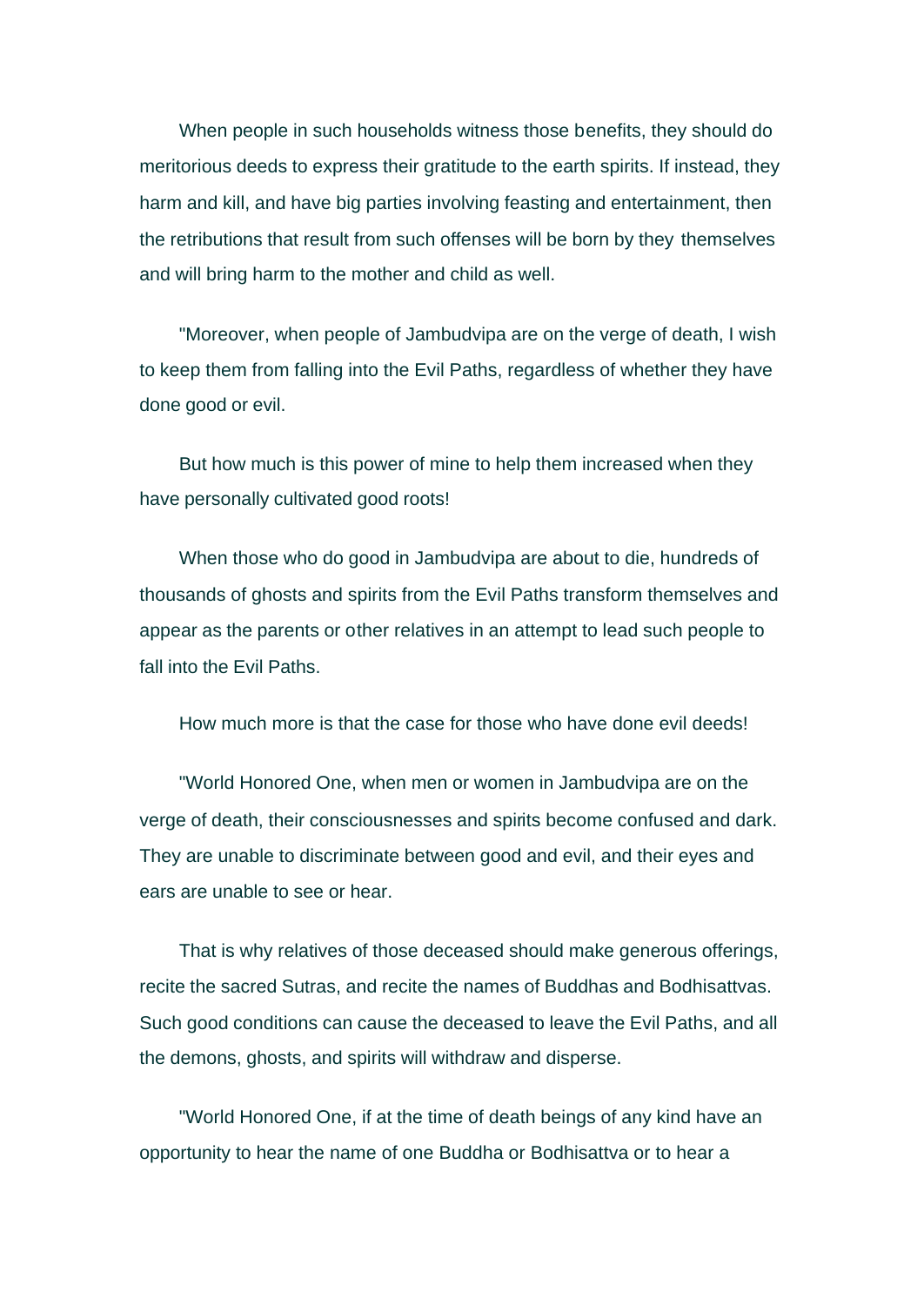When people in such households witness those benefits, they should do meritorious deeds to express their gratitude to the earth spirits. If instead, they harm and kill, and have big parties involving feasting and entertainment, then the retributions that result from such offenses will be born by they themselves and will bring harm to the mother and child as well.

"Moreover, when people of Jambudvipa are on the verge of death, I wish to keep them from falling into the Evil Paths, regardless of whether they have done good or evil.

But how much is this power of mine to help them increased when they have personally cultivated good roots!

When those who do good in Jambudvipa are about to die, hundreds of thousands of ghosts and spirits from the Evil Paths transform themselves and appear as the parents or other relatives in an attempt to lead such people to fall into the Evil Paths.

How much more is that the case for those who have done evil deeds!

"World Honored One, when men or women in Jambudvipa are on the verge of death, their consciousnesses and spirits become confused and dark. They are unable to discriminate between good and evil, and their eyes and ears are unable to see or hear.

That is why relatives of those deceased should make generous offerings, recite the sacred Sutras, and recite the names of Buddhas and Bodhisattvas. Such good conditions can cause the deceased to leave the Evil Paths, and all the demons, ghosts, and spirits will withdraw and disperse.

"World Honored One, if at the time of death beings of any kind have an opportunity to hear the name of one Buddha or Bodhisattva or to hear a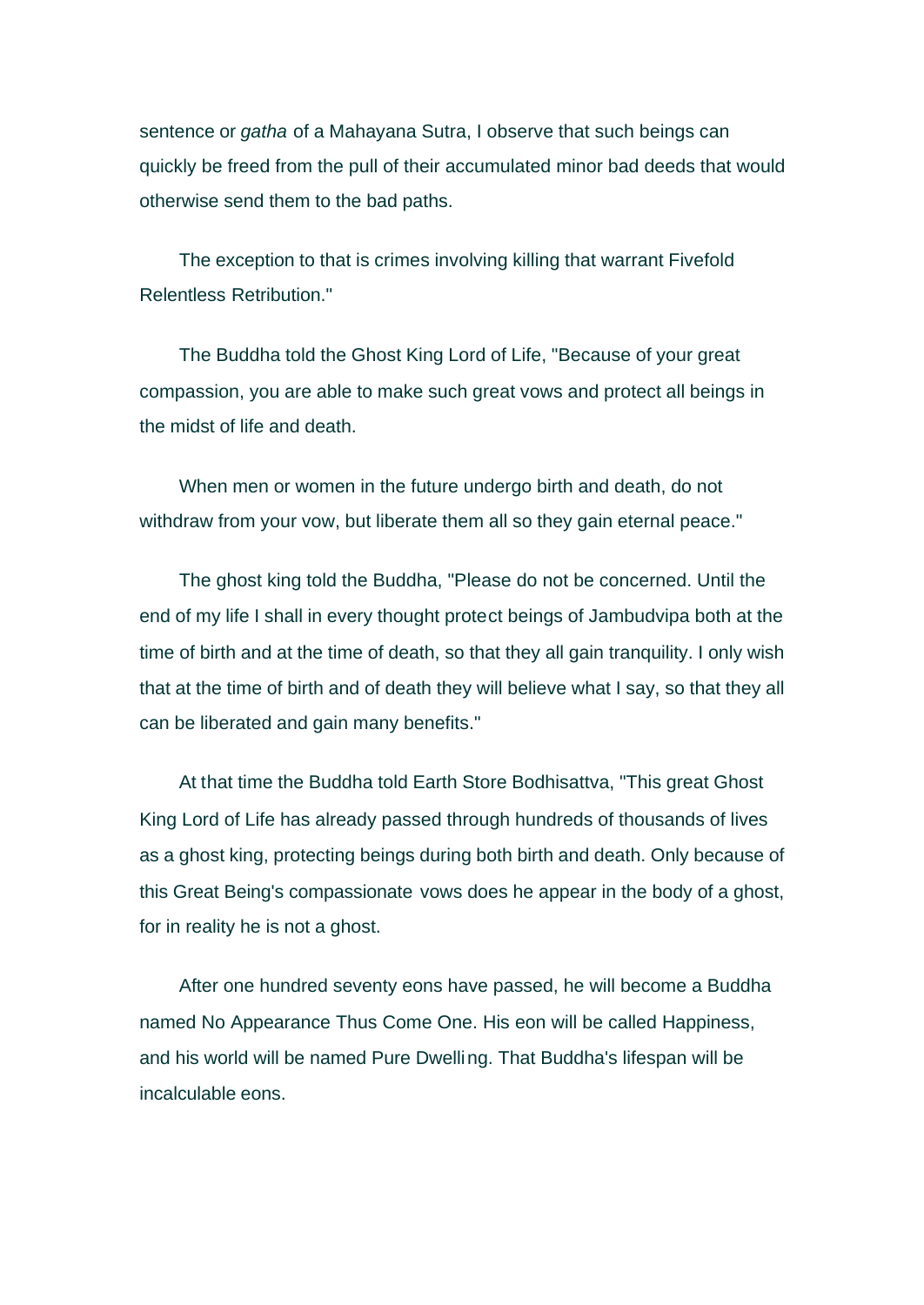sentence or *gatha* of a Mahayana Sutra, I observe that such beings can quickly be freed from the pull of their accumulated minor bad deeds that would otherwise send them to the bad paths.

The exception to that is crimes involving killing that warrant Fivefold Relentless Retribution."

The Buddha told the Ghost King Lord of Life, "Because of your great compassion, you are able to make such great vows and protect all beings in the midst of life and death.

When men or women in the future undergo birth and death, do not withdraw from your vow, but liberate them all so they gain eternal peace."

The ghost king told the Buddha, "Please do not be concerned. Until the end of my life I shall in every thought protect beings of Jambudvipa both at the time of birth and at the time of death, so that they all gain tranquility. I only wish that at the time of birth and of death they will believe what I say, so that they all can be liberated and gain many benefits."

At that time the Buddha told Earth Store Bodhisattva, "This great Ghost King Lord of Life has already passed through hundreds of thousands of lives as a ghost king, protecting beings during both birth and death. Only because of this Great Being's compassionate vows does he appear in the body of a ghost, for in reality he is not a ghost.

After one hundred seventy eons have passed, he will become a Buddha named No Appearance Thus Come One. His eon will be called Happiness, and his world will be named Pure Dwelling. That Buddha's lifespan will be incalculable eons.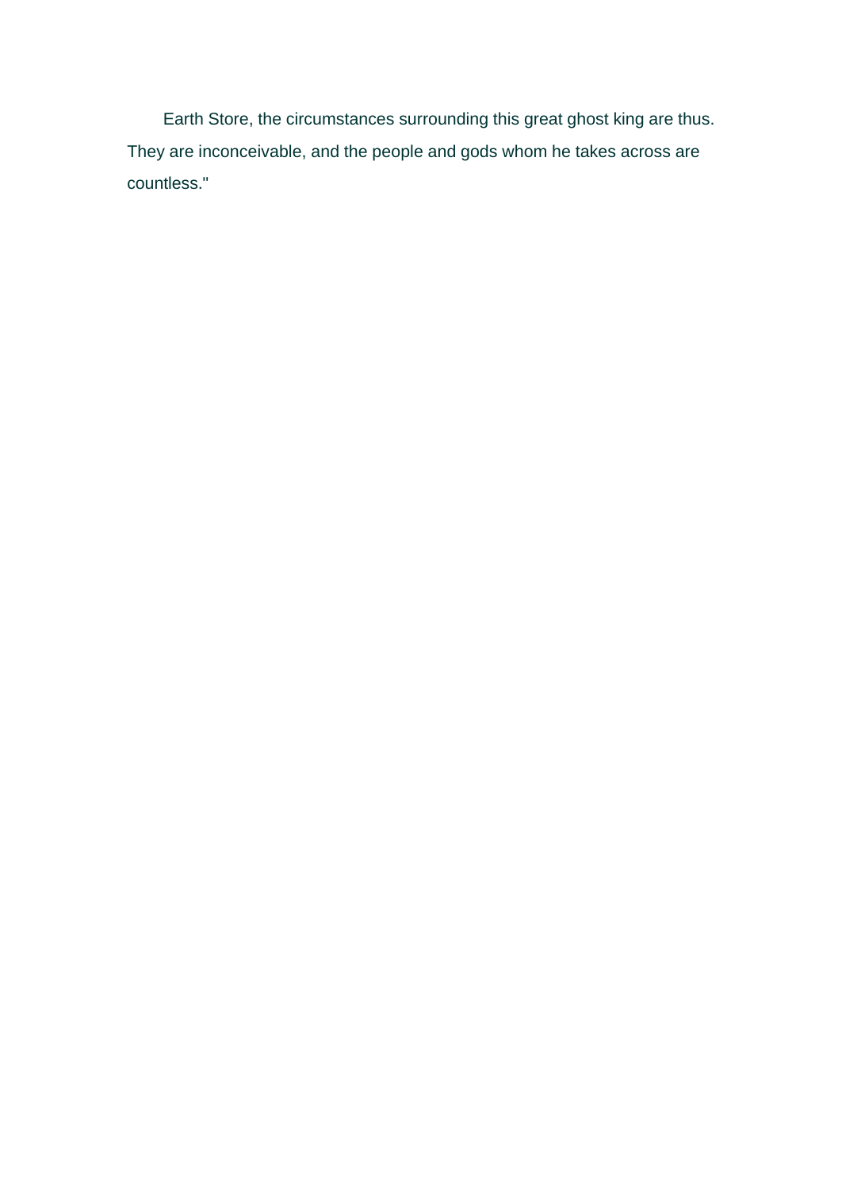Earth Store, the circumstances surrounding this great ghost king are thus. They are inconceivable, and the people and gods whom he takes across are countless."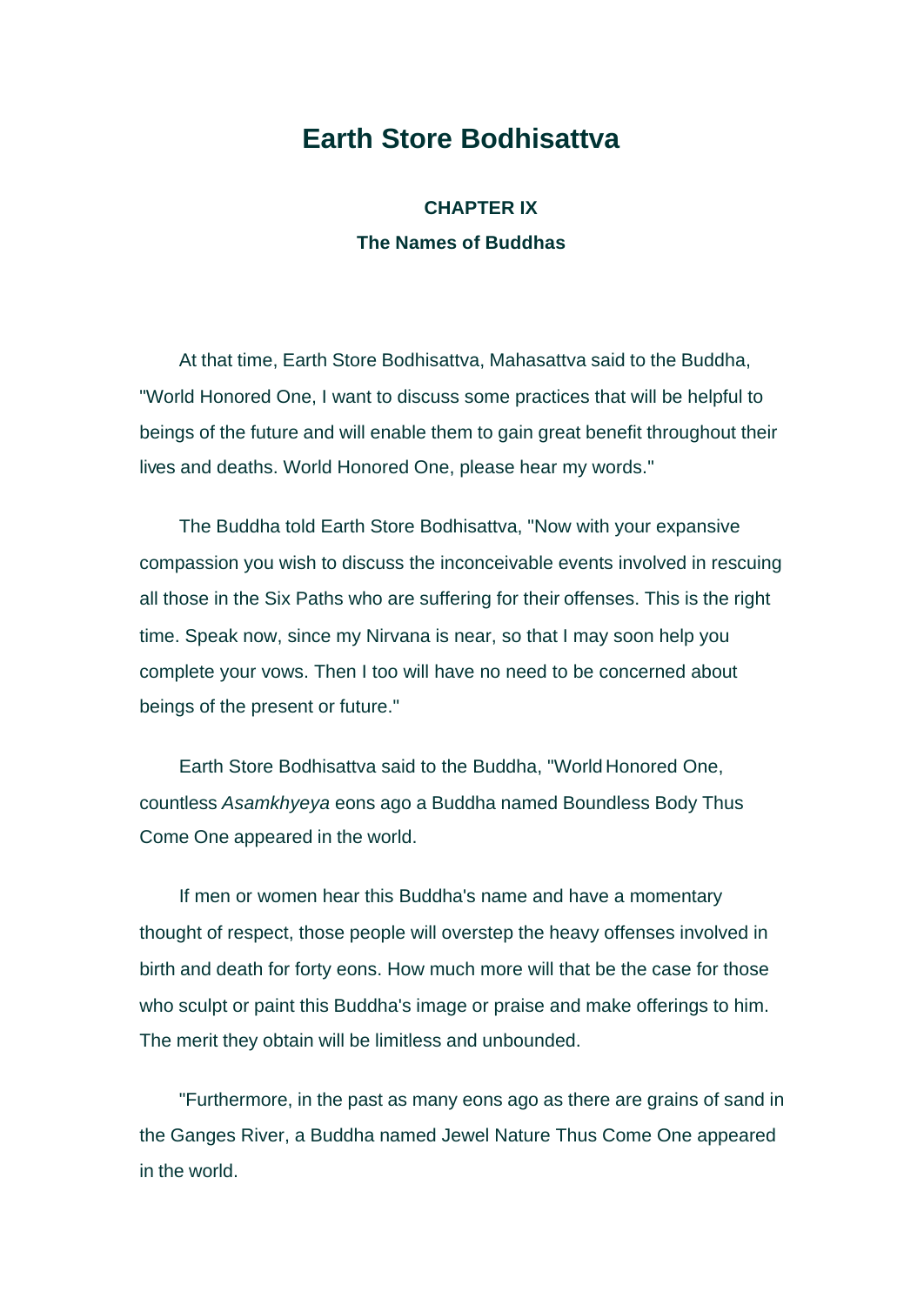# Earth Store Bodhisattva

### CHAPTER IX

### The Names of Buddhas

At that time, Earth Store Bodhisattva, Mahasattva said to the Buddha, "World Honored One, I want to discuss some practices that will be helpful to beings of the future and will enable them to gain great benefit throughout their lives and deaths. World Honored One, please hear my words."

The Buddha told Earth Store Bodhisattva, "Now with your expansive compassion you wish to discuss the inconceivable events involved in rescuing all those in the Six Paths who are suffering for their offenses. This is the right time. Speak now, since my Nirvana is near, so that I may soon help you complete your vows. Then I too will have no need to be concerned about beings of the present or future."

Earth Store Bodhisattva said to the Buddha, "World Honored One, countless *Asamkhyeya* eons ago a Buddha named Boundless Body Thus Come One appeared in the world.

If men or women hear this Buddha's name and have a momentary thought of respect, those people will overstep the heavy offenses involved in birth and death for forty eons. How much more will that be the case for those who sculpt or paint this Buddha's image or praise and make offerings to him. The merit they obtain will be limitless and unbounded.

"Furthermore, in the past as many eons ago as there are grains of sand in the Ganges River, a Buddha named Jewel Nature Thus Come One appeared in the world.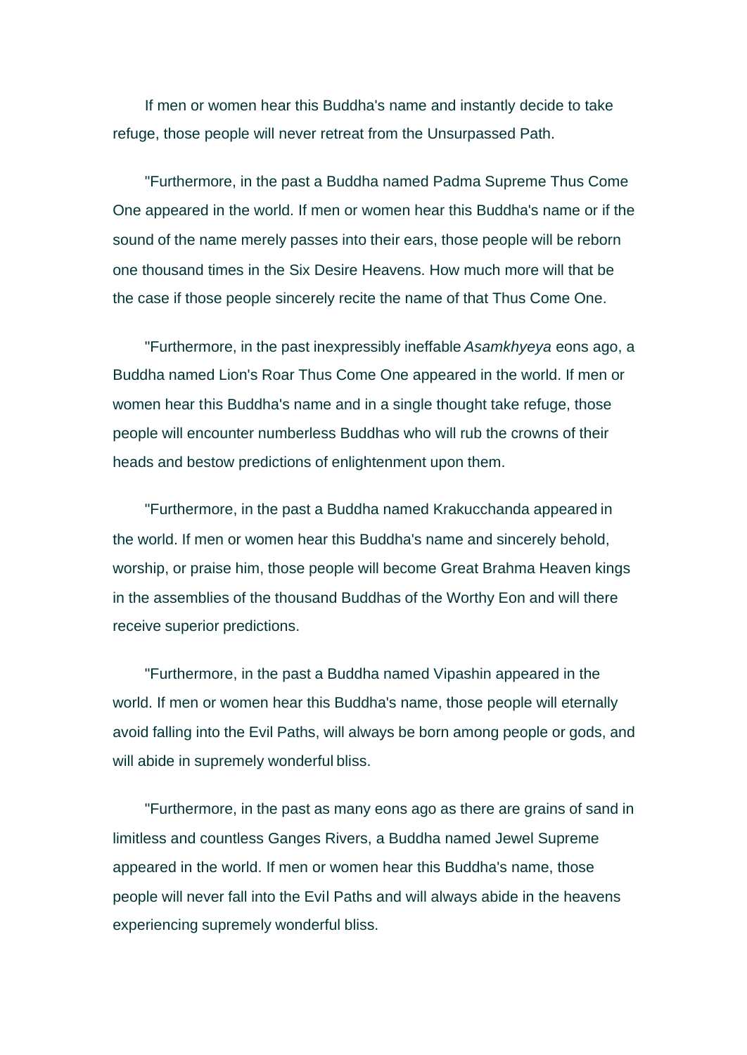If men or women hear this Buddha's name and instantly decide to take refuge, those people will never retreat from the Unsurpassed Path.

"Furthermore, in the past a Buddha named Padma Supreme Thus Come One appeared in the world. If men or women hear this Buddha's name or if the sound of the name merely passes into their ears, those people will be reborn one thousand times in the Six Desire Heavens. How much more will that be the case if those people sincerely recite the name of that Thus Come One.

"Furthermore, in the past inexpressibly ineffable *Asamkhyeya* eons ago, a Buddha named Lion's Roar Thus Come One appeared in the world. If men or women hear this Buddha's name and in a single thought take refuge, those people will encounter numberless Buddhas who will rub the crowns of their heads and bestow predictions of enlightenment upon them.

"Furthermore, in the past a Buddha named Krakucchanda appeared in the world. If men or women hear this Buddha's name and sincerely behold, worship, or praise him, those people will become Great Brahma Heaven kings in the assemblies of the thousand Buddhas of the Worthy Eon and will there receive superior predictions.

"Furthermore, in the past a Buddha named Vipashin appeared in the world. If men or women hear this Buddha's name, those people will eternally avoid falling into the Evil Paths, will always be born among people or gods, and will abide in supremely wonderful bliss.

"Furthermore, in the past as many eons ago as there are grains of sand in limitless and countless Ganges Rivers, a Buddha named Jewel Supreme appeared in the world. If men or women hear this Buddha's name, those people will never fall into the Evil Paths and will always abide in the heavens experiencing supremely wonderful bliss.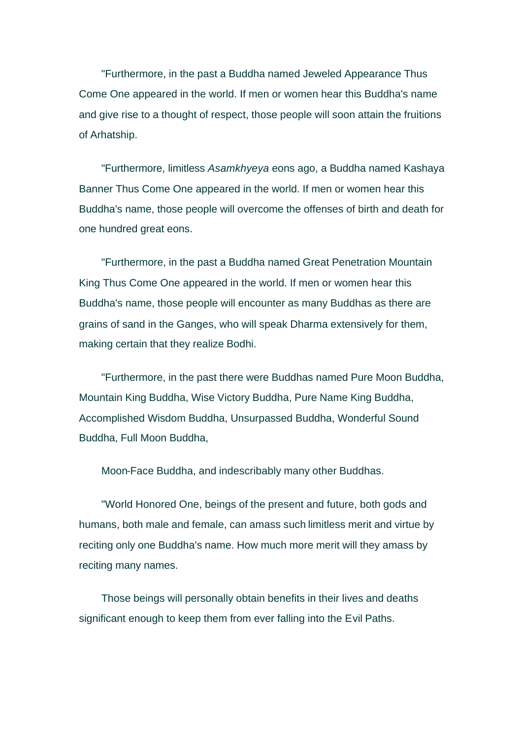"Furthermore, in the past a Buddha named Jeweled Appearance Thus Come One appeared in the world. If men or women hear this Buddha's name and give rise to a thought of respect, those people will soon attain the fruitions of Arhatship.

"Furthermore, limitless *Asamkhyeya* eons ago, a Buddha named Kashaya Banner Thus Come One appeared in the world. If men or women hear this Buddha's name, those people will overcome the offenses of birth and death for one hundred great eons.

"Furthermore, in the past a Buddha named Great Penetration Mountain King Thus Come One appeared in the world. If men or women hear this Buddha's name, those people will encounter as many Buddhas as there are grains of sand in the Ganges, who will speak Dharma extensively for them, making certain that they realize Bodhi.

"Furthermore, in the past there were Buddhas named Pure Moon Buddha, Mountain King Buddha, Wise Victory Buddha, Pure Name King Buddha, Accomplished Wisdom Buddha, Unsurpassed Buddha, Wonderful Sound Buddha, Full Moon Buddha,

Moon-Face Buddha, and indescribably many other Buddhas.

"World Honored One, beings of the present and future, both gods and humans, both male and female, can amass such limitless merit and virtue by reciting only one Buddha's name. How much more merit will they amass by reciting many names.

Those beings will personally obtain benefits in their lives and deaths significant enough to keep them from ever falling into the Evil Paths.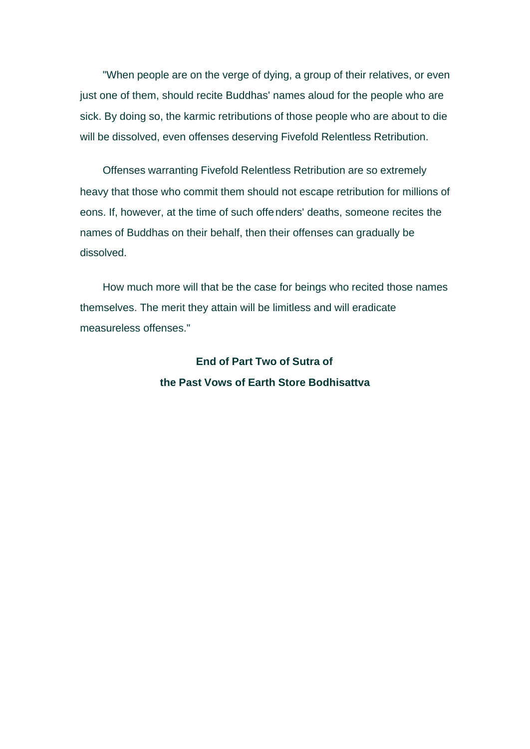"When people are on the verge of dying, a group of their relatives, or even just one of them, should recite Buddhas' names aloud for the people who are sick. By doing so, the karmic retributions of those people who are about to die will be dissolved, even offenses deserving Fivefold Relentless Retribution.

Offenses warranting Fivefold Relentless Retribution are so extremely heavy that those who commit them should not escape retribution for millions of eons. If, however, at the time of such offenders' deaths, someone recites the names of Buddhas on their behalf, then their offenses can gradually be dissolved.

How much more will that be the case for beings who recited those names themselves. The merit they attain will be limitless and will eradicate measureless offenses."

**End of Part Two of Sutra of**
**the Past Vows of Earth Store Bodhisattva**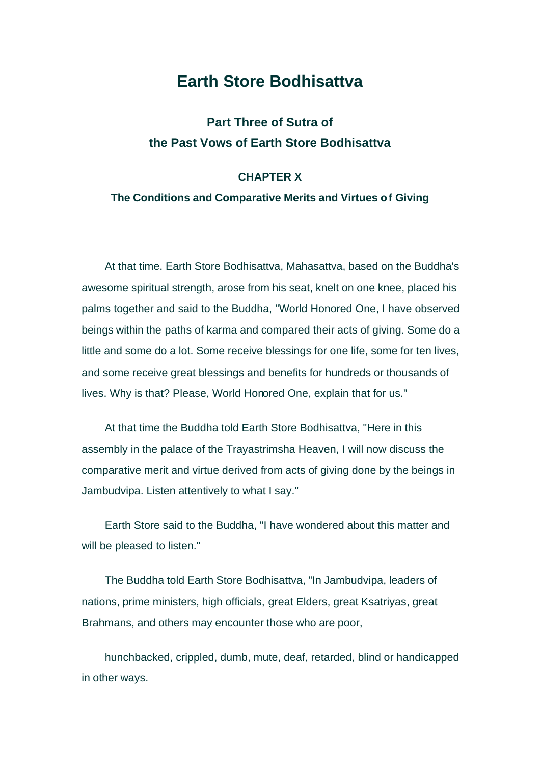# Earth Store Bodhisattva

## Part Three of Sutra of the Past Vows of Earth Store Bodhisattva

### CHAPTER X

### The Conditions and Comparative Merits and Virtues of Giving

At that time. Earth Store Bodhisattva, Mahasattva, based on the Buddha's awesome spiritual strength, arose from his seat, knelt on one knee, placed his palms together and said to the Buddha, "World Honored One, I have observed beings within the paths of karma and compared their acts of giving. Some do a little and some do a lot. Some receive blessings for one life, some for ten lives, and some receive great blessings and benefits for hundreds or thousands of lives. Why is that? Please, World Honored One, explain that for us."

At that time the Buddha told Earth Store Bodhisattva, "Here in this assembly in the palace of the Trayastrimsha Heaven, I will now discuss the comparative merit and virtue derived from acts of giving done by the beings in Jambudvipa. Listen attentively to what I say."

Earth Store said to the Buddha, "I have wondered about this matter and will be pleased to listen."

The Buddha told Earth Store Bodhisattva, "In Jambudvipa, leaders of nations, prime ministers, high officials, great Elders, great Ksatriyas, great Brahmans, and others may encounter those who are poor,

hunchbacked, crippled, dumb, mute, deaf, retarded, blind or handicapped in other ways.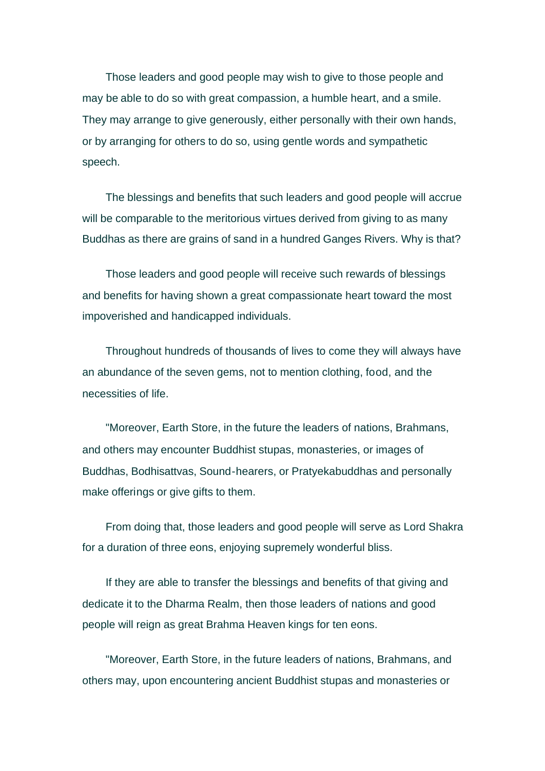Those leaders and good people may wish to give to those people and may be able to do so with great compassion, a humble heart, and a smile. They may arrange to give generously, either personally with their own hands, or by arranging for others to do so, using gentle words and sympathetic speech.

The blessings and benefits that such leaders and good people will accrue will be comparable to the meritorious virtues derived from giving to as many Buddhas as there are grains of sand in a hundred Ganges Rivers. Why is that?

Those leaders and good people will receive such rewards of blessings and benefits for having shown a great compassionate heart toward the most impoverished and handicapped individuals.

Throughout hundreds of thousands of lives to come they will always have an abundance of the seven gems, not to mention clothing, food, and the necessities of life.

"Moreover, Earth Store, in the future the leaders of nations, Brahmans, and others may encounter Buddhist stupas, monasteries, or images of Buddhas, Bodhisattvas, Sound-hearers, or Pratyekabuddhas and personally make offerings or give gifts to them.

From doing that, those leaders and good people will serve as Lord Shakra for a duration of three eons, enjoying supremely wonderful bliss.

If they are able to transfer the blessings and benefits of that giving and dedicate it to the Dharma Realm, then those leaders of nations and good people will reign as great Brahma Heaven kings for ten eons.

"Moreover, Earth Store, in the future leaders of nations, Brahmans, and others may, upon encountering ancient Buddhist stupas and monasteries or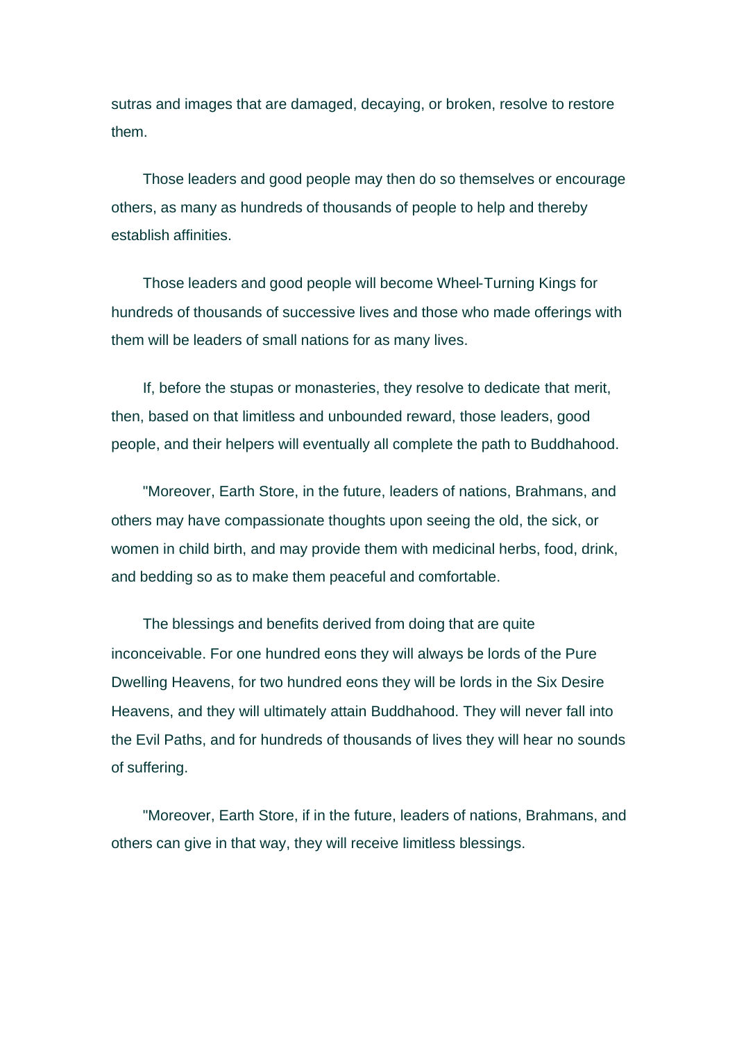sutras and images that are damaged, decaying, or broken, resolve to restore them.

Those leaders and good people may then do so themselves or encourage others, as many as hundreds of thousands of people to help and thereby establish affinities.

Those leaders and good people will become Wheel-Turning Kings for hundreds of thousands of successive lives and those who made offerings with them will be leaders of small nations for as many lives.

If, before the stupas or monasteries, they resolve to dedicate that merit, then, based on that limitless and unbounded reward, those leaders, good people, and their helpers will eventually all complete the path to Buddhahood.

"Moreover, Earth Store, in the future, leaders of nations, Brahmans, and others may have compassionate thoughts upon seeing the old, the sick, or women in child birth, and may provide them with medicinal herbs, food, drink, and bedding so as to make them peaceful and comfortable.

The blessings and benefits derived from doing that are quite inconceivable. For one hundred eons they will always be lords of the Pure Dwelling Heavens, for two hundred eons they will be lords in the Six Desire Heavens, and they will ultimately attain Buddhahood. They will never fall into the Evil Paths, and for hundreds of thousands of lives they will hear no sounds of suffering.

"Moreover, Earth Store, if in the future, leaders of nations, Brahmans, and others can give in that way, they will receive limitless blessings.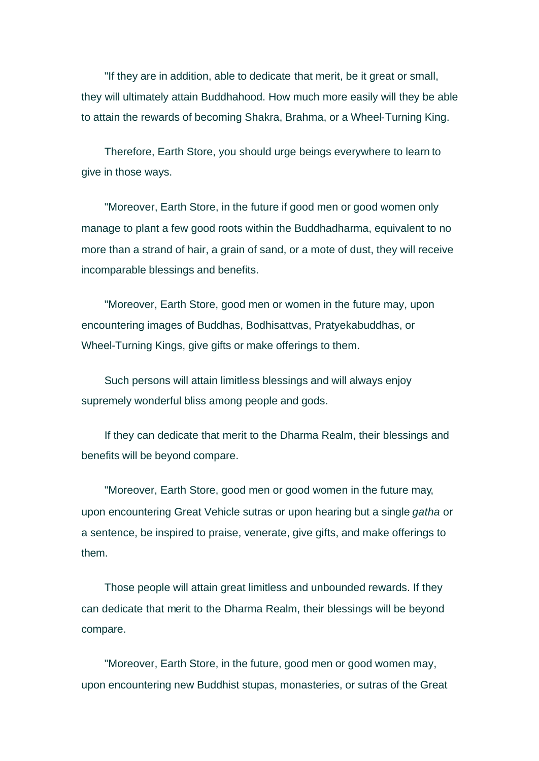"If they are in addition, able to dedicate that merit, be it great or small, they will ultimately attain Buddhahood. How much more easily will they be able to attain the rewards of becoming Shakra, Brahma, or a Wheel-Turning King.

Therefore, Earth Store, you should urge beings everywhere to learn to give in those ways.

"Moreover, Earth Store, in the future if good men or good women only manage to plant a few good roots within the Buddhadharma, equivalent to no more than a strand of hair, a grain of sand, or a mote of dust, they will receive incomparable blessings and benefits.

"Moreover, Earth Store, good men or women in the future may, upon encountering images of Buddhas, Bodhisattvas, Pratyekabuddhas, or Wheel-Turning Kings, give gifts or make offerings to them.

Such persons will attain limitless blessings and will always enjoy supremely wonderful bliss among people and gods.

If they can dedicate that merit to the Dharma Realm, their blessings and benefits will be beyond compare.

"Moreover, Earth Store, good men or good women in the future may, upon encountering Great Vehicle sutras or upon hearing but a single *gatha* or a sentence, be inspired to praise, venerate, give gifts, and make offerings to them.

Those people will attain great limitless and unbounded rewards. If they can dedicate that merit to the Dharma Realm, their blessings will be beyond compare.

"Moreover, Earth Store, in the future, good men or good women may, upon encountering new Buddhist stupas, monasteries, or sutras of the Great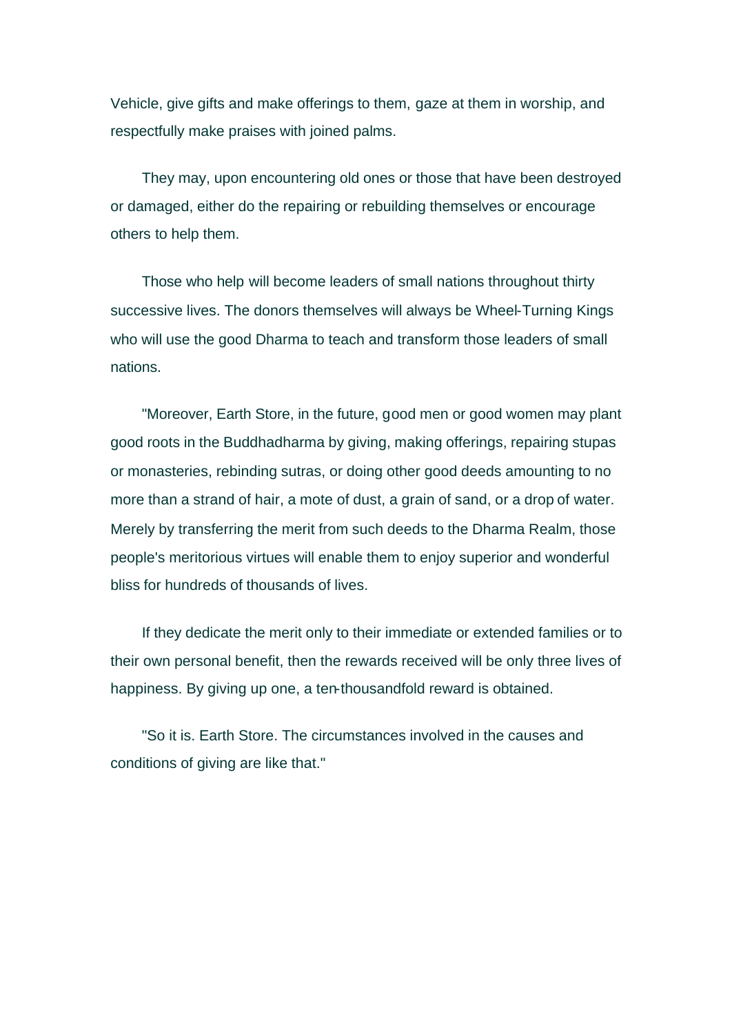Vehicle, give gifts and make offerings to them, gaze at them in worship, and respectfully make praises with joined palms.

They may, upon encountering old ones or those that have been destroyed or damaged, either do the repairing or rebuilding themselves or encourage others to help them.

Those who help will become leaders of small nations throughout thirty successive lives. The donors themselves will always be Wheel-Turning Kings who will use the good Dharma to teach and transform those leaders of small nations.

"Moreover, Earth Store, in the future, good men or good women may plant good roots in the Buddhadharma by giving, making offerings, repairing stupas or monasteries, rebinding sutras, or doing other good deeds amounting to no more than a strand of hair, a mote of dust, a grain of sand, or a drop of water. Merely by transferring the merit from such deeds to the Dharma Realm, those people's meritorious virtues will enable them to enjoy superior and wonderful bliss for hundreds of thousands of lives.

If they dedicate the merit only to their immediate or extended families or to their own personal benefit, then the rewards received will be only three lives of happiness. By giving up one, a ten-thousandfold reward is obtained.

"So it is. Earth Store. The circumstances involved in the causes and conditions of giving are like that."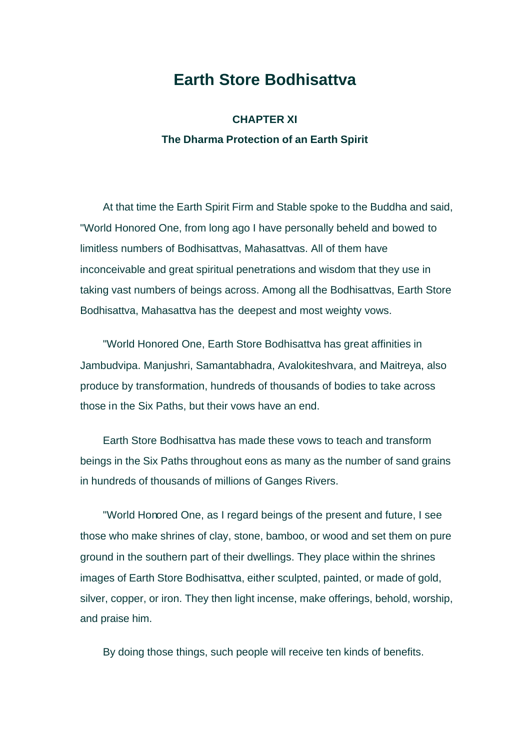# Earth Store Bodhisattva

## CHAPTER XI

### The Dharma Protection of an Earth Spirit

At that time the Earth Spirit Firm and Stable spoke to the Buddha and said, "World Honored One, from long ago I have personally beheld and bowed to limitless numbers of Bodhisattvas, Mahasattvas. All of them have inconceivable and great spiritual penetrations and wisdom that they use in taking vast numbers of beings across. Among all the Bodhisattvas, Earth Store Bodhisattva, Mahasattva has the deepest and most weighty vows.

"World Honored One, Earth Store Bodhisattva has great affinities in Jambudvipa. Manjushri, Samantabhadra, Avalokiteshvara, and Maitreya, also produce by transformation, hundreds of thousands of bodies to take across those in the Six Paths, but their vows have an end.

Earth Store Bodhisattva has made these vows to teach and transform beings in the Six Paths throughout eons as many as the number of sand grains in hundreds of thousands of millions of Ganges Rivers.

"World Honored One, as I regard beings of the present and future, I see those who make shrines of clay, stone, bamboo, or wood and set them on pure ground in the southern part of their dwellings. They place within the shrines images of Earth Store Bodhisattva, either sculpted, painted, or made of gold, silver, copper, or iron. They then light incense, make offerings, behold, worship, and praise him.

By doing those things, such people will receive ten kinds of benefits.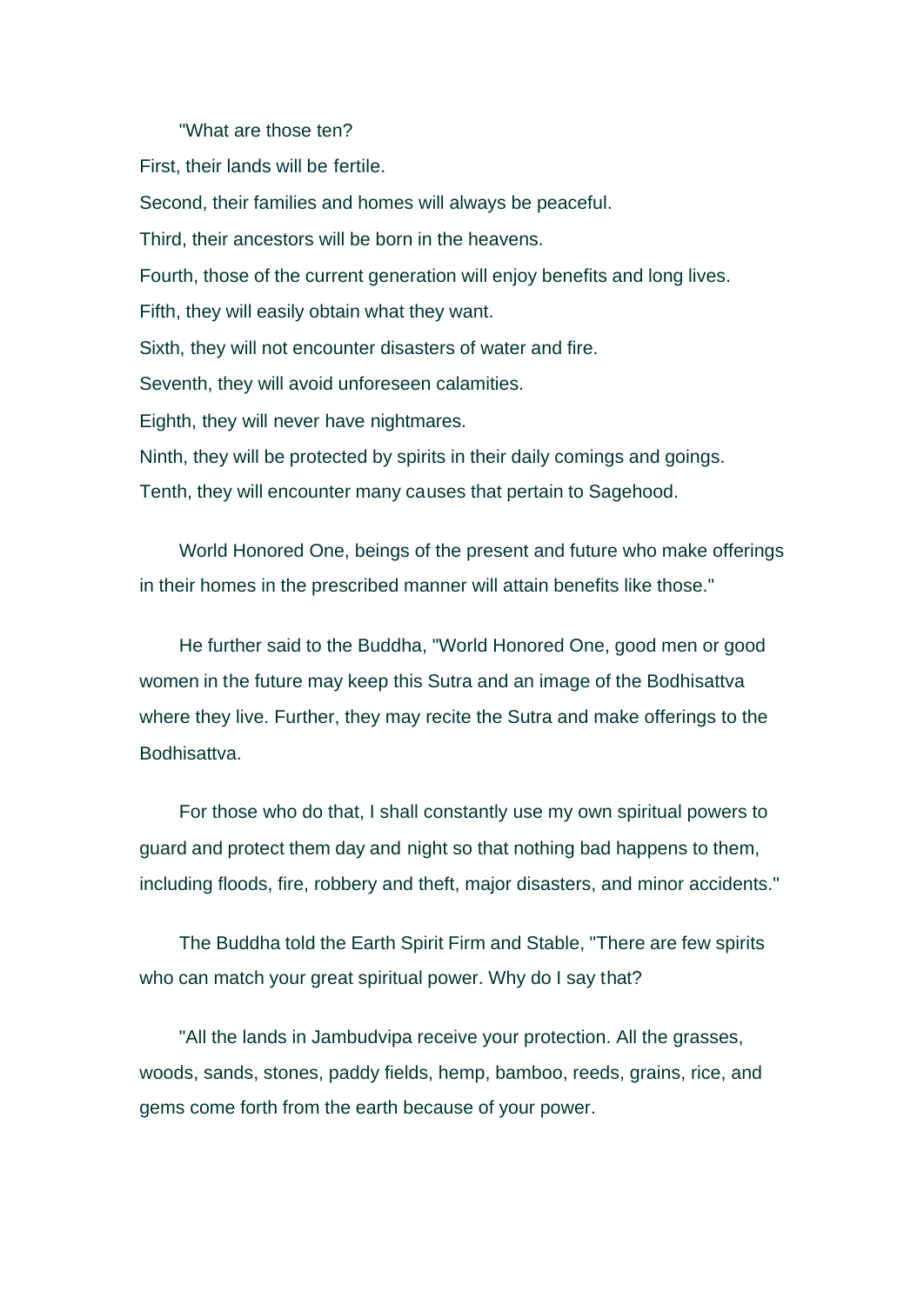"What are those ten?

First, their lands will be fertile.

Second, their families and homes will always be peaceful.

Third, their ancestors will be born in the heavens.

Fourth, those of the current generation will enjoy benefits and long lives.

Fifth, they will easily obtain what they want.

Sixth, they will not encounter disasters of water and fire.

Seventh, they will avoid unforeseen calamities.

Eighth, they will never have nightmares.

Ninth, they will be protected by spirits in their daily comings and goings.

Tenth, they will encounter many causes that pertain to Sagehood.

World Honored One, beings of the present and future who make offerings in their homes in the prescribed manner will attain benefits like those."

He further said to the Buddha, "World Honored One, good men or good women in the future may keep this Sutra and an image of the Bodhisattva where they live. Further, they may recite the Sutra and make offerings to the Bodhisattva.

For those who do that, I shall constantly use my own spiritual powers to guard and protect them day and night so that nothing bad happens to them, including floods, fire, robbery and theft, major disasters, and minor accidents."

The Buddha told the Earth Spirit Firm and Stable, "There are few spirits who can match your great spiritual power. Why do I say that?

"All the lands in Jambudvipa receive your protection. All the grasses, woods, sands, stones, paddy fields, hemp, bamboo, reeds, grains, rice, and gems come forth from the earth because of your power.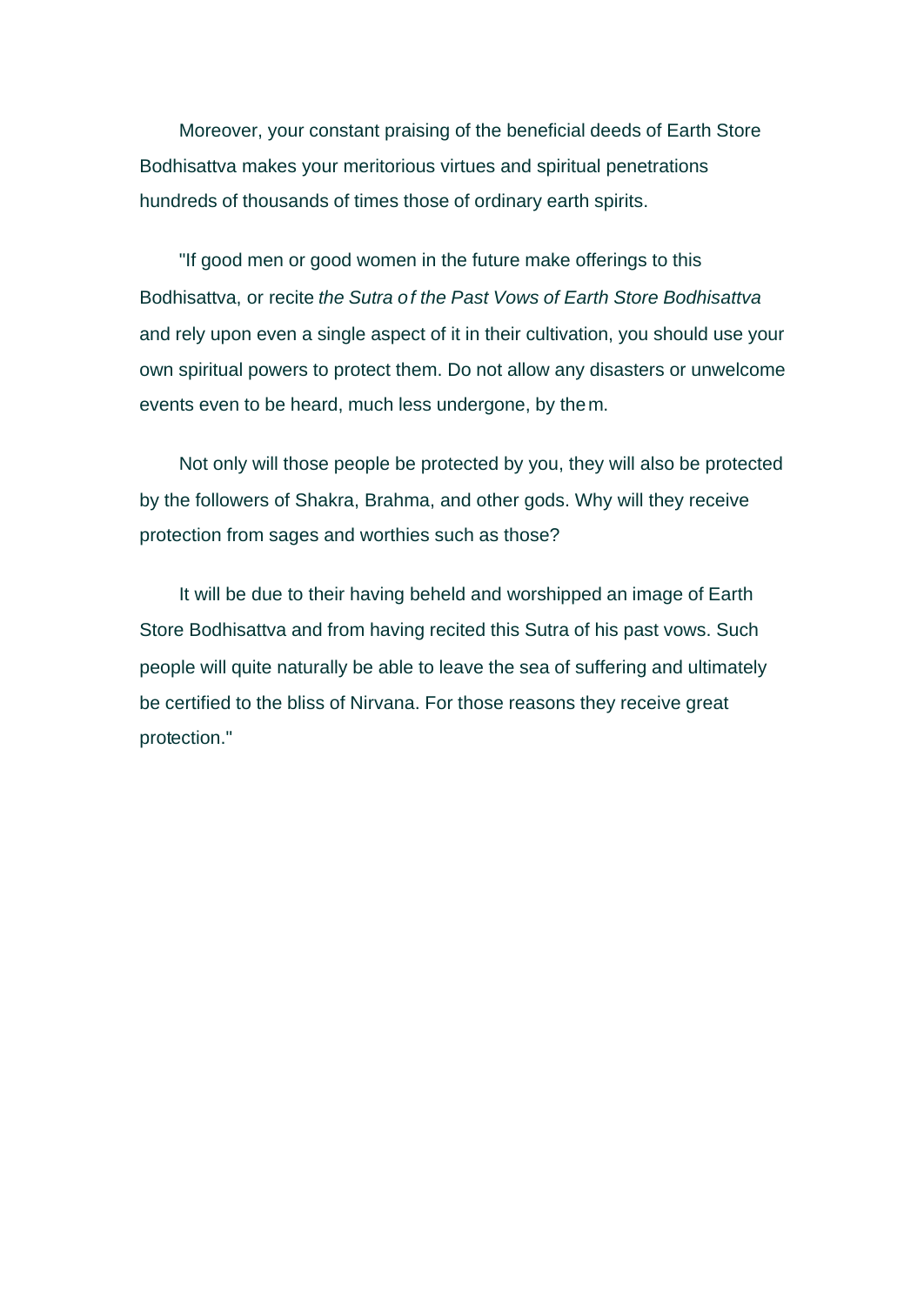Moreover, your constant praising of the beneficial deeds of Earth Store Bodhisattva makes your meritorious virtues and spiritual penetrations hundreds of thousands of times those of ordinary earth spirits.

"If good men or good women in the future make offerings to this Bodhisattva, or recite *the Sutra of the Past Vows of Earth Store Bodhisattva* and rely upon even a single aspect of it in their cultivation, you should use your own spiritual powers to protect them. Do not allow any disasters or unwelcome events even to be heard, much less undergone, by them.

Not only will those people be protected by you, they will also be protected by the followers of Shakra, Brahma, and other gods. Why will they receive protection from sages and worthies such as those?

It will be due to their having beheld and worshipped an image of Earth Store Bodhisattva and from having recited this Sutra of his past vows. Such people will quite naturally be able to leave the sea of suffering and ultimately be certified to the bliss of Nirvana. For those reasons they receive great protection."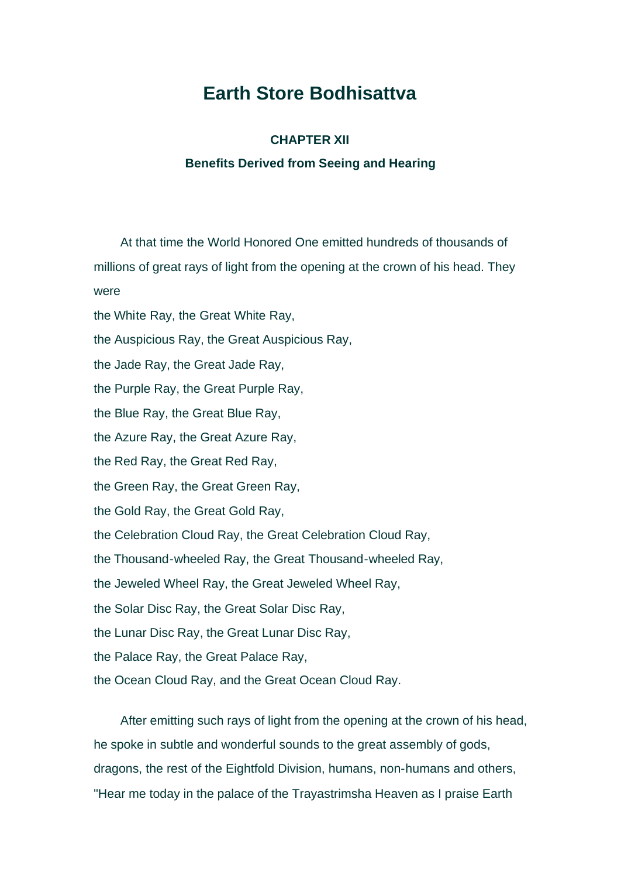# Earth Store Bodhisattva

### CHAPTER XII

### Benefits Derived from Seeing and Hearing

At that time the World Honored One emitted hundreds of thousands of millions of great rays of light from the opening at the crown of his head. They were

the White Ray, the Great White Ray,
the Auspicious Ray, the Great Auspicious Ray,
the Jade Ray, the Great Jade Ray,
the Purple Ray, the Great Purple Ray,
the Blue Ray, the Great Blue Ray,
the Azure Ray, the Great Azure Ray,
the Red Ray, the Great Red Ray,
the Green Ray, the Great Green Ray,
the Gold Ray, the Great Gold Ray,
the Celebration Cloud Ray, the Great Celebration Cloud Ray,
the Thousand-wheeled Ray, the Great Thousand-wheeled Ray,
the Jeweled Wheel Ray, the Great Jeweled Wheel Ray,
the Solar Disc Ray, the Great Solar Disc Ray,
the Lunar Disc Ray, the Great Lunar Disc Ray,
the Palace Ray, the Great Palace Ray,
the Ocean Cloud Ray, and the Great Ocean Cloud Ray.

After emitting such rays of light from the opening at the crown of his head, he spoke in subtle and wonderful sounds to the great assembly of gods, dragons, the rest of the Eightfold Division, humans, non-humans and others, "Hear me today in the palace of the Trayastrimsha Heaven as I praise Earth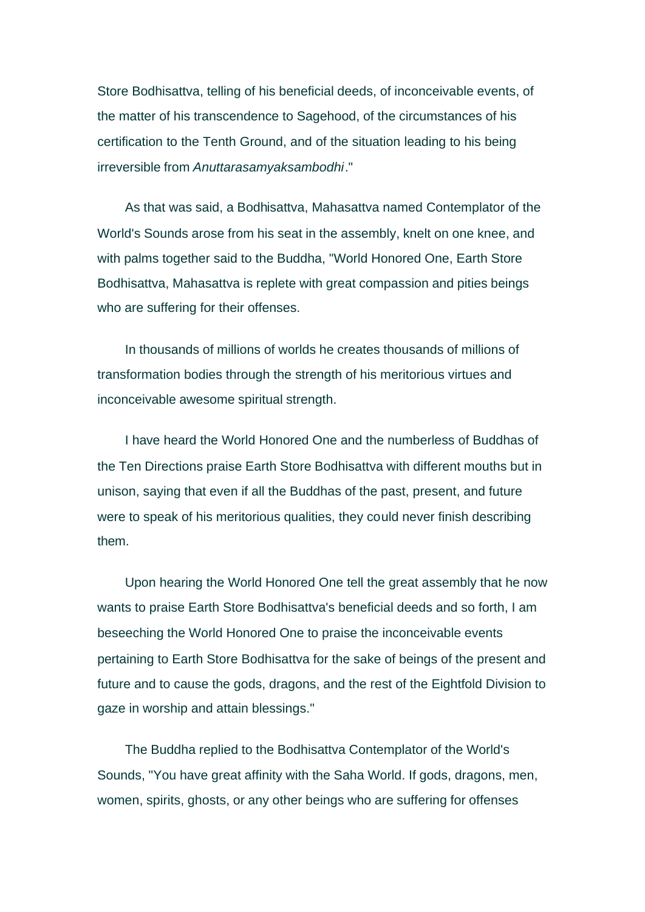Store Bodhisattva, telling of his beneficial deeds, of inconceivable events, of the matter of his transcendence to Sagehood, of the circumstances of his certification to the Tenth Ground, and of the situation leading to his being irreversible from *Anuttarasamyaksambodhi*."

As that was said, a Bodhisattva, Mahasattva named Contemplator of the World's Sounds arose from his seat in the assembly, knelt on one knee, and with palms together said to the Buddha, "World Honored One, Earth Store Bodhisattva, Mahasattva is replete with great compassion and pities beings who are suffering for their offenses.

In thousands of millions of worlds he creates thousands of millions of transformation bodies through the strength of his meritorious virtues and inconceivable awesome spiritual strength.

I have heard the World Honored One and the numberless of Buddhas of the Ten Directions praise Earth Store Bodhisattva with different mouths but in unison, saying that even if all the Buddhas of the past, present, and future were to speak of his meritorious qualities, they could never finish describing them.

Upon hearing the World Honored One tell the great assembly that he now wants to praise Earth Store Bodhisattva's beneficial deeds and so forth, I am beseeching the World Honored One to praise the inconceivable events pertaining to Earth Store Bodhisattva for the sake of beings of the present and future and to cause the gods, dragons, and the rest of the Eightfold Division to gaze in worship and attain blessings."

The Buddha replied to the Bodhisattva Contemplator of the World's Sounds, "You have great affinity with the Saha World. If gods, dragons, men, women, spirits, ghosts, or any other beings who are suffering for offenses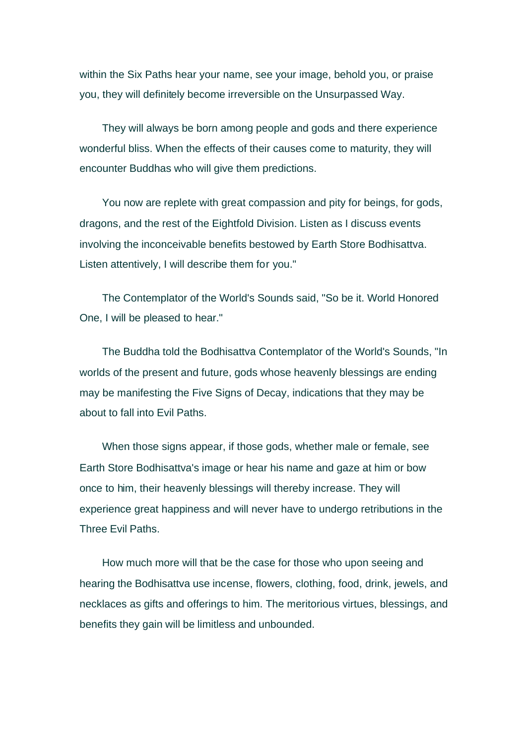within the Six Paths hear your name, see your image, behold you, or praise you, they will definitely become irreversible on the Unsurpassed Way.

They will always be born among people and gods and there experience wonderful bliss. When the effects of their causes come to maturity, they will encounter Buddhas who will give them predictions.

You now are replete with great compassion and pity for beings, for gods, dragons, and the rest of the Eightfold Division. Listen as I discuss events involving the inconceivable benefits bestowed by Earth Store Bodhisattva. Listen attentively, I will describe them for you."

The Contemplator of the World's Sounds said, "So be it. World Honored One, I will be pleased to hear."

The Buddha told the Bodhisattva Contemplator of the World's Sounds, "In worlds of the present and future, gods whose heavenly blessings are ending may be manifesting the Five Signs of Decay, indications that they may be about to fall into Evil Paths.

When those signs appear, if those gods, whether male or female, see Earth Store Bodhisattva's image or hear his name and gaze at him or bow once to him, their heavenly blessings will thereby increase. They will experience great happiness and will never have to undergo retributions in the Three Evil Paths.

How much more will that be the case for those who upon seeing and hearing the Bodhisattva use incense, flowers, clothing, food, drink, jewels, and necklaces as gifts and offerings to him. The meritorious virtues, blessings, and benefits they gain will be limitless and unbounded.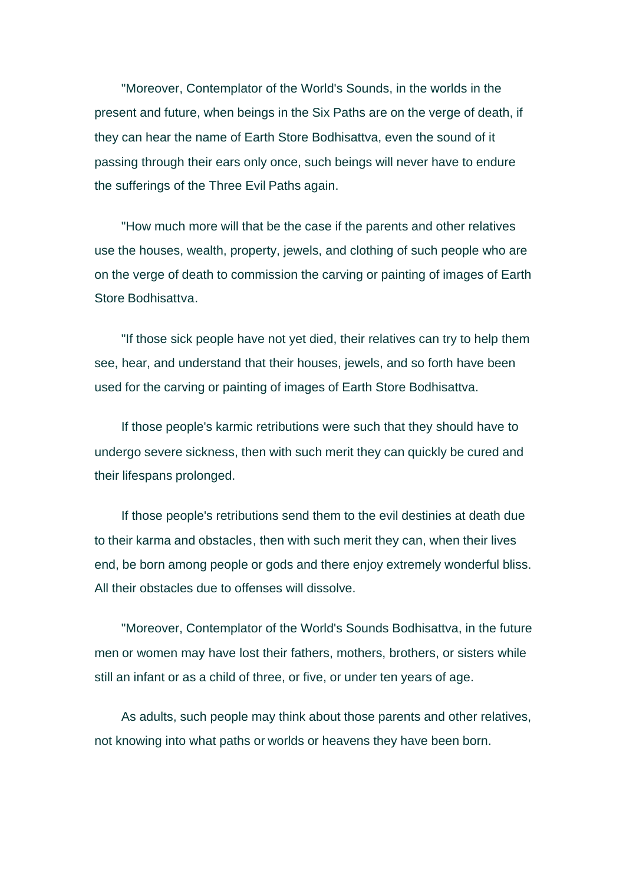"Moreover, Contemplator of the World's Sounds, in the worlds in the present and future, when beings in the Six Paths are on the verge of death, if they can hear the name of Earth Store Bodhisattva, even the sound of it passing through their ears only once, such beings will never have to endure the sufferings of the Three Evil Paths again.

"How much more will that be the case if the parents and other relatives use the houses, wealth, property, jewels, and clothing of such people who are on the verge of death to commission the carving or painting of images of Earth Store Bodhisattva.

"If those sick people have not yet died, their relatives can try to help them see, hear, and understand that their houses, jewels, and so forth have been used for the carving or painting of images of Earth Store Bodhisattva.

If those people's karmic retributions were such that they should have to undergo severe sickness, then with such merit they can quickly be cured and their lifespans prolonged.

If those people's retributions send them to the evil destinies at death due to their karma and obstacles, then with such merit they can, when their lives end, be born among people or gods and there enjoy extremely wonderful bliss. All their obstacles due to offenses will dissolve.

"Moreover, Contemplator of the World's Sounds Bodhisattva, in the future men or women may have lost their fathers, mothers, brothers, or sisters while still an infant or as a child of three, or five, or under ten years of age.

As adults, such people may think about those parents and other relatives, not knowing into what paths or worlds or heavens they have been born.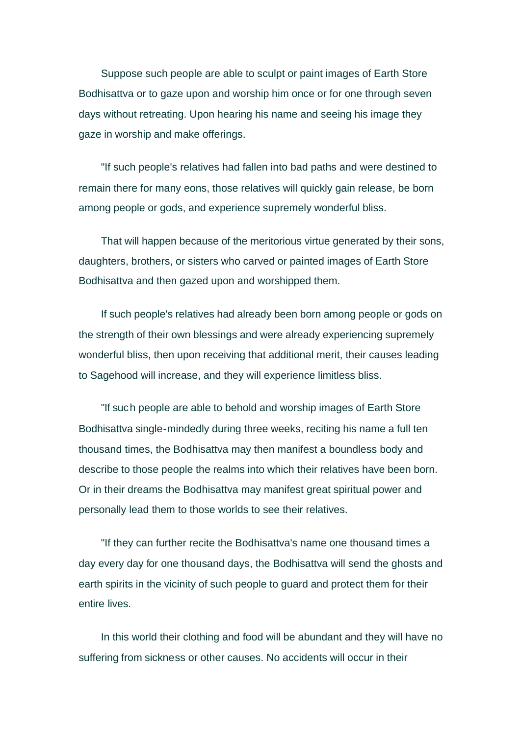Suppose such people are able to sculpt or paint images of Earth Store Bodhisattva or to gaze upon and worship him once or for one through seven days without retreating. Upon hearing his name and seeing his image they gaze in worship and make offerings.

"If such people's relatives had fallen into bad paths and were destined to remain there for many eons, those relatives will quickly gain release, be born among people or gods, and experience supremely wonderful bliss.

That will happen because of the meritorious virtue generated by their sons, daughters, brothers, or sisters who carved or painted images of Earth Store Bodhisattva and then gazed upon and worshipped them.

If such people's relatives had already been born among people or gods on the strength of their own blessings and were already experiencing supremely wonderful bliss, then upon receiving that additional merit, their causes leading to Sagehood will increase, and they will experience limitless bliss.

"If such people are able to behold and worship images of Earth Store Bodhisattva single-mindedly during three weeks, reciting his name a full ten thousand times, the Bodhisattva may then manifest a boundless body and describe to those people the realms into which their relatives have been born. Or in their dreams the Bodhisattva may manifest great spiritual power and personally lead them to those worlds to see their relatives.

"If they can further recite the Bodhisattva's name one thousand times a day every day for one thousand days, the Bodhisattva will send the ghosts and earth spirits in the vicinity of such people to guard and protect them for their entire lives.

In this world their clothing and food will be abundant and they will have no suffering from sickness or other causes. No accidents will occur in their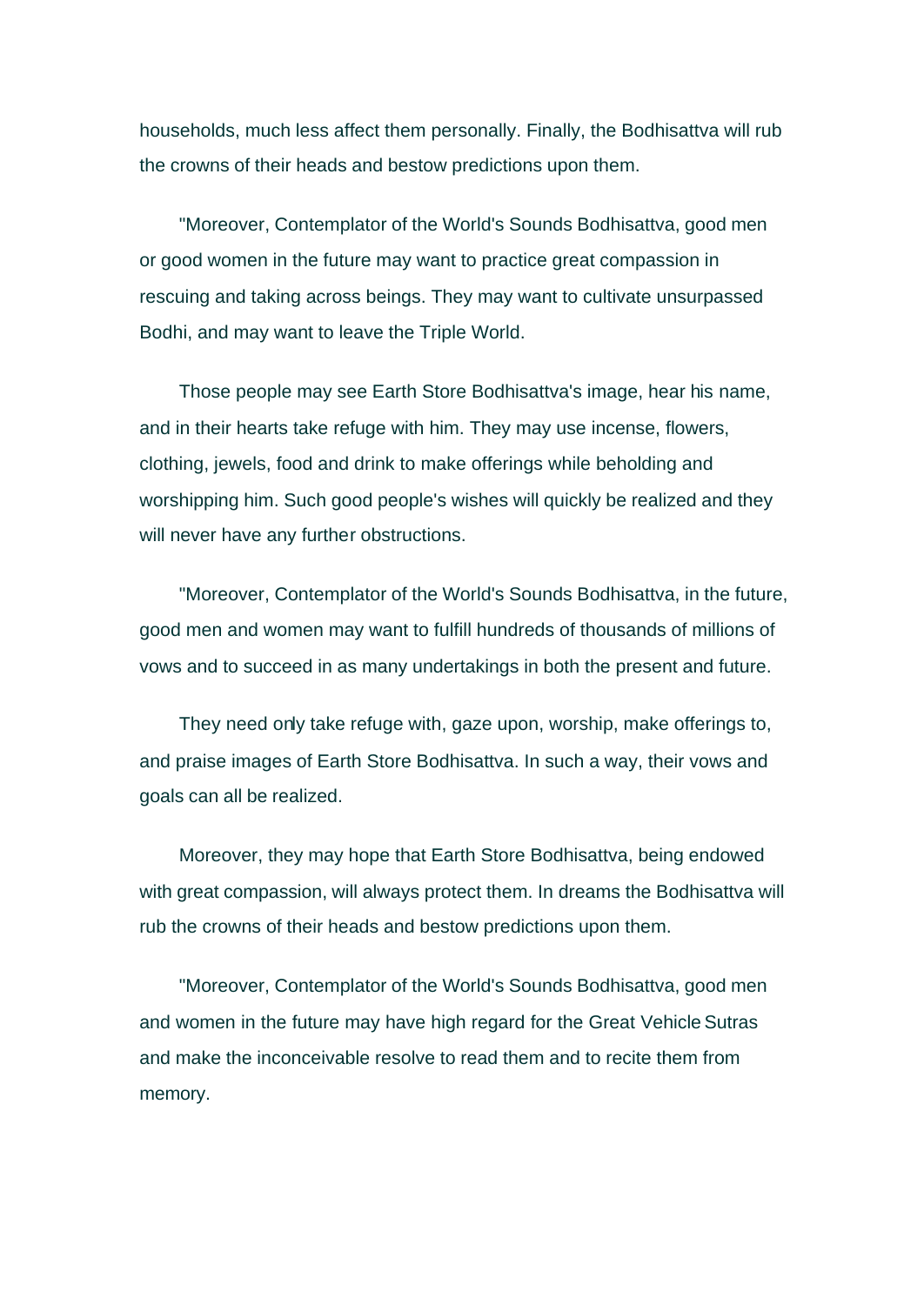households, much less affect them personally. Finally, the Bodhisattva will rub the crowns of their heads and bestow predictions upon them.

"Moreover, Contemplator of the World's Sounds Bodhisattva, good men or good women in the future may want to practice great compassion in rescuing and taking across beings. They may want to cultivate unsurpassed Bodhi, and may want to leave the Triple World.

Those people may see Earth Store Bodhisattva's image, hear his name, and in their hearts take refuge with him. They may use incense, flowers, clothing, jewels, food and drink to make offerings while beholding and worshipping him. Such good people's wishes will quickly be realized and they will never have any further obstructions.

"Moreover, Contemplator of the World's Sounds Bodhisattva, in the future, good men and women may want to fulfill hundreds of thousands of millions of vows and to succeed in as many undertakings in both the present and future.

They need only take refuge with, gaze upon, worship, make offerings to, and praise images of Earth Store Bodhisattva. In such a way, their vows and goals can all be realized.

Moreover, they may hope that Earth Store Bodhisattva, being endowed with great compassion, will always protect them. In dreams the Bodhisattva will rub the crowns of their heads and bestow predictions upon them.

"Moreover, Contemplator of the World's Sounds Bodhisattva, good men and women in the future may have high regard for the Great Vehicle Sutras and make the inconceivable resolve to read them and to recite them from memory.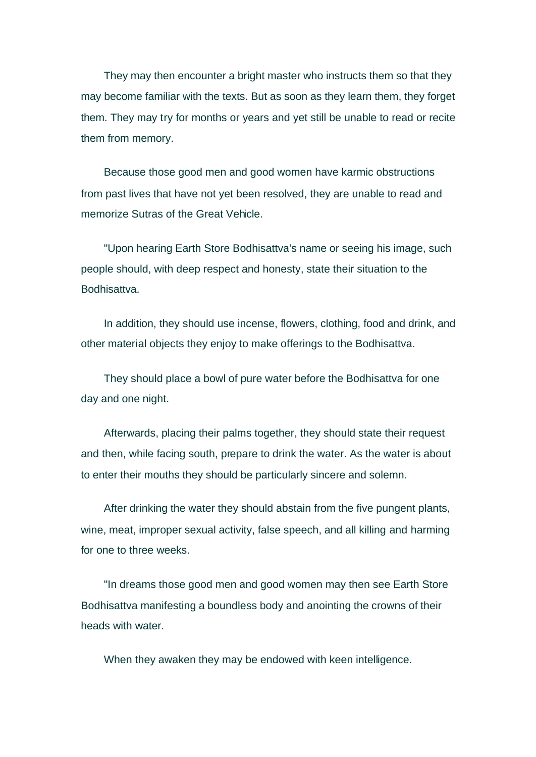They may then encounter a bright master who instructs them so that they may become familiar with the texts. But as soon as they learn them, they forget them. They may try for months or years and yet still be unable to read or recite them from memory.

Because those good men and good women have karmic obstructions from past lives that have not yet been resolved, they are unable to read and memorize Sutras of the Great Vehicle.

"Upon hearing Earth Store Bodhisattva's name or seeing his image, such people should, with deep respect and honesty, state their situation to the Bodhisattva.

In addition, they should use incense, flowers, clothing, food and drink, and other material objects they enjoy to make offerings to the Bodhisattva.

They should place a bowl of pure water before the Bodhisattva for one day and one night.

Afterwards, placing their palms together, they should state their request and then, while facing south, prepare to drink the water. As the water is about to enter their mouths they should be particularly sincere and solemn.

After drinking the water they should abstain from the five pungent plants, wine, meat, improper sexual activity, false speech, and all killing and harming for one to three weeks.

"In dreams those good men and good women may then see Earth Store Bodhisattva manifesting a boundless body and anointing the crowns of their heads with water.

When they awaken they may be endowed with keen intelligence.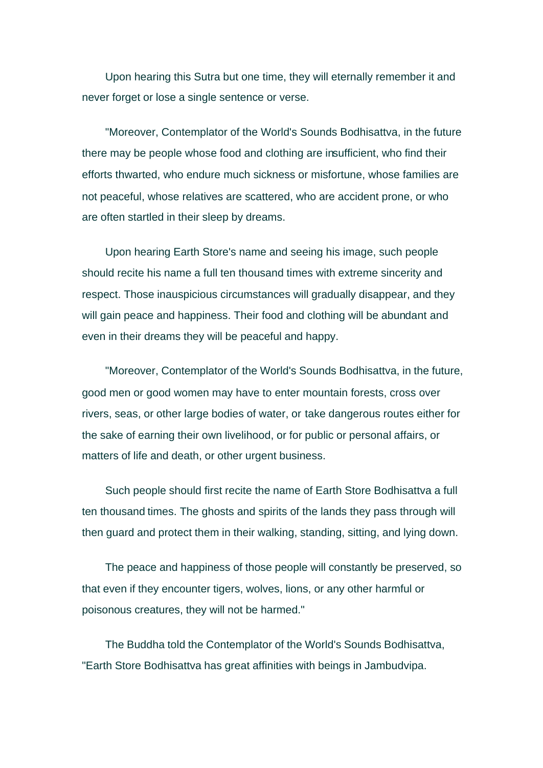Upon hearing this Sutra but one time, they will eternally remember it and never forget or lose a single sentence or verse.

"Moreover, Contemplator of the World's Sounds Bodhisattva, in the future there may be people whose food and clothing are insufficient, who find their efforts thwarted, who endure much sickness or misfortune, whose families are not peaceful, whose relatives are scattered, who are accident prone, or who are often startled in their sleep by dreams.

Upon hearing Earth Store's name and seeing his image, such people should recite his name a full ten thousand times with extreme sincerity and respect. Those inauspicious circumstances will gradually disappear, and they will gain peace and happiness. Their food and clothing will be abundant and even in their dreams they will be peaceful and happy.

"Moreover, Contemplator of the World's Sounds Bodhisattva, in the future, good men or good women may have to enter mountain forests, cross over rivers, seas, or other large bodies of water, or take dangerous routes either for the sake of earning their own livelihood, or for public or personal affairs, or matters of life and death, or other urgent business.

Such people should first recite the name of Earth Store Bodhisattva a full ten thousand times. The ghosts and spirits of the lands they pass through will then guard and protect them in their walking, standing, sitting, and lying down.

The peace and happiness of those people will constantly be preserved, so that even if they encounter tigers, wolves, lions, or any other harmful or poisonous creatures, they will not be harmed."

The Buddha told the Contemplator of the World's Sounds Bodhisattva, "Earth Store Bodhisattva has great affinities with beings in Jambudvipa.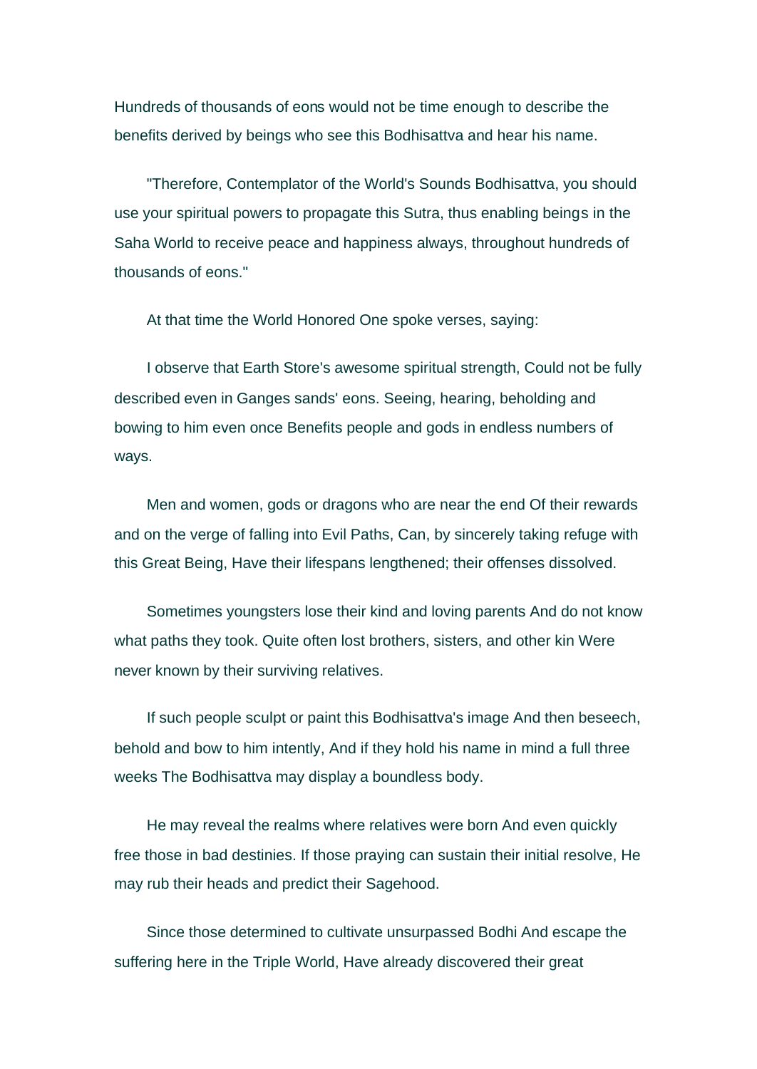Hundreds of thousands of eons would not be time enough to describe the benefits derived by beings who see this Bodhisattva and hear his name.

"Therefore, Contemplator of the World's Sounds Bodhisattva, you should use your spiritual powers to propagate this Sutra, thus enabling beings in the Saha World to receive peace and happiness always, throughout hundreds of thousands of eons."

At that time the World Honored One spoke verses, saying:

I observe that Earth Store's awesome spiritual strength, Could not be fully described even in Ganges sands' eons. Seeing, hearing, beholding and bowing to him even once Benefits people and gods in endless numbers of ways.

Men and women, gods or dragons who are near the end Of their rewards and on the verge of falling into Evil Paths, Can, by sincerely taking refuge with this Great Being, Have their lifespans lengthened; their offenses dissolved.

Sometimes youngsters lose their kind and loving parents And do not know what paths they took. Quite often lost brothers, sisters, and other kin Were never known by their surviving relatives.

If such people sculpt or paint this Bodhisattva's image And then beseech, behold and bow to him intently, And if they hold his name in mind a full three weeks The Bodhisattva may display a boundless body.

He may reveal the realms where relatives were born And even quickly free those in bad destinies. If those praying can sustain their initial resolve, He may rub their heads and predict their Sagehood.

Since those determined to cultivate unsurpassed Bodhi And escape the suffering here in the Triple World, Have already discovered their great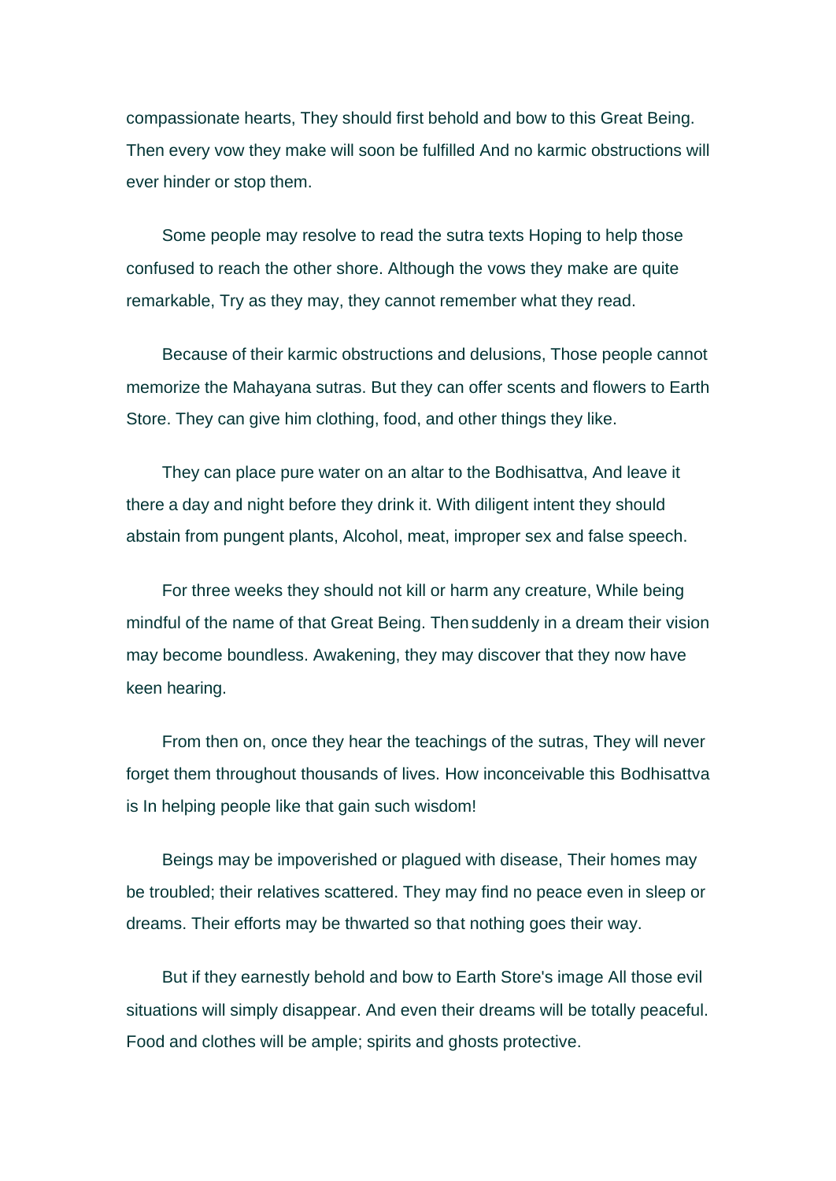compassionate hearts, They should first behold and bow to this Great Being. Then every vow they make will soon be fulfilled And no karmic obstructions will ever hinder or stop them.

Some people may resolve to read the sutra texts Hoping to help those confused to reach the other shore. Although the vows they make are quite remarkable, Try as they may, they cannot remember what they read.

Because of their karmic obstructions and delusions, Those people cannot memorize the Mahayana sutras. But they can offer scents and flowers to Earth Store. They can give him clothing, food, and other things they like.

They can place pure water on an altar to the Bodhisattva, And leave it there a day and night before they drink it. With diligent intent they should abstain from pungent plants, Alcohol, meat, improper sex and false speech.

For three weeks they should not kill or harm any creature, While being mindful of the name of that Great Being. Then suddenly in a dream their vision may become boundless. Awakening, they may discover that they now have keen hearing.

From then on, once they hear the teachings of the sutras, They will never forget them throughout thousands of lives. How inconceivable this Bodhisattva is In helping people like that gain such wisdom!

Beings may be impoverished or plagued with disease, Their homes may be troubled; their relatives scattered. They may find no peace even in sleep or dreams. Their efforts may be thwarted so that nothing goes their way.

But if they earnestly behold and bow to Earth Store's image All those evil situations will simply disappear. And even their dreams will be totally peaceful. Food and clothes will be ample; spirits and ghosts protective.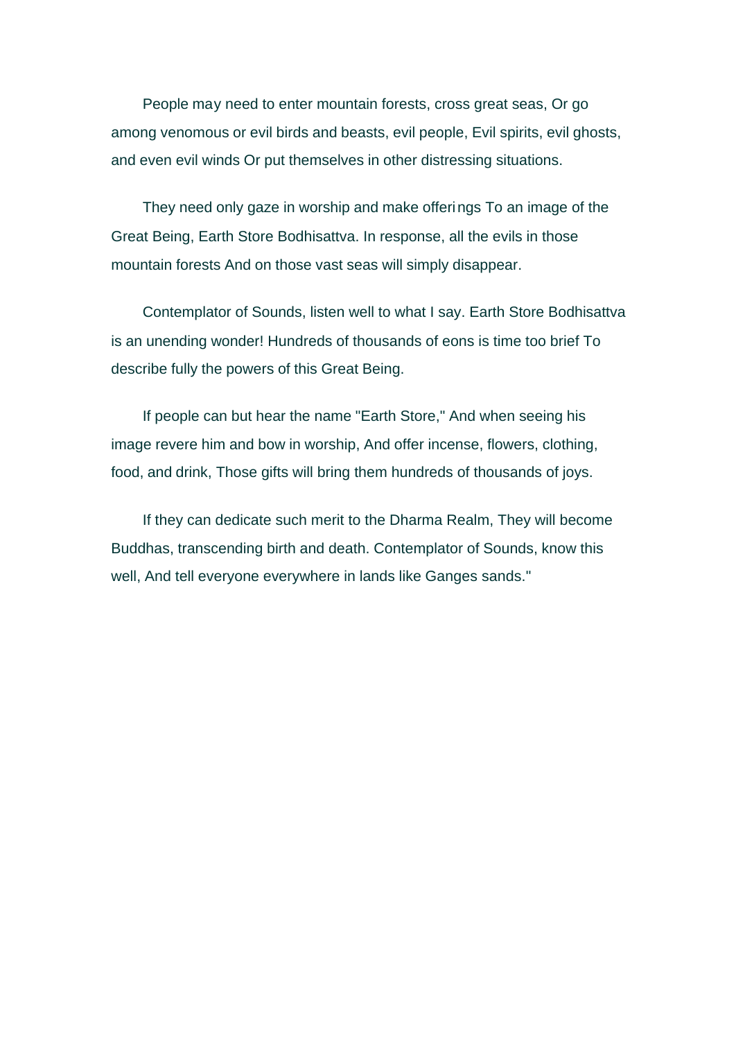People may need to enter mountain forests, cross great seas, Or go among venomous or evil birds and beasts, evil people, Evil spirits, evil ghosts, and even evil winds Or put themselves in other distressing situations.

They need only gaze in worship and make offerings To an image of the Great Being, Earth Store Bodhisattva. In response, all the evils in those mountain forests And on those vast seas will simply disappear.

Contemplator of Sounds, listen well to what I say. Earth Store Bodhisattva is an unending wonder! Hundreds of thousands of eons is time too brief To describe fully the powers of this Great Being.

If people can but hear the name "Earth Store," And when seeing his image revere him and bow in worship, And offer incense, flowers, clothing, food, and drink, Those gifts will bring them hundreds of thousands of joys.

If they can dedicate such merit to the Dharma Realm, They will become Buddhas, transcending birth and death. Contemplator of Sounds, know this well, And tell everyone everywhere in lands like Ganges sands."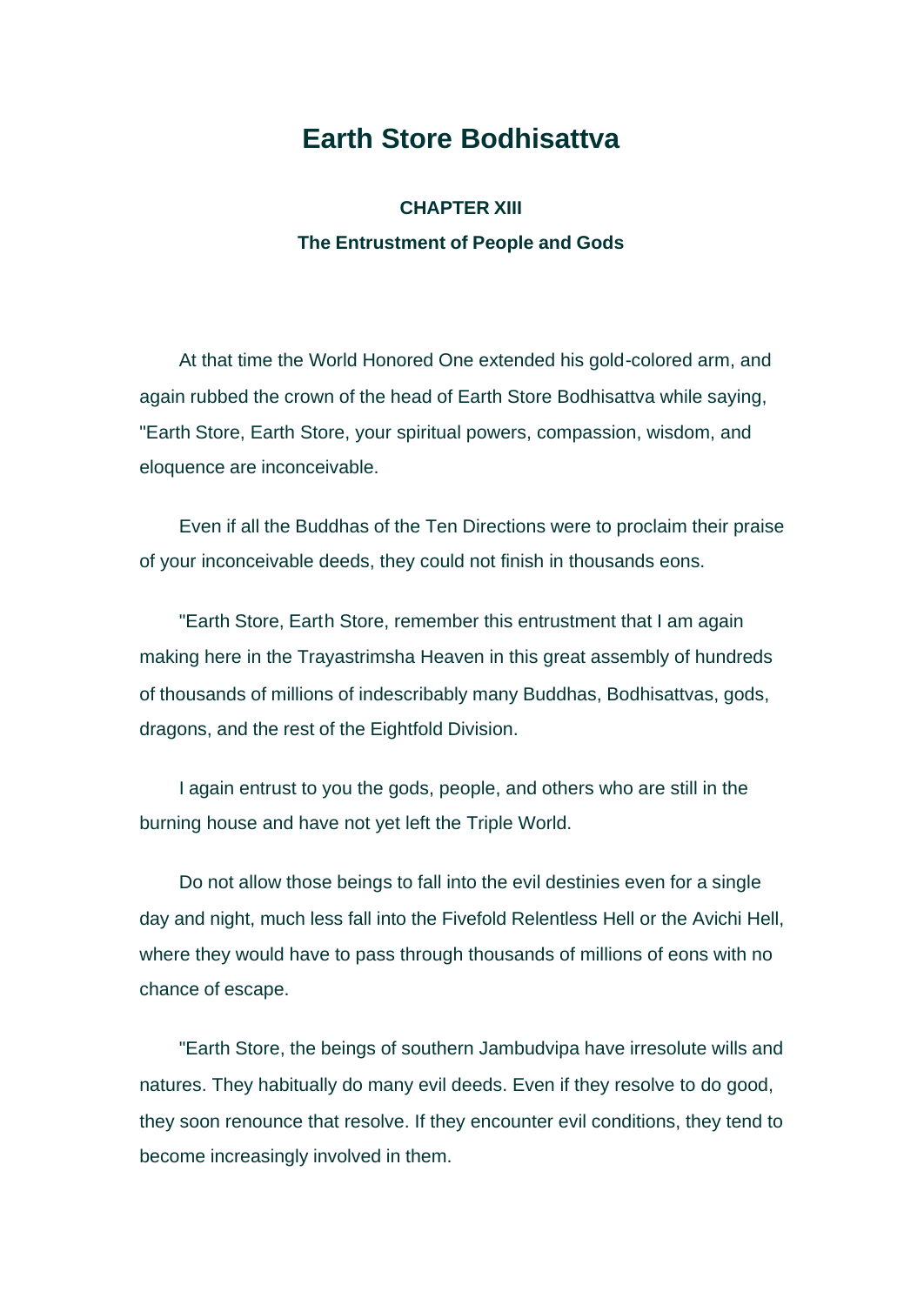# Earth Store Bodhisattva

### CHAPTER XIII

### The Entrustment of People and Gods

At that time the World Honored One extended his gold-colored arm, and again rubbed the crown of the head of Earth Store Bodhisattva while saying, "Earth Store, Earth Store, your spiritual powers, compassion, wisdom, and eloquence are inconceivable.

Even if all the Buddhas of the Ten Directions were to proclaim their praise of your inconceivable deeds, they could not finish in thousands eons.

"Earth Store, Earth Store, remember this entrustment that I am again making here in the Trayastrimsha Heaven in this great assembly of hundreds of thousands of millions of indescribably many Buddhas, Bodhisattvas, gods, dragons, and the rest of the Eightfold Division.

I again entrust to you the gods, people, and others who are still in the burning house and have not yet left the Triple World.

Do not allow those beings to fall into the evil destinies even for a single day and night, much less fall into the Fivefold Relentless Hell or the Avichi Hell, where they would have to pass through thousands of millions of eons with no chance of escape.

"Earth Store, the beings of southern Jambudvipa have irresolute wills and natures. They habitually do many evil deeds. Even if they resolve to do good, they soon renounce that resolve. If they encounter evil conditions, they tend to become increasingly involved in them.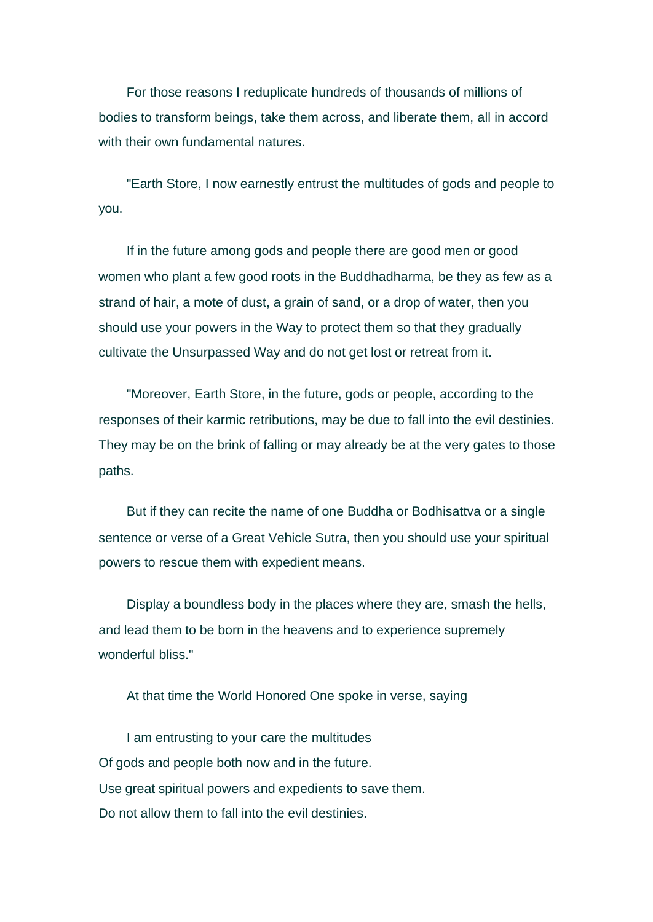For those reasons I reduplicate hundreds of thousands of millions of bodies to transform beings, take them across, and liberate them, all in accord with their own fundamental natures.

"Earth Store, I now earnestly entrust the multitudes of gods and people to you.

If in the future among gods and people there are good men or good women who plant a few good roots in the Buddhadharma, be they as few as a strand of hair, a mote of dust, a grain of sand, or a drop of water, then you should use your powers in the Way to protect them so that they gradually cultivate the Unsurpassed Way and do not get lost or retreat from it.

"Moreover, Earth Store, in the future, gods or people, according to the responses of their karmic retributions, may be due to fall into the evil destinies. They may be on the brink of falling or may already be at the very gates to those paths.

But if they can recite the name of one Buddha or Bodhisattva or a single sentence or verse of a Great Vehicle Sutra, then you should use your spiritual powers to rescue them with expedient means.

Display a boundless body in the places where they are, smash the hells, and lead them to be born in the heavens and to experience supremely wonderful bliss."

At that time the World Honored One spoke in verse, saying

I am entrusting to your care the multitudes  
Of gods and people both now and in the future.  
Use great spiritual powers and expedients to save them.  
Do not allow them to fall into the evil destinies.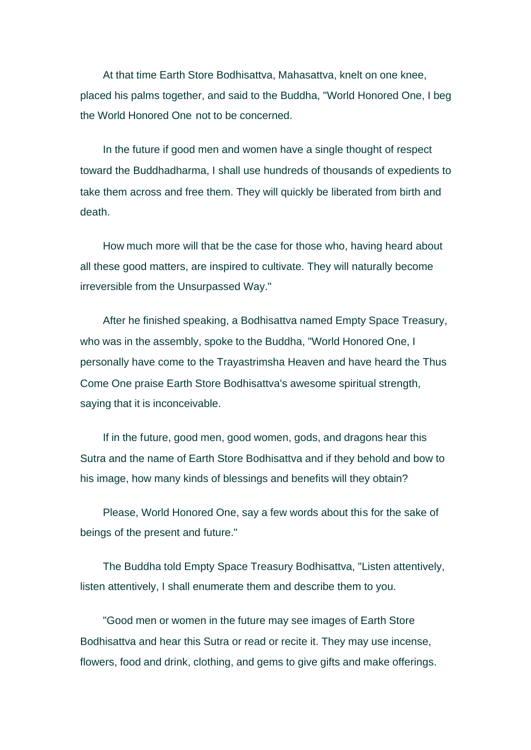At that time Earth Store Bodhisattva, Mahasattva, knelt on one knee, placed his palms together, and said to the Buddha, "World Honored One, I beg the World Honored One not to be concerned.

In the future if good men and women have a single thought of respect toward the Buddhadharma, I shall use hundreds of thousands of expedients to take them across and free them. They will quickly be liberated from birth and death.

How much more will that be the case for those who, having heard about all these good matters, are inspired to cultivate. They will naturally become irreversible from the Unsurpassed Way."

After he finished speaking, a Bodhisattva named Empty Space Treasury, who was in the assembly, spoke to the Buddha, "World Honored One, I personally have come to the Trayastrimsha Heaven and have heard the Thus Come One praise Earth Store Bodhisattva's awesome spiritual strength, saying that it is inconceivable.

If in the future, good men, good women, gods, and dragons hear this Sutra and the name of Earth Store Bodhisattva and if they behold and bow to his image, how many kinds of blessings and benefits will they obtain?

Please, World Honored One, say a few words about this for the sake of beings of the present and future."

The Buddha told Empty Space Treasury Bodhisattva, "Listen attentively, listen attentively, I shall enumerate them and describe them to you.

"Good men or women in the future may see images of Earth Store Bodhisattva and hear this Sutra or read or recite it. They may use incense, flowers, food and drink, clothing, and gems to give gifts and make offerings.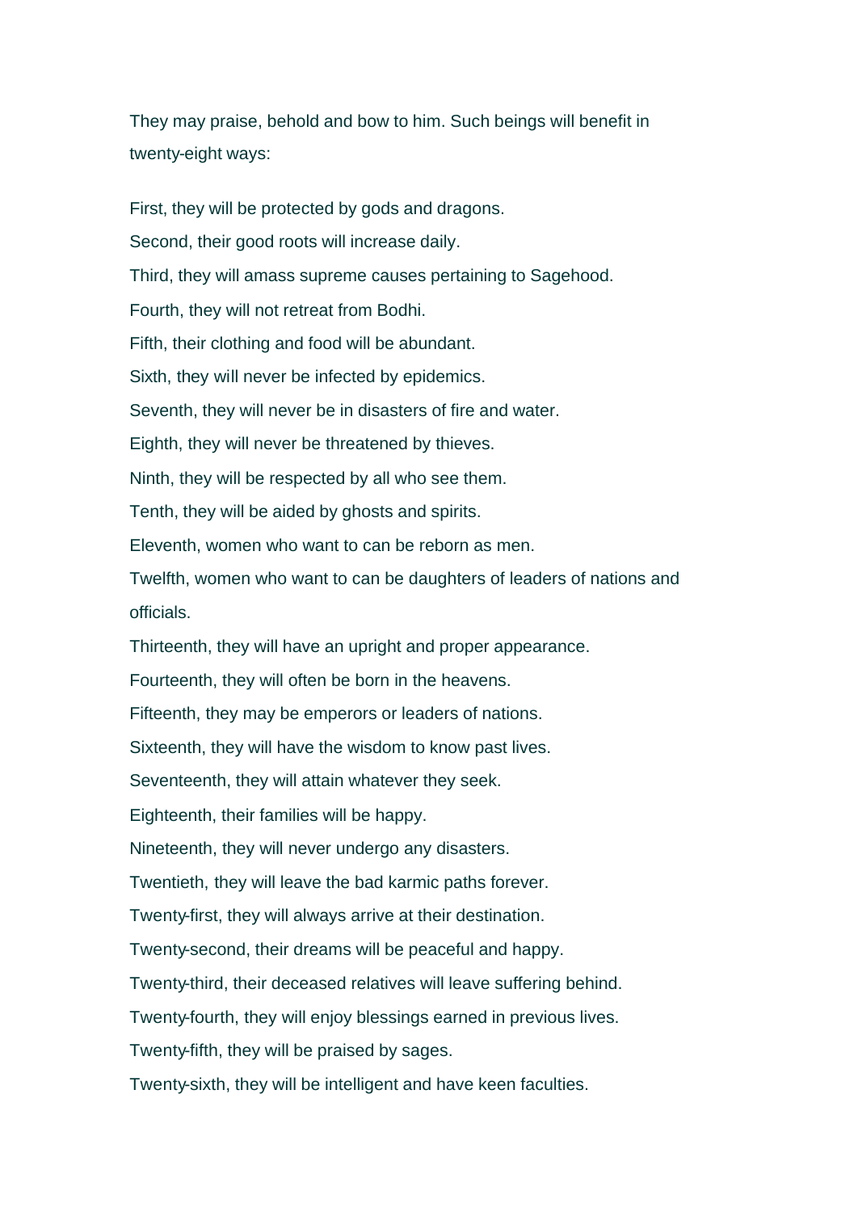They may praise, behold and bow to him. Such beings will benefit in twenty-eight ways:

First, they will be protected by gods and dragons.

Second, their good roots will increase daily.

Third, they will amass supreme causes pertaining to Sagehood.

Fourth, they will not retreat from Bodhi.

Fifth, their clothing and food will be abundant.

Sixth, they will never be infected by epidemics.

Seventh, they will never be in disasters of fire and water.

Eighth, they will never be threatened by thieves.

Ninth, they will be respected by all who see them.

Tenth, they will be aided by ghosts and spirits.

Eleventh, women who want to can be reborn as men.

Twelfth, women who want to can be daughters of leaders of nations and officials.

Thirteenth, they will have an upright and proper appearance.

Fourteenth, they will often be born in the heavens.

Fifteenth, they may be emperors or leaders of nations.

Sixteenth, they will have the wisdom to know past lives.

Seventeenth, they will attain whatever they seek.

Eighteenth, their families will be happy.

Nineteenth, they will never undergo any disasters.

Twentieth, they will leave the bad karmic paths forever.

Twenty-first, they will always arrive at their destination.

Twenty-second, their dreams will be peaceful and happy.

Twenty-third, their deceased relatives will leave suffering behind.

Twenty-fourth, they will enjoy blessings earned in previous lives.

Twenty-fifth, they will be praised by sages.

Twenty-sixth, they will be intelligent and have keen faculties.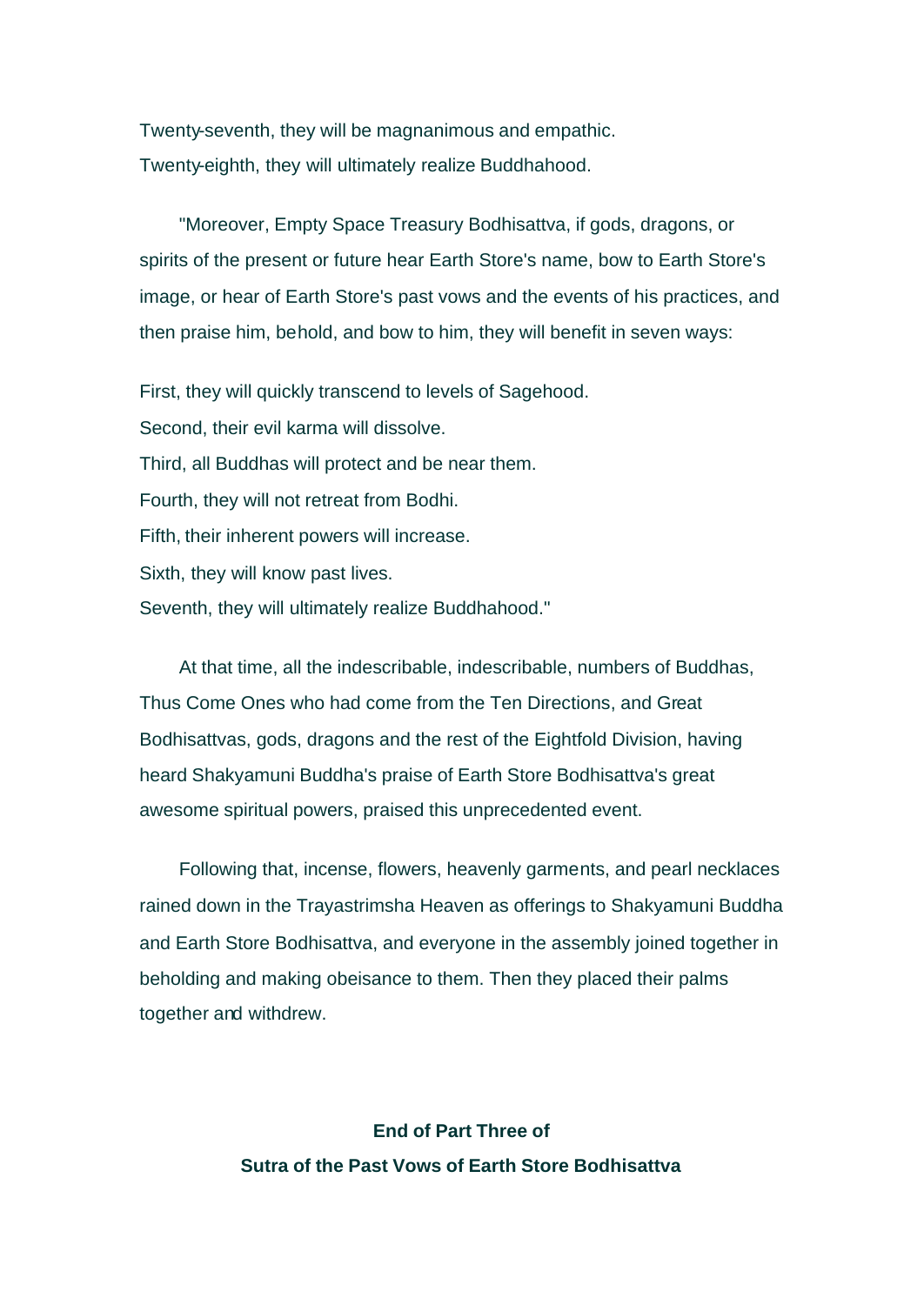Twenty-seventh, they will be magnanimous and empathic.
Twenty-eighth, they will ultimately realize Buddhahood.

"Moreover, Empty Space Treasury Bodhisattva, if gods, dragons, or spirits of the present or future hear Earth Store's name, bow to Earth Store's image, or hear of Earth Store's past vows and the events of his practices, and then praise him, behold, and bow to him, they will benefit in seven ways:

First, they will quickly transcend to levels of Sagehood.
Second, their evil karma will dissolve.
Third, all Buddhas will protect and be near them.
Fourth, they will not retreat from Bodhi.
Fifth, their inherent powers will increase.
Sixth, they will know past lives.
Seventh, they will ultimately realize Buddhahood."

At that time, all the indescribable, indescribable, numbers of Buddhas, Thus Come Ones who had come from the Ten Directions, and Great Bodhisattvas, gods, dragons and the rest of the Eightfold Division, having heard Shakyamuni Buddha's praise of Earth Store Bodhisattva's great awesome spiritual powers, praised this unprecedented event.

Following that, incense, flowers, heavenly garments, and pearl necklaces rained down in the Trayastrimsha Heaven as offerings to Shakyamuni Buddha and Earth Store Bodhisattva, and everyone in the assembly joined together in beholding and making obeisance to them. Then they placed their palms together and withdrew.

**End of Part Three of**
**Sutra of the Past Vows of Earth Store Bodhisattva**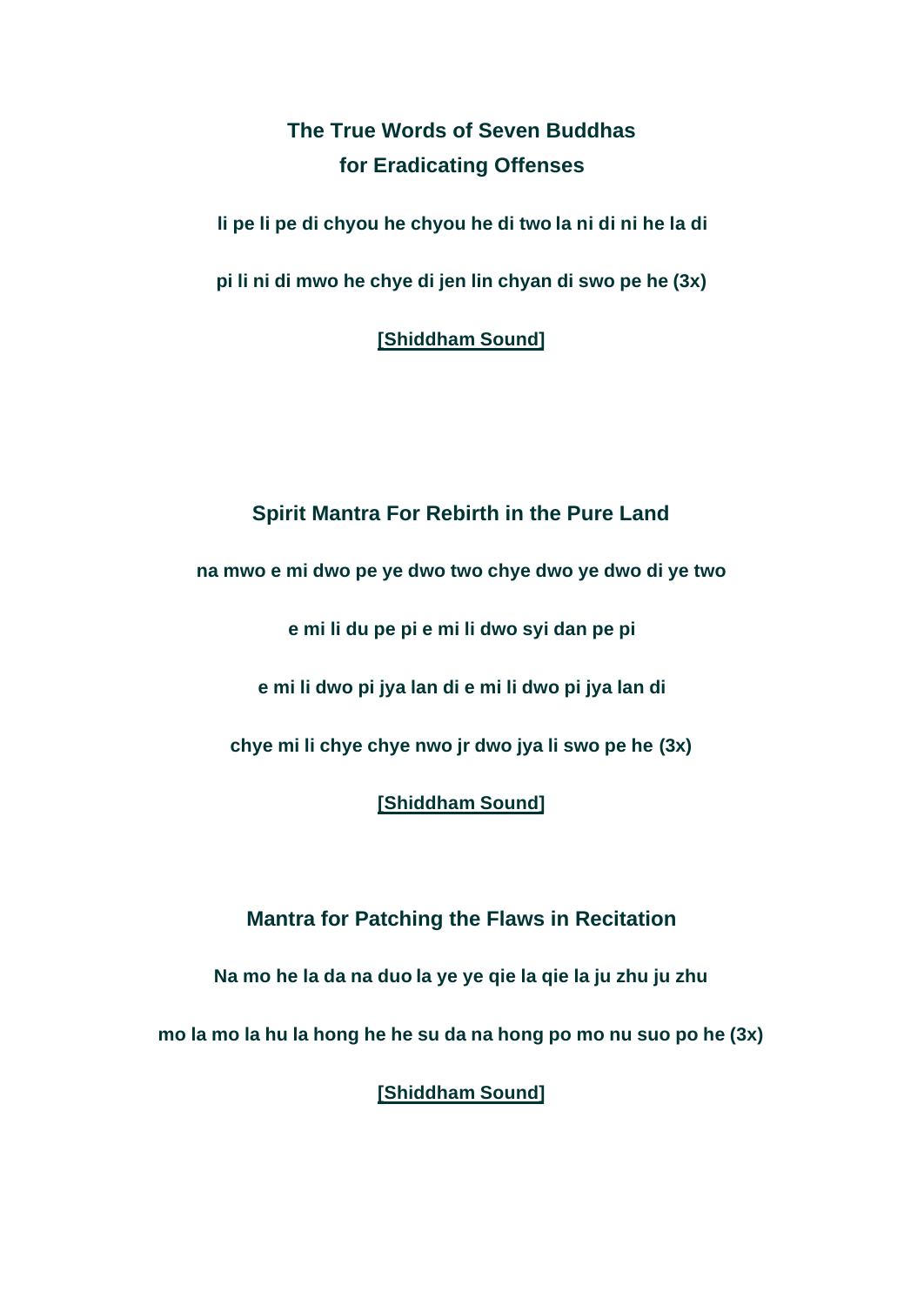## The True Words of Seven Buddhas for Eradicating Offenses

**li pe li pe di chyou he chyou he di two la ni di ni he la di**

**pi li ni di mwo he chye di jen lin chyan di swo pe he (3x)**

**[Shiddham Sound]**

## Spirit Mantra For Rebirth in the Pure Land

**na mwo e mi dwo pe ye dwo two chye dwo ye dwo di ye two**

**e mi li du pe pi e mi li dwo syi dan pe pi**

**e mi li dwo pi jya lan di e mi li dwo pi jya lan di**

**chye mi li chye chye nwo jr dwo jya li swo pe he (3x)**

**[Shiddham Sound]**

## Mantra for Patching the Flaws in Recitation

**Na mo he la da na duo la ye ye qie la qie la ju zhu ju zhu**

**mo la mo la hu la hong he he su da na hong po mo nu suo po he (3x)**

**[Shiddham Sound]**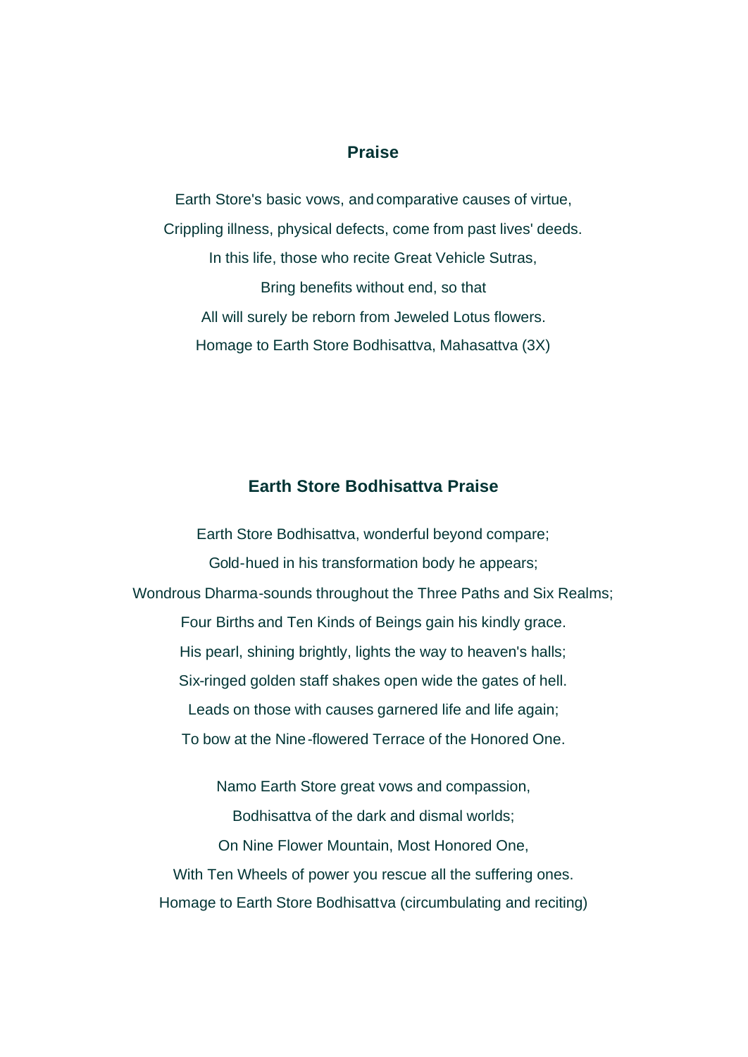## Praise

Earth Store's basic vows, and comparative causes of virtue,
Crippling illness, physical defects, come from past lives' deeds.
In this life, those who recite Great Vehicle Sutras,
Bring benefits without end, so that
All will surely be reborn from Jeweled Lotus flowers.
Homage to Earth Store Bodhisattva, Mahasattva (3X)

## Earth Store Bodhisattva Praise

Earth Store Bodhisattva, wonderful beyond compare;
Gold-hued in his transformation body he appears;
Wondrous Dharma-sounds throughout the Three Paths and Six Realms;
Four Births and Ten Kinds of Beings gain his kindly grace.
His pearl, shining brightly, lights the way to heaven's halls;
Six-ringed golden staff shakes open wide the gates of hell.
Leads on those with causes garnered life and life again;
To bow at the Nine-flowered Terrace of the Honored One.

Namo Earth Store great vows and compassion,
Bodhisattva of the dark and dismal worlds;
On Nine Flower Mountain, Most Honored One,
With Ten Wheels of power you rescue all the suffering ones.
Homage to Earth Store Bodhisattva (circumbulating and reciting)